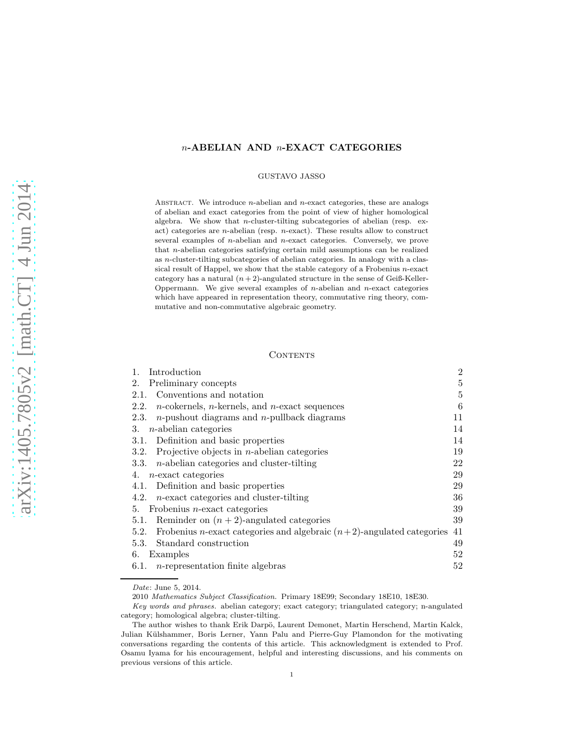# $n$-ABELIAN AND $n$-EXACT CATEGORIES

GUSTAVO JASSO

Abstract. We introduce $n$-abelian and $n$-exact categories, these are analogs of abelian and exact categories from the point of view of higher homological algebra. We show that $n$-cluster-tilting subcategories of abelian (resp. exact) categories are $n$-abelian (resp. $n$-exact). These results allow to construct several examples of $n$-abelian and $n$-exact categories. Conversely, we prove that $n$-abelian categories satisfying certain mild assumptions can be realized as $n$-cluster-tilting subcategories of abelian categories. In analogy with a classical result of Happel, we show that the stable category of a Frobenius $n$-exact category has a natural $(n+2)$-angulated structure in the sense of Geiß-Keller-Oppermann. We give several examples of $n$-abelian and $n$-exact categories which have appeared in representation theory, commutative ring theory, commutative and non-commutative algebraic geometry.

## Contents

| | |
|---|---|
| 1. Introduction | 2 |
| 2. Preliminary concepts | 5 |
| 2.1. Conventions and notation | 5 |
| 2.2. $n$-cokernels, $n$-kernels, and $n$-exact sequences | 6 |
| 2.3. $n$-pushout diagrams and $n$-pullback diagrams | 11 |
| 3. $n$-abelian categories | 14 |
| 3.1. Definition and basic properties | 14 |
| 3.2. Projective objects in $n$-abelian categories | 19 |
| 3.3. $n$-abelian categories and cluster-tilting | 22 |
| 4. $n$-exact categories | 29 |
| 4.1. Definition and basic properties | 29 |
| 4.2. $n$-exact categories and cluster-tilting | 36 |
| 5. Frobenius $n$-exact categories | 39 |
| 5.1. Reminder on $(n+2)$-angulated categories | 39 |
| 5.2. Frobenius $n$-exact categories and algebraic $(n+2)$-angulated categories | 41 |
| 5.3. Standard construction | 49 |
| 6. Examples | 52 |
| 6.1. $n$-representation finite algebras | 52 |

*Date*: June 5, 2014.

2010 *Mathematics Subject Classification.* Primary 18E99; Secondary 18E10, 18E30.

*Key words and phrases.* abelian category; exact category; triangulated category; n-angulated category; homological algebra; cluster-tilting.

The author wishes to thank Erik Darpö, Laurent Demonet, Martin Herschend, Martin Kalck, Julian Külshammer, Boris Lerner, Yann Palu and Pierre-Guy Plamondon for the motivating conversations regarding the contents of this article. This acknowledgment is extended to Prof. Osamu Iyama for his encouragement, helpful and interesting discussions, and his comments on previous versions of this article.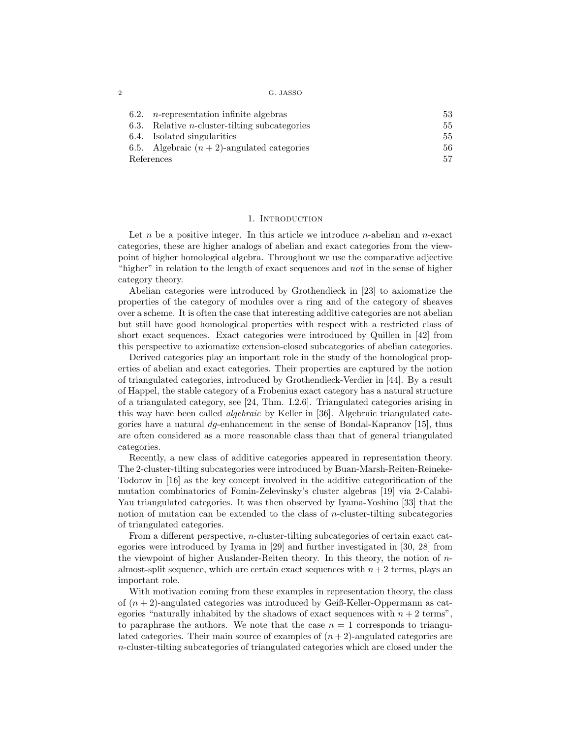6.2. $n$-representation infinite algebras 53
6.3. Relative $n$-cluster-tilting subcategories 55
6.4. Isolated singularities 55
6.5. Algebraic $(n+2)$-angulated categories 56
References 57

## 1. Introduction

Let $n$ be a positive integer. In this article we introduce $n$-abelian and $n$-exact categories, these are higher analogs of abelian and exact categories from the viewpoint of higher homological algebra. Throughout we use the comparative adjective "higher" in relation to the length of exact sequences and *not* in the sense of higher category theory.

Abelian categories were introduced by Grothendieck in [23] to axiomatize the properties of the category of modules over a ring and of the category of sheaves over a scheme. It is often the case that interesting additive categories are not abelian but still have good homological properties with respect with a restricted class of short exact sequences. Exact categories were introduced by Quillen in [42] from this perspective to axiomatize extension-closed subcategories of abelian categories.

Derived categories play an important role in the study of the homological properties of abelian and exact categories. Their properties are captured by the notion of triangulated categories, introduced by Grothendieck-Verdier in [44]. By a result of Happel, the stable category of a Frobenius exact category has a natural structure of a triangulated category, see [24, Thm. I.2.6]. Triangulated categories arising in this way have been called *algebraic* by Keller in [36]. Algebraic triangulated categories have a natural *dg*-enhancement in the sense of Bondal-Kapranov [15], thus are often considered as a more reasonable class than that of general triangulated categories.

Recently, a new class of additive categories appeared in representation theory. The 2-cluster-tilting subcategories were introduced by Buan-Marsh-Reiten-Reineke-Todorov in [16] as the key concept involved in the additive categorification of the mutation combinatorics of Fomin-Zelevinsky's cluster algebras [19] via 2-Calabi-Yau triangulated categories. It was then observed by Iyama-Yoshino [33] that the notion of mutation can be extended to the class of $n$-cluster-tilting subcategories of triangulated categories.

From a different perspective, $n$-cluster-tilting subcategories of certain exact categories were introduced by Iyama in [29] and further investigated in [30, 28] from the viewpoint of higher Auslander-Reiten theory. In this theory, the notion of $n$-almost-split sequence, which are certain exact sequences with $n+2$ terms, plays an important role.

With motivation coming from these examples in representation theory, the class of $(n+2)$-angulated categories was introduced by Geiß-Keller-Oppermann as categories "naturally inhabited by the shadows of exact sequences with $n+2$ terms", to paraphrase the authors. We note that the case $n = 1$ corresponds to triangulated categories. Their main source of examples of $(n+2)$-angulated categories are $n$-cluster-tilting subcategories of triangulated categories which are closed under the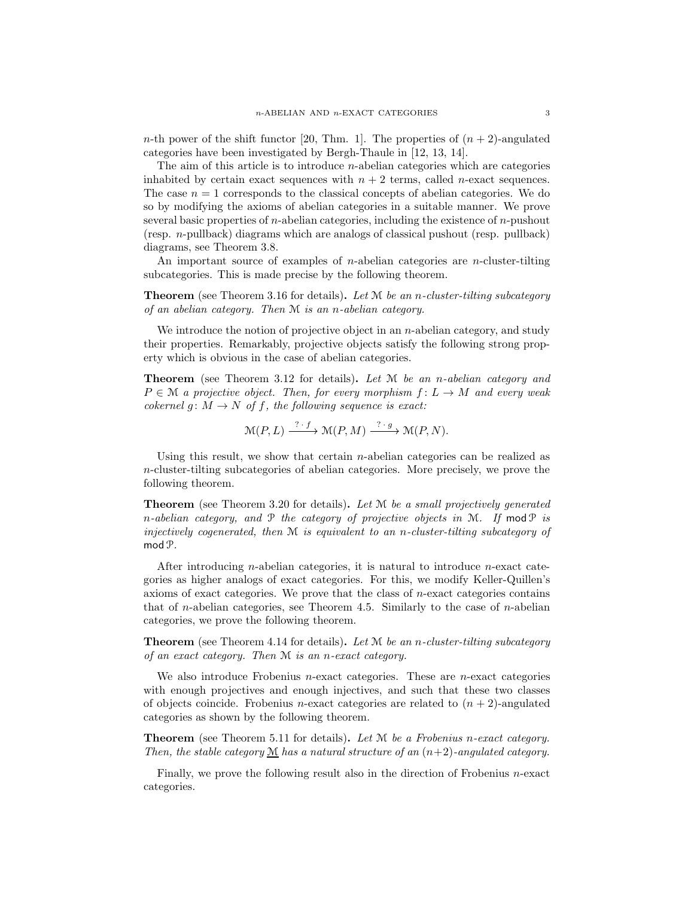$n$-th power of the shift functor [20, Thm. 1]. The properties of $(n+2)$-angulated categories have been investigated by Bergh-Thaule in [12, 13, 14].

The aim of this article is to introduce $n$-abelian categories which are categories inhabited by certain exact sequences with $n+2$ terms, called $n$-exact sequences. The case $n = 1$ corresponds to the classical concepts of abelian categories. We do so by modifying the axioms of abelian categories in a suitable manner. We prove several basic properties of $n$-abelian categories, including the existence of $n$-pushout (resp. $n$-pullback) diagrams which are analogs of classical pushout (resp. pullback) diagrams, see Theorem 3.8.

An important source of examples of $n$-abelian categories are $n$-cluster-tilting subcategories. This is made precise by the following theorem.

**Theorem** (see Theorem 3.16 for details)**.** *Let $\mathcal{M}$ be an $n$-cluster-tilting subcategory of an abelian category. Then $\mathcal{M}$ is an $n$-abelian category.*

We introduce the notion of projective object in an $n$-abelian category, and study their properties. Remarkably, projective objects satisfy the following strong property which is obvious in the case of abelian categories.

**Theorem** (see Theorem 3.12 for details)**.** *Let $\mathcal{M}$ be an $n$-abelian category and $P \in \mathcal{M}$ a projective object. Then, for every morphism $f\colon L \to M$ and every weak cokernel $g\colon M \to N$ of $f$, the following sequence is exact:*

$$\mathcal{M}(P, L) \xrightarrow{\ ?\cdot f\ } \mathcal{M}(P, M) \xrightarrow{\ ?\cdot g\ } \mathcal{M}(P, N).$$

Using this result, we show that certain $n$-abelian categories can be realized as $n$-cluster-tilting subcategories of abelian categories. More precisely, we prove the following theorem.

**Theorem** (see Theorem 3.20 for details)**.** *Let $\mathcal{M}$ be a small projectively generated $n$-abelian category, and $\mathcal{P}$ the category of projective objects in $\mathcal{M}$. If $\operatorname{mod}\mathcal{P}$ is injectively cogenerated, then $\mathcal{M}$ is equivalent to an $n$-cluster-tilting subcategory of $\operatorname{mod}\mathcal{P}$.*

After introducing $n$-abelian categories, it is natural to introduce $n$-exact categories as higher analogs of exact categories. For this, we modify Keller-Quillen's axioms of exact categories. We prove that the class of $n$-exact categories contains that of $n$-abelian categories, see Theorem 4.5. Similarly to the case of $n$-abelian categories, we prove the following theorem.

**Theorem** (see Theorem 4.14 for details)**.** *Let $\mathcal{M}$ be an $n$-cluster-tilting subcategory of an exact category. Then $\mathcal{M}$ is an $n$-exact category.*

We also introduce Frobenius $n$-exact categories. These are $n$-exact categories with enough projectives and enough injectives, and such that these two classes of objects coincide. Frobenius $n$-exact categories are related to $(n+2)$-angulated categories as shown by the following theorem.

**Theorem** (see Theorem 5.11 for details)**.** *Let $\mathcal{M}$ be a Frobenius $n$-exact category. Then, the stable category $\underline{\mathcal{M}}$ has a natural structure of an $(n+2)$-angulated category.*

Finally, we prove the following result also in the direction of Frobenius $n$-exact categories.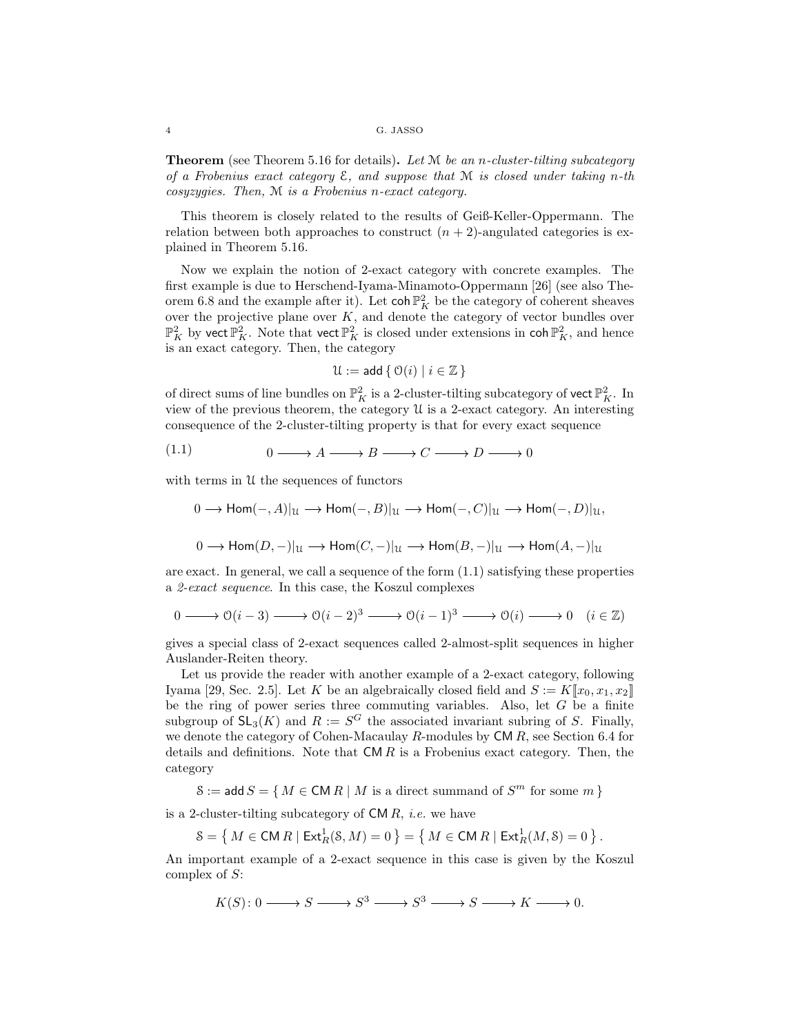**Theorem** (see Theorem 5.16 for details)**.** *Let $\mathcal{M}$ be an $n$-cluster-tilting subcategory of a Frobenius exact category $\mathcal{E}$, and suppose that $\mathcal{M}$ is closed under taking $n$-th cosyzygies. Then, $\mathcal{M}$ is a Frobenius $n$-exact category.*

This theorem is closely related to the results of Geiß-Keller-Oppermann. The relation between both approaches to construct $(n+2)$-angulated categories is explained in Theorem 5.16.

Now we explain the notion of 2-exact category with concrete examples. The first example is due to Herschend-Iyama-Minamoto-Oppermann [26] (see also Theorem 6.8 and the example after it). Let $\mathsf{coh}\,\mathbb{P}^2_K$ be the category of coherent sheaves over the projective plane over $K$, and denote the category of vector bundles over $\mathbb{P}^2_K$ by $\mathsf{vect}\,\mathbb{P}^2_K$. Note that $\mathsf{vect}\,\mathbb{P}^2_K$ is closed under extensions in $\mathsf{coh}\,\mathbb{P}^2_K$, and hence is an exact category. Then, the category

$$\mathcal{U} := \mathsf{add}\,\{\,\mathcal{O}(i) \mid i \in \mathbb{Z}\,\}$$

of direct sums of line bundles on $\mathbb{P}^2_K$ is a 2-cluster-tilting subcategory of $\mathsf{vect}\,\mathbb{P}^2_K$. In view of the previous theorem, the category $\mathcal{U}$ is a 2-exact category. An interesting consequence of the 2-cluster-tilting property is that for every exact sequence

$$0 \longrightarrow A \longrightarrow B \longrightarrow C \longrightarrow D \longrightarrow 0 \tag{1.1}$$

with terms in $\mathcal{U}$ the sequences of functors

$$0 \longrightarrow \mathsf{Hom}(-,A)|_{\mathcal{U}} \longrightarrow \mathsf{Hom}(-,B)|_{\mathcal{U}} \longrightarrow \mathsf{Hom}(-,C)|_{\mathcal{U}} \longrightarrow \mathsf{Hom}(-,D)|_{\mathcal{U}},$$

$$0 \longrightarrow \mathsf{Hom}(D,-)|_{\mathcal{U}} \longrightarrow \mathsf{Hom}(C,-)|_{\mathcal{U}} \longrightarrow \mathsf{Hom}(B,-)|_{\mathcal{U}} \longrightarrow \mathsf{Hom}(A,-)|_{\mathcal{U}}$$

are exact. In general, we call a sequence of the form (1.1) satisfying these properties a *2-exact sequence*. In this case, the Koszul complexes

$$0 \longrightarrow \mathcal{O}(i-3) \longrightarrow \mathcal{O}(i-2)^3 \longrightarrow \mathcal{O}(i-1)^3 \longrightarrow \mathcal{O}(i) \longrightarrow 0 \quad (i \in \mathbb{Z})$$

gives a special class of 2-exact sequences called 2-almost-split sequences in higher Auslander-Reiten theory.

Let us provide the reader with another example of a 2-exact category, following Iyama [29, Sec. 2.5]. Let $K$ be an algebraically closed field and $S := K[\![x_0, x_1, x_2]\!]$ be the ring of power series three commuting variables. Also, let $G$ be a finite subgroup of $\mathsf{SL}_3(K)$ and $R := S^G$ the associated invariant subring of $S$. Finally, we denote the category of Cohen-Macaulay $R$-modules by $\mathsf{CM}\,R$, see Section 6.4 for details and definitions. Note that $\mathsf{CM}\,R$ is a Frobenius exact category. Then, the category

$$\mathcal{S} := \mathsf{add}\,S = \{\, M \in \mathsf{CM}\,R \mid M \text{ is a direct summand of } S^m \text{ for some } m\,\}$$

is a 2-cluster-tilting subcategory of $\mathsf{CM}\,R$, *i.e.* we have

$$\mathcal{S} = \left\{\, M \in \mathsf{CM}\,R \mid \mathsf{Ext}^1_R(\mathcal{S}, M) = 0\,\right\} = \left\{\, M \in \mathsf{CM}\,R \mid \mathsf{Ext}^1_R(M, \mathcal{S}) = 0\,\right\}.$$

An important example of a 2-exact sequence in this case is given by the Koszul complex of $S$:

$$K(S)\colon 0 \longrightarrow S \longrightarrow S^3 \longrightarrow S^3 \longrightarrow S \longrightarrow K \longrightarrow 0.$$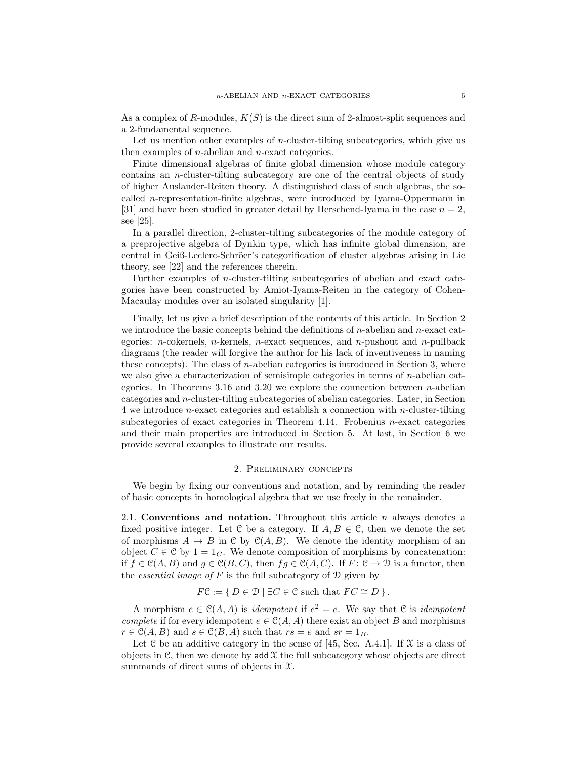As a complex of $R$-modules, $K(S)$ is the direct sum of 2-almost-split sequences and a 2-fundamental sequence.

Let us mention other examples of $n$-cluster-tilting subcategories, which give us then examples of $n$-abelian and $n$-exact categories.

Finite dimensional algebras of finite global dimension whose module category contains an $n$-cluster-tilting subcategory are one of the central objects of study of higher Auslander-Reiten theory. A distinguished class of such algebras, the so-called $n$-representation-finite algebras, were introduced by Iyama-Oppermann in [31] and have been studied in greater detail by Herschend-Iyama in the case $n = 2$, see [25].

In a parallel direction, 2-cluster-tilting subcategories of the module category of a preprojective algebra of Dynkin type, which has infinite global dimension, are central in Geiß-Leclerc-Schröer's categorification of cluster algebras arising in Lie theory, see [22] and the references therein.

Further examples of $n$-cluster-tilting subcategories of abelian and exact categories have been constructed by Amiot-Iyama-Reiten in the category of Cohen-Macaulay modules over an isolated singularity [1].

Finally, let us give a brief description of the contents of this article. In Section 2 we introduce the basic concepts behind the definitions of $n$-abelian and $n$-exact categories: $n$-cokernels, $n$-kernels, $n$-exact sequences, and $n$-pushout and $n$-pullback diagrams (the reader will forgive the author for his lack of inventiveness in naming these concepts). The class of $n$-abelian categories is introduced in Section 3, where we also give a characterization of semisimple categories in terms of $n$-abelian categories. In Theorems 3.16 and 3.20 we explore the connection between $n$-abelian categories and $n$-cluster-tilting subcategories of abelian categories. Later, in Section 4 we introduce $n$-exact categories and establish a connection with $n$-cluster-tilting subcategories of exact categories in Theorem 4.14. Frobenius $n$-exact categories and their main properties are introduced in Section 5. At last, in Section 6 we provide several examples to illustrate our results.

## 2. Preliminary concepts

We begin by fixing our conventions and notation, and by reminding the reader of basic concepts in homological algebra that we use freely in the remainder.

**2.1. Conventions and notation.** Throughout this article $n$ always denotes a fixed positive integer. Let $\mathcal{C}$ be a category. If $A, B \in \mathcal{C}$, then we denote the set of morphisms $A \to B$ in $\mathcal{C}$ by $\mathcal{C}(A, B)$. We denote the identity morphism of an object $C \in \mathcal{C}$ by $1 = 1_C$. We denote composition of morphisms by concatenation: if $f \in \mathcal{C}(A, B)$ and $g \in \mathcal{C}(B, C)$, then $fg \in \mathcal{C}(A, C)$. If $F\colon \mathcal{C} \to \mathcal{D}$ is a functor, then the *essential image of* $F$ is the full subcategory of $\mathcal{D}$ given by

$$F\mathcal{C} := \{\, D \in \mathcal{D} \mid \exists C \in \mathcal{C} \text{ such that } FC \cong D \,\}.$$

A morphism $e \in \mathcal{C}(A, A)$ is *idempotent* if $e^2 = e$. We say that $\mathcal{C}$ is *idempotent complete* if for every idempotent $e \in \mathcal{C}(A, A)$ there exist an object $B$ and morphisms $r \in \mathcal{C}(A, B)$ and $s \in \mathcal{C}(B, A)$ such that $rs = e$ and $sr = 1_B$.

Let $\mathcal{C}$ be an additive category in the sense of [45, Sec. A.4.1]. If $\mathcal{X}$ is a class of objects in $\mathcal{C}$, then we denote by $\mathsf{add}\,\mathcal{X}$ the full subcategory whose objects are direct summands of direct sums of objects in $\mathcal{X}$.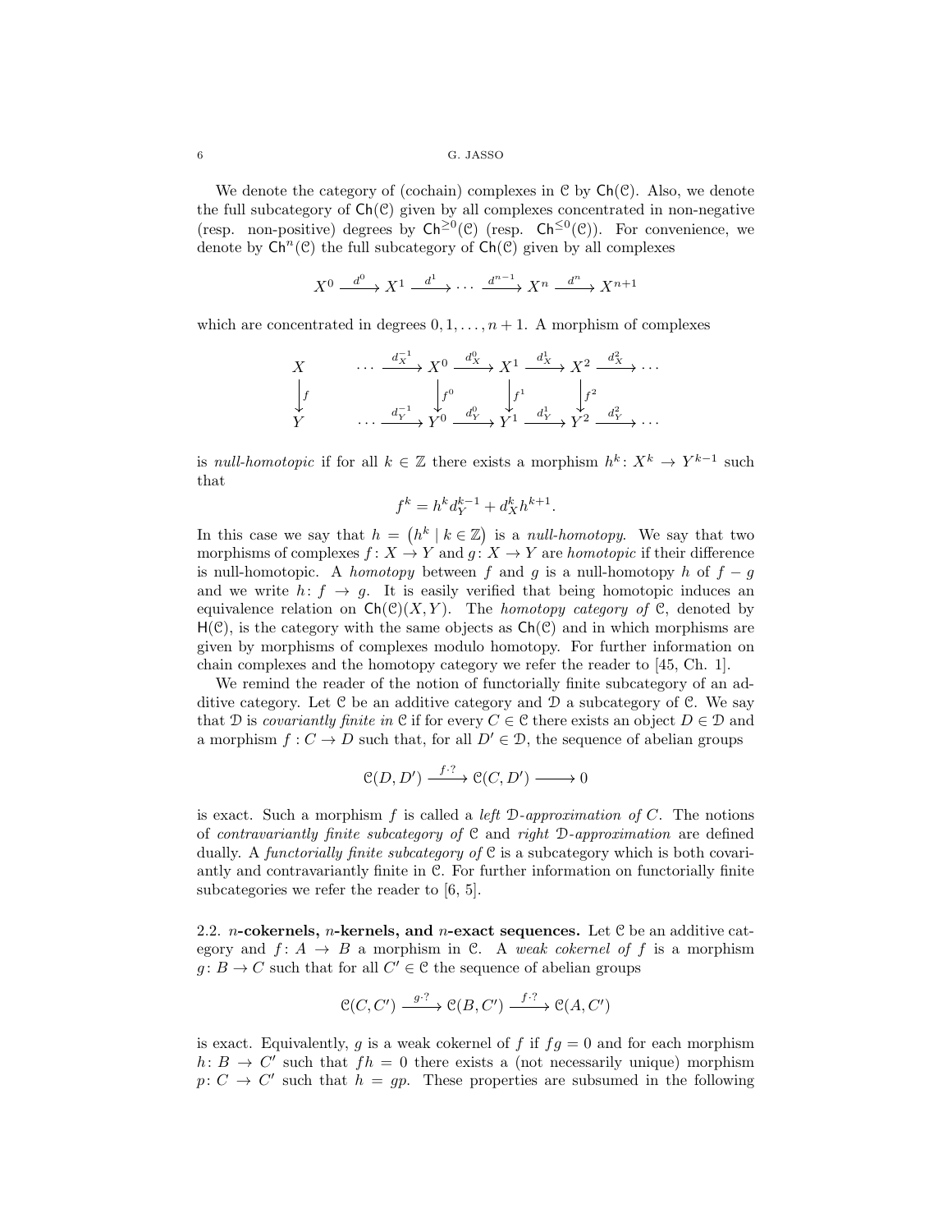We denote the category of (cochain) complexes in $\mathcal{C}$ by $\mathsf{Ch}(\mathcal{C})$. Also, we denote the full subcategory of $\mathsf{Ch}(\mathcal{C})$ given by all complexes concentrated in non-negative (resp. non-positive) degrees by $\mathsf{Ch}^{\geq 0}(\mathcal{C})$ (resp. $\mathsf{Ch}^{\leq 0}(\mathcal{C})$). For convenience, we denote by $\mathsf{Ch}^n(\mathcal{C})$ the full subcategory of $\mathsf{Ch}(\mathcal{C})$ given by all complexes

$$X^0 \xrightarrow{d^0} X^1 \xrightarrow{d^1} \cdots \xrightarrow{d^{n-1}} X^n \xrightarrow{d^n} X^{n+1}$$

which are concentrated in degrees $0, 1, \dots, n+1$. A morphism of complexes

$$\begin{array}{ccccccccccc} X & & \cdots & \xrightarrow{d_X^{-1}} & X^0 & \xrightarrow{d_X^0} & X^1 & \xrightarrow{d_X^1} & X^2 & \xrightarrow{d_X^2} & \cdots \\ \downarrow f & & & & \downarrow f^0 & & \downarrow f^1 & & \downarrow f^2 & & \\ Y & & \cdots & \xrightarrow{d_Y^{-1}} & Y^0 & \xrightarrow{d_Y^0} & Y^1 & \xrightarrow{d_Y^1} & Y^2 & \xrightarrow{d_Y^2} & \cdots \end{array}$$

is *null-homotopic* if for all $k \in \mathbb{Z}$ there exists a morphism $h^k \colon X^k \to Y^{k-1}$ such that

$$f^k = h^k d_Y^{k-1} + d_X^k h^{k+1}.$$

In this case we say that $h = \left(h^k \mid k \in \mathbb{Z}\right)$ is a *null-homotopy*. We say that two morphisms of complexes $f \colon X \to Y$ and $g \colon X \to Y$ are *homotopic* if their difference is null-homotopic. A *homotopy* between $f$ and $g$ is a null-homotopy $h$ of $f - g$ and we write $h \colon f \to g$. It is easily verified that being homotopic induces an equivalence relation on $\mathsf{Ch}(\mathcal{C})(X, Y)$. The *homotopy category of* $\mathcal{C}$, denoted by $\mathsf{H}(\mathcal{C})$, is the category with the same objects as $\mathsf{Ch}(\mathcal{C})$ and in which morphisms are given by morphisms of complexes modulo homotopy. For further information on chain complexes and the homotopy category we refer the reader to [45, Ch. 1].

We remind the reader of the notion of functorially finite subcategory of an additive category. Let $\mathcal{C}$ be an additive category and $\mathcal{D}$ a subcategory of $\mathcal{C}$. We say that $\mathcal{D}$ is *covariantly finite in* $\mathcal{C}$ if for every $C \in \mathcal{C}$ there exists an object $D \in \mathcal{D}$ and a morphism $f : C \to D$ such that, for all $D' \in \mathcal{D}$, the sequence of abelian groups

$$\mathcal{C}(D, D') \xrightarrow{f \cdot ?} \mathcal{C}(C, D') \longrightarrow 0$$

is exact. Such a morphism $f$ is called a *left* $\mathcal{D}$*-approximation of* $C$. The notions of *contravariantly finite subcategory of* $\mathcal{C}$ and *right* $\mathcal{D}$*-approximation* are defined dually. A *functorially finite subcategory of* $\mathcal{C}$ is a subcategory which is both covariantly and contravariantly finite in $\mathcal{C}$. For further information on functorially finite subcategories we refer the reader to [6, 5].

### 2.2. $n$-cokernels, $n$-kernels, and $n$-exact sequences.

Let $\mathcal{C}$ be an additive category and $f \colon A \to B$ a morphism in $\mathcal{C}$. A *weak cokernel of* $f$ is a morphism $g \colon B \to C$ such that for all $C' \in \mathcal{C}$ the sequence of abelian groups

$$\mathcal{C}(C, C') \xrightarrow{g \cdot ?} \mathcal{C}(B, C') \xrightarrow{f \cdot ?} \mathcal{C}(A, C')$$

is exact. Equivalently, $g$ is a weak cokernel of $f$ if $fg = 0$ and for each morphism $h \colon B \to C'$ such that $fh = 0$ there exists a (not necessarily unique) morphism $p \colon C \to C'$ such that $h = gp$. These properties are subsumed in the following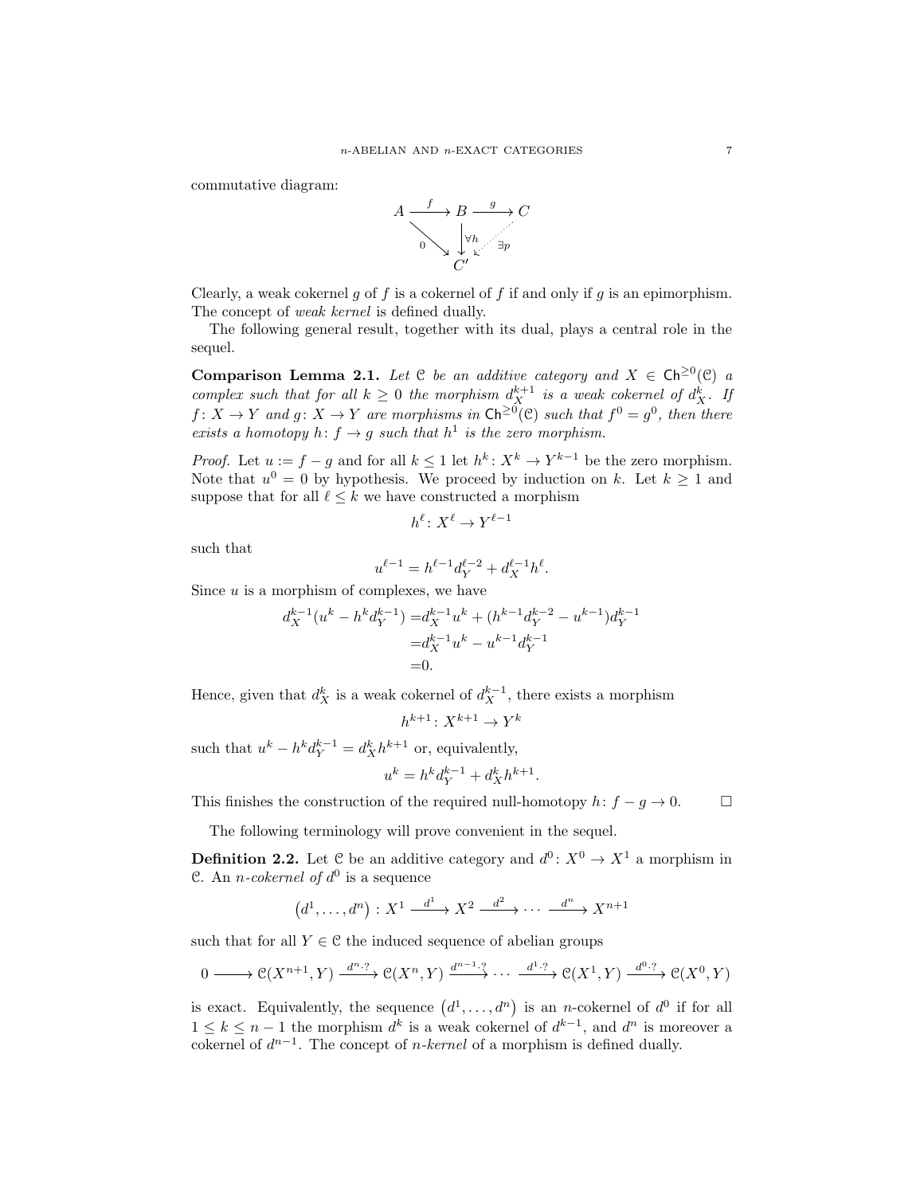commutative diagram:

$$\begin{array}{ccccc} A & \xrightarrow{f} & B & \xrightarrow{g} & C \\ & {\scriptstyle 0}\searrow & \downarrow{\scriptstyle \forall h} & \swarrow{\scriptstyle \exists p} & \\ & & C' & & \end{array}$$

Clearly, a weak cokernel $g$ of $f$ is a cokernel of $f$ if and only if $g$ is an epimorphism. The concept of *weak kernel* is defined dually.

The following general result, together with its dual, plays a central role in the sequel.

**Comparison Lemma 2.1.** *Let $\mathcal{C}$ be an additive category and $X \in \mathsf{Ch}^{\geq 0}(\mathcal{C})$ a complex such that for all $k \geq 0$ the morphism $d_X^{k+1}$ is a weak cokernel of $d_X^k$. If $f\colon X \to Y$ and $g\colon X \to Y$ are morphisms in $\mathsf{Ch}^{\geq 0}(\mathcal{C})$ such that $f^0 = g^0$, then there exists a homotopy $h\colon f \to g$ such that $h^1$ is the zero morphism.*

*Proof.* Let $u := f - g$ and for all $k \leq 1$ let $h^k\colon X^k \to Y^{k-1}$ be the zero morphism. Note that $u^0 = 0$ by hypothesis. We proceed by induction on $k$. Let $k \geq 1$ and suppose that for all $\ell \leq k$ we have constructed a morphism

$$h^\ell\colon X^\ell \to Y^{\ell-1}$$

such that

$$u^{\ell-1} = h^{\ell-1} d_Y^{\ell-2} + d_X^{\ell-1} h^\ell.$$

Since $u$ is a morphism of complexes, we have

$$\begin{aligned} d_X^{k-1}(u^k - h^k d_Y^{k-1}) &= d_X^{k-1} u^k + (h^{k-1} d_Y^{k-2} - u^{k-1}) d_Y^{k-1} \\ &= d_X^{k-1} u^k - u^{k-1} d_Y^{k-1} \\ &= 0. \end{aligned}$$

Hence, given that $d_X^k$ is a weak cokernel of $d_X^{k-1}$, there exists a morphism

$$h^{k+1}\colon X^{k+1} \to Y^k$$

such that $u^k - h^k d_Y^{k-1} = d_X^k h^{k+1}$ or, equivalently,

$$u^k = h^k d_Y^{k-1} + d_X^k h^{k+1}.$$

This finishes the construction of the required null-homotopy $h\colon f - g \to 0$. $\square$

The following terminology will prove convenient in the sequel.

**Definition 2.2.** Let $\mathcal{C}$ be an additive category and $d^0\colon X^0 \to X^1$ a morphism in $\mathcal{C}$. An *$n$-cokernel of $d^0$* is a sequence

$$\left(d^1, \dots, d^n\right) : X^1 \xrightarrow{d^1} X^2 \xrightarrow{d^2} \cdots \xrightarrow{d^n} X^{n+1}$$

such that for all $Y \in \mathcal{C}$ the induced sequence of abelian groups

$$0 \longrightarrow \mathcal{C}(X^{n+1}, Y) \xrightarrow{d^n \cdot ?} \mathcal{C}(X^n, Y) \xrightarrow{d^{n-1} \cdot ?} \cdots \xrightarrow{d^1 \cdot ?} \mathcal{C}(X^1, Y) \xrightarrow{d^0 \cdot ?} \mathcal{C}(X^0, Y)$$

is exact. Equivalently, the sequence $\left(d^1, \dots, d^n\right)$ is an $n$-cokernel of $d^0$ if for all $1 \leq k \leq n-1$ the morphism $d^k$ is a weak cokernel of $d^{k-1}$, and $d^n$ is moreover a cokernel of $d^{n-1}$. The concept of *$n$-kernel* of a morphism is defined dually.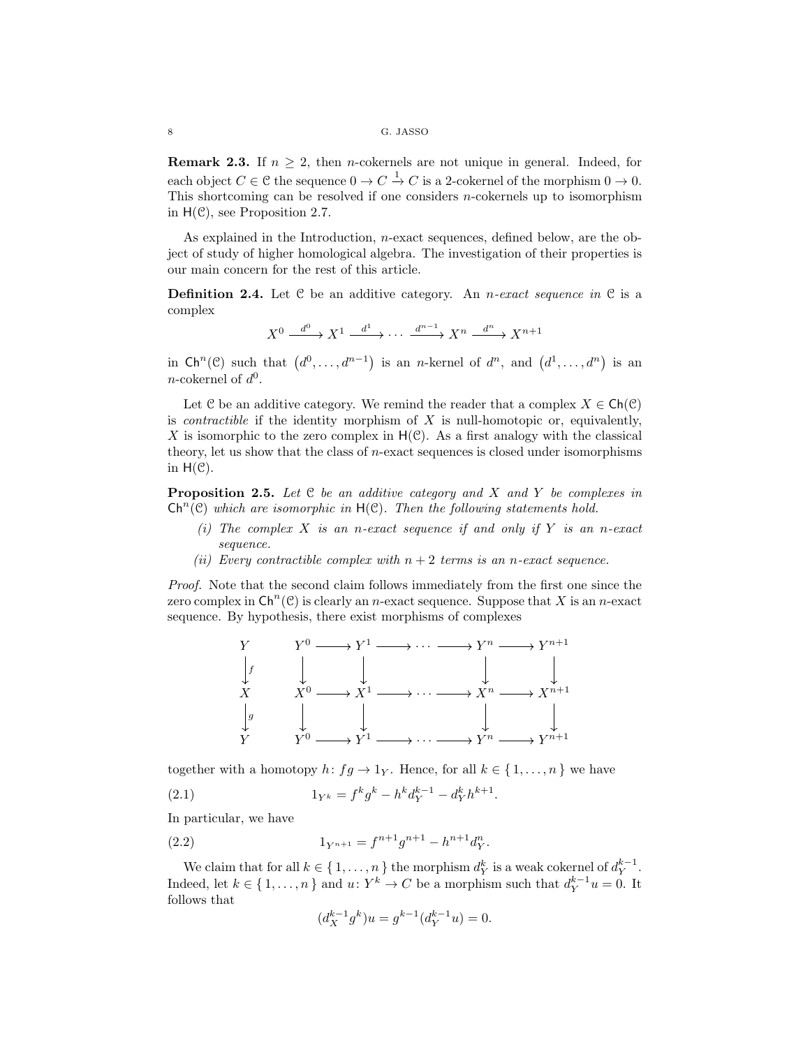**Remark 2.3.** If $n \geq 2$, then $n$-cokernels are not unique in general. Indeed, for each object $C \in \mathcal{C}$ the sequence $0 \to C \xrightarrow{1} C$ is a 2-cokernel of the morphism $0 \to 0$. This shortcoming can be resolved if one considers $n$-cokernels up to isomorphism in $\mathsf{H}(\mathcal{C})$, see Proposition 2.7.

As explained in the Introduction, $n$-exact sequences, defined below, are the object of study of higher homological algebra. The investigation of their properties is our main concern for the rest of this article.

**Definition 2.4.** Let $\mathcal{C}$ be an additive category. An *$n$-exact sequence in* $\mathcal{C}$ is a complex

$$X^0 \xrightarrow{d^0} X^1 \xrightarrow{d^1} \cdots \xrightarrow{d^{n-1}} X^n \xrightarrow{d^n} X^{n+1}$$

in $\mathsf{Ch}^n(\mathcal{C})$ such that $(d^0, \dots, d^{n-1})$ is an $n$-kernel of $d^n$, and $(d^1, \dots, d^n)$ is an $n$-cokernel of $d^0$.

Let $\mathcal{C}$ be an additive category. We remind the reader that a complex $X \in \mathsf{Ch}(\mathcal{C})$ is *contractible* if the identity morphism of $X$ is null-homotopic or, equivalently, $X$ is isomorphic to the zero complex in $\mathsf{H}(\mathcal{C})$. As a first analogy with the classical theory, let us show that the class of $n$-exact sequences is closed under isomorphisms in $\mathsf{H}(\mathcal{C})$.

**Proposition 2.5.** *Let $\mathcal{C}$ be an additive category and $X$ and $Y$ be complexes in $\mathsf{Ch}^n(\mathcal{C})$ which are isomorphic in $\mathsf{H}(\mathcal{C})$. Then the following statements hold.*

*(i) The complex $X$ is an $n$-exact sequence if and only if $Y$ is an $n$-exact sequence.*

*(ii) Every contractible complex with $n+2$ terms is an $n$-exact sequence.*

*Proof.* Note that the second claim follows immediately from the first one since the zero complex in $\mathsf{Ch}^n(\mathcal{C})$ is clearly an $n$-exact sequence. Suppose that $X$ is an $n$-exact sequence. By hypothesis, there exist morphisms of complexes

$$\begin{array}{ccccccccccc}
Y & & Y^0 & \longrightarrow & Y^1 & \longrightarrow & \cdots & \longrightarrow & Y^n & \longrightarrow & Y^{n+1} \\
\downarrow f & & \downarrow & & \downarrow & & & & \downarrow & & \downarrow \\
X & & X^0 & \longrightarrow & X^1 & \longrightarrow & \cdots & \longrightarrow & X^n & \longrightarrow & X^{n+1} \\
\downarrow g & & \downarrow & & \downarrow & & & & \downarrow & & \downarrow \\
Y & & Y^0 & \longrightarrow & Y^1 & \longrightarrow & \cdots & \longrightarrow & Y^n & \longrightarrow & Y^{n+1}
\end{array}$$

together with a homotopy $h\colon fg \to 1_Y$. Hence, for all $k \in \{1, \dots, n\}$ we have

$$1_{Y^k} = f^k g^k - h^k d_Y^{k-1} - d_Y^k h^{k+1}. \tag{2.1}$$

In particular, we have

$$1_{Y^{n+1}} = f^{n+1} g^{n+1} - h^{n+1} d_Y^n. \tag{2.2}$$

We claim that for all $k \in \{1, \dots, n\}$ the morphism $d_Y^k$ is a weak cokernel of $d_Y^{k-1}$. Indeed, let $k \in \{1, \dots, n\}$ and $u\colon Y^k \to C$ be a morphism such that $d_Y^{k-1} u = 0$. It follows that

$$(d_X^{k-1} g^k) u = g^{k-1} (d_Y^{k-1} u) = 0.$$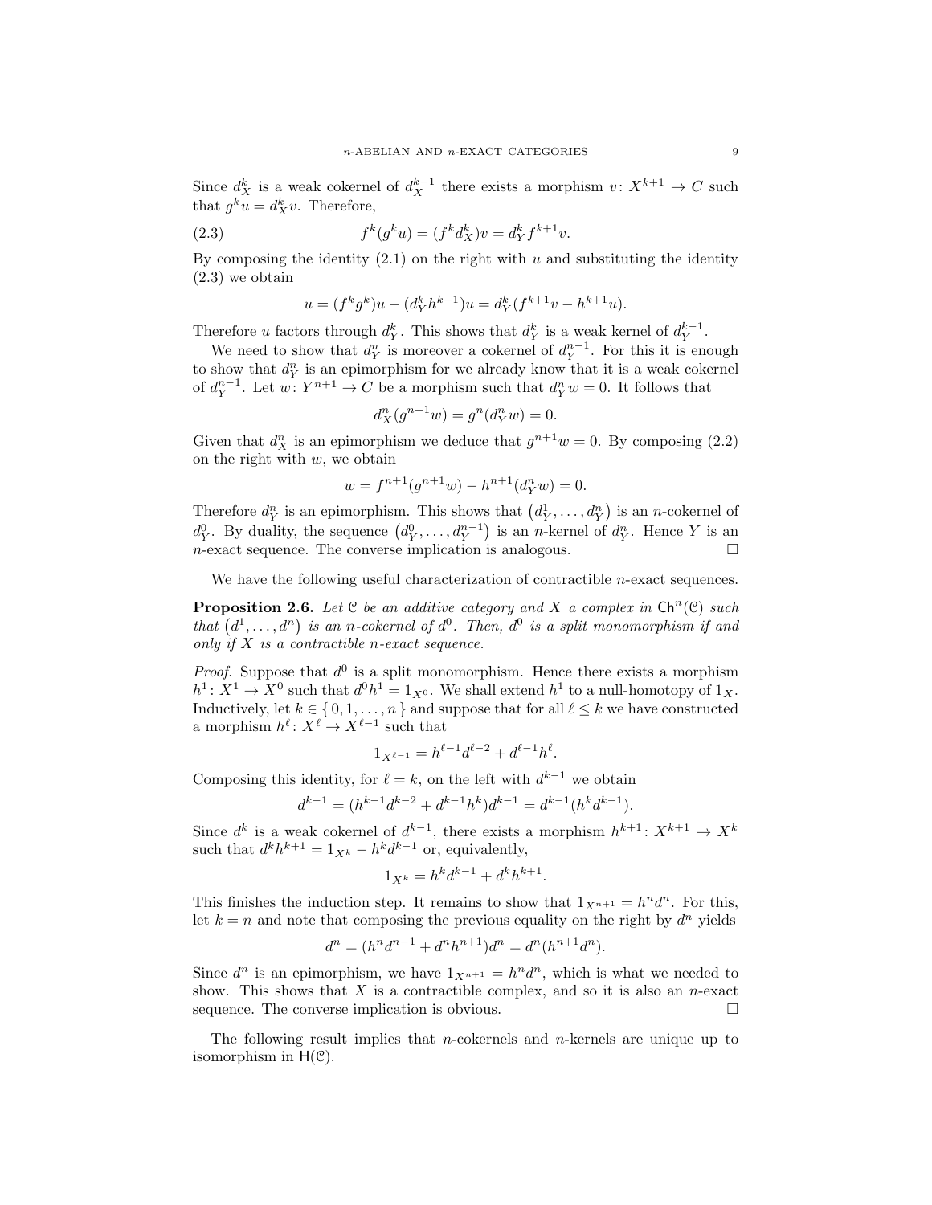Since $d_X^k$ is a weak cokernel of $d_X^{k-1}$ there exists a morphism $v\colon X^{k+1} \to C$ such that $g^k u = d_X^k v$. Therefore,

$$f^k(g^k u) = (f^k d_X^k)v = d_Y^k f^{k+1} v. \tag{2.3}$$

By composing the identity (2.1) on the right with $u$ and substituting the identity (2.3) we obtain

$$u = (f^k g^k)u - (d_Y^k h^{k+1})u = d_Y^k(f^{k+1}v - h^{k+1}u).$$

Therefore $u$ factors through $d_Y^k$. This shows that $d_Y^k$ is a weak kernel of $d_Y^{k-1}$.

We need to show that $d_Y^n$ is moreover a cokernel of $d_Y^{n-1}$. For this it is enough to show that $d_Y^n$ is an epimorphism for we already know that it is a weak cokernel of $d_Y^{n-1}$. Let $w\colon Y^{n+1} \to C$ be a morphism such that $d_Y^n w = 0$. It follows that

$$d_X^n(g^{n+1}w) = g^n(d_Y^n w) = 0.$$

Given that $d_X^n$ is an epimorphism we deduce that $g^{n+1}w = 0$. By composing (2.2) on the right with $w$, we obtain

$$w = f^{n+1}(g^{n+1}w) - h^{n+1}(d_Y^n w) = 0.$$

Therefore $d_Y^n$ is an epimorphism. This shows that $\left(d_Y^1, \dots, d_Y^n\right)$ is an $n$-cokernel of $d_Y^0$. By duality, the sequence $\left(d_Y^0, \dots, d_Y^{n-1}\right)$ is an $n$-kernel of $d_Y^n$. Hence $Y$ is an $n$-exact sequence. The converse implication is analogous. $\square$

We have the following useful characterization of contractible $n$-exact sequences.

**Proposition 2.6.** *Let $\mathcal{C}$ be an additive category and $X$ a complex in $\mathsf{Ch}^n(\mathcal{C})$ such that $\left(d^1, \dots, d^n\right)$ is an $n$-cokernel of $d^0$. Then, $d^0$ is a split monomorphism if and only if $X$ is a contractible $n$-exact sequence.*

*Proof.* Suppose that $d^0$ is a split monomorphism. Hence there exists a morphism $h^1\colon X^1 \to X^0$ such that $d^0 h^1 = 1_{X^0}$. We shall extend $h^1$ to a null-homotopy of $1_X$. Inductively, let $k \in \{0, 1, \dots, n\}$ and suppose that for all $\ell \leq k$ we have constructed a morphism $h^\ell\colon X^\ell \to X^{\ell-1}$ such that

$$1_{X^{\ell-1}} = h^{\ell-1}d^{\ell-2} + d^{\ell-1}h^\ell.$$

Composing this identity, for $\ell = k$, on the left with $d^{k-1}$ we obtain

$$d^{k-1} = (h^{k-1}d^{k-2} + d^{k-1}h^k)d^{k-1} = d^{k-1}(h^k d^{k-1}).$$

Since $d^k$ is a weak cokernel of $d^{k-1}$, there exists a morphism $h^{k+1}\colon X^{k+1} \to X^k$ such that $d^k h^{k+1} = 1_{X^k} - h^k d^{k-1}$ or, equivalently,

$$1_{X^k} = h^k d^{k-1} + d^k h^{k+1}.$$

This finishes the induction step. It remains to show that $1_{X^{n+1}} = h^n d^n$. For this, let $k = n$ and note that composing the previous equality on the right by $d^n$ yields

$$d^n = (h^n d^{n-1} + d^n h^{n+1})d^n = d^n(h^{n+1}d^n).$$

Since $d^n$ is an epimorphism, we have $1_{X^{n+1}} = h^n d^n$, which is what we needed to show. This shows that $X$ is a contractible complex, and so it is also an $n$-exact sequence. The converse implication is obvious. $\square$

The following result implies that $n$-cokernels and $n$-kernels are unique up to isomorphism in $\mathsf{H}(\mathcal{C})$.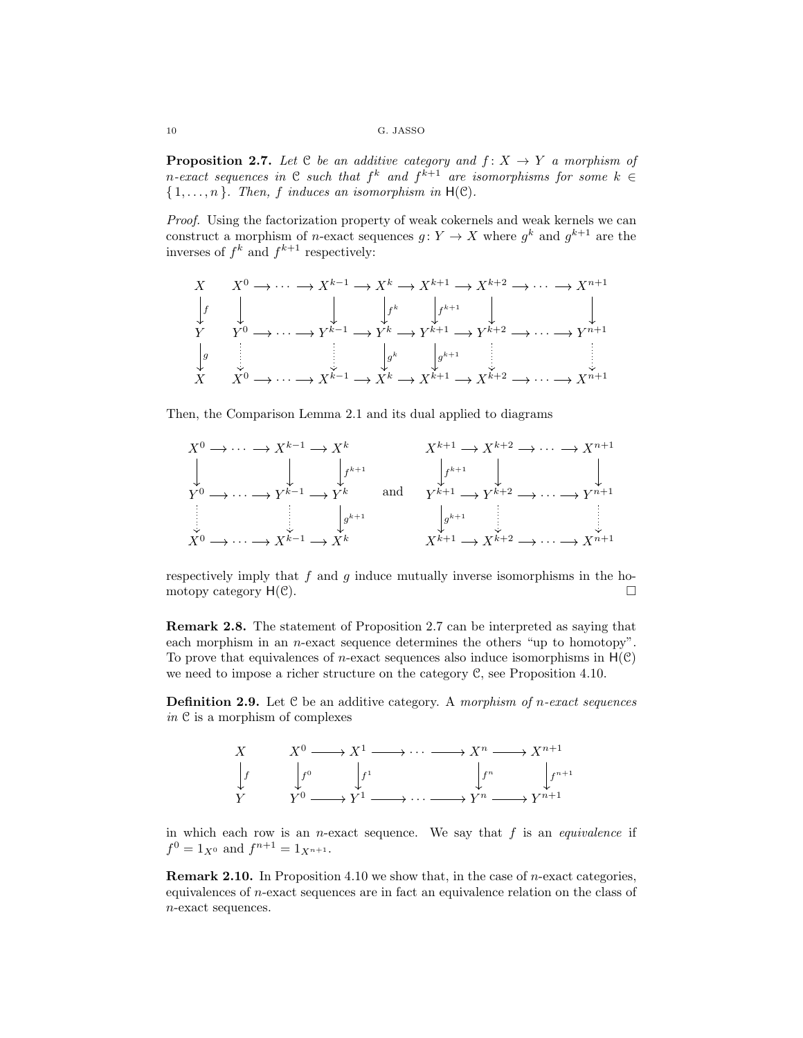**Proposition 2.7.** *Let $\mathcal{C}$ be an additive category and $f\colon X \to Y$ a morphism of $n$-exact sequences in $\mathcal{C}$ such that $f^k$ and $f^{k+1}$ are isomorphisms for some $k \in \{1,\dots,n\}$. Then, $f$ induces an isomorphism in $\mathsf{H}(\mathcal{C})$.*

*Proof.* Using the factorization property of weak cokernels and weak kernels we can construct a morphism of $n$-exact sequences $g\colon Y \to X$ where $g^k$ and $g^{k+1}$ are the inverses of $f^k$ and $f^{k+1}$ respectively:

$$
\begin{array}{cccccccccccccc}
X & & X^0 & \to & \cdots & \to & X^{k-1} & \to & X^k & \to & X^{k+1} & \to & X^{k+2} & \to \cdots \to & X^{n+1} \\
\downarrow f & & \downarrow & & & & \downarrow & & \downarrow f^k & & \downarrow f^{k+1} & & \downarrow & & \downarrow \\
Y & & Y^0 & \to & \cdots & \to & Y^{k-1} & \to & Y^k & \to & Y^{k+1} & \to & Y^{k+2} & \to \cdots \to & Y^{n+1} \\
\downarrow g & & \vdots & & & & \vdots & & \downarrow g^k & & \downarrow g^{k+1} & & \vdots & & \vdots \\
X & & X^0 & \to & \cdots & \to & X^{k-1} & \to & X^k & \to & X^{k+1} & \to & X^{k+2} & \to \cdots \to & X^{n+1}
\end{array}
$$

Then, the Comparison Lemma 2.1 and its dual applied to diagrams

$$
\begin{array}{ccccccc}
X^0 & \to \cdots \to & X^{k-1} & \to & X^k \\
\downarrow & & \downarrow & & \downarrow f^{k+1} \\
Y^0 & \to \cdots \to & Y^{k-1} & \to & Y^k \\
\vdots & & \vdots & & \downarrow g^{k+1} \\
X^0 & \to \cdots \to & X^{k-1} & \to & X^k
\end{array}
\quad \text{and} \quad
\begin{array}{ccccccc}
X^{k+1} & \to & X^{k+2} & \to \cdots \to & X^{n+1} \\
\downarrow f^{k+1} & & \downarrow & & \downarrow \\
Y^{k+1} & \to & Y^{k+2} & \to \cdots \to & Y^{n+1} \\
\downarrow g^{k+1} & & \vdots & & \vdots \\
X^{k+1} & \to & X^{k+2} & \to \cdots \to & X^{n+1}
\end{array}
$$

respectively imply that $f$ and $g$ induce mutually inverse isomorphisms in the homotopy category $\mathsf{H}(\mathcal{C})$. $\square$

**Remark 2.8.** The statement of Proposition 2.7 can be interpreted as saying that each morphism in an $n$-exact sequence determines the others "up to homotopy". To prove that equivalences of $n$-exact sequences also induce isomorphisms in $\mathsf{H}(\mathcal{C})$ we need to impose a richer structure on the category $\mathcal{C}$, see Proposition 4.10.

**Definition 2.9.** Let $\mathcal{C}$ be an additive category. A *morphism of $n$-exact sequences in* $\mathcal{C}$ is a morphism of complexes

$$
\begin{array}{ccccccccccc}
X & & X^0 & \to & X^1 & \to & \cdots & \to & X^n & \to & X^{n+1} \\
\downarrow f & & \downarrow f^0 & & \downarrow f^1 & & & & \downarrow f^n & & \downarrow f^{n+1} \\
Y & & Y^0 & \to & Y^1 & \to & \cdots & \to & Y^n & \to & Y^{n+1}
\end{array}
$$

in which each row is an $n$-exact sequence. We say that $f$ is an *equivalence* if $f^0 = 1_{X^0}$ and $f^{n+1} = 1_{X^{n+1}}$.

**Remark 2.10.** In Proposition 4.10 we show that, in the case of $n$-exact categories, equivalences of $n$-exact sequences are in fact an equivalence relation on the class of $n$-exact sequences.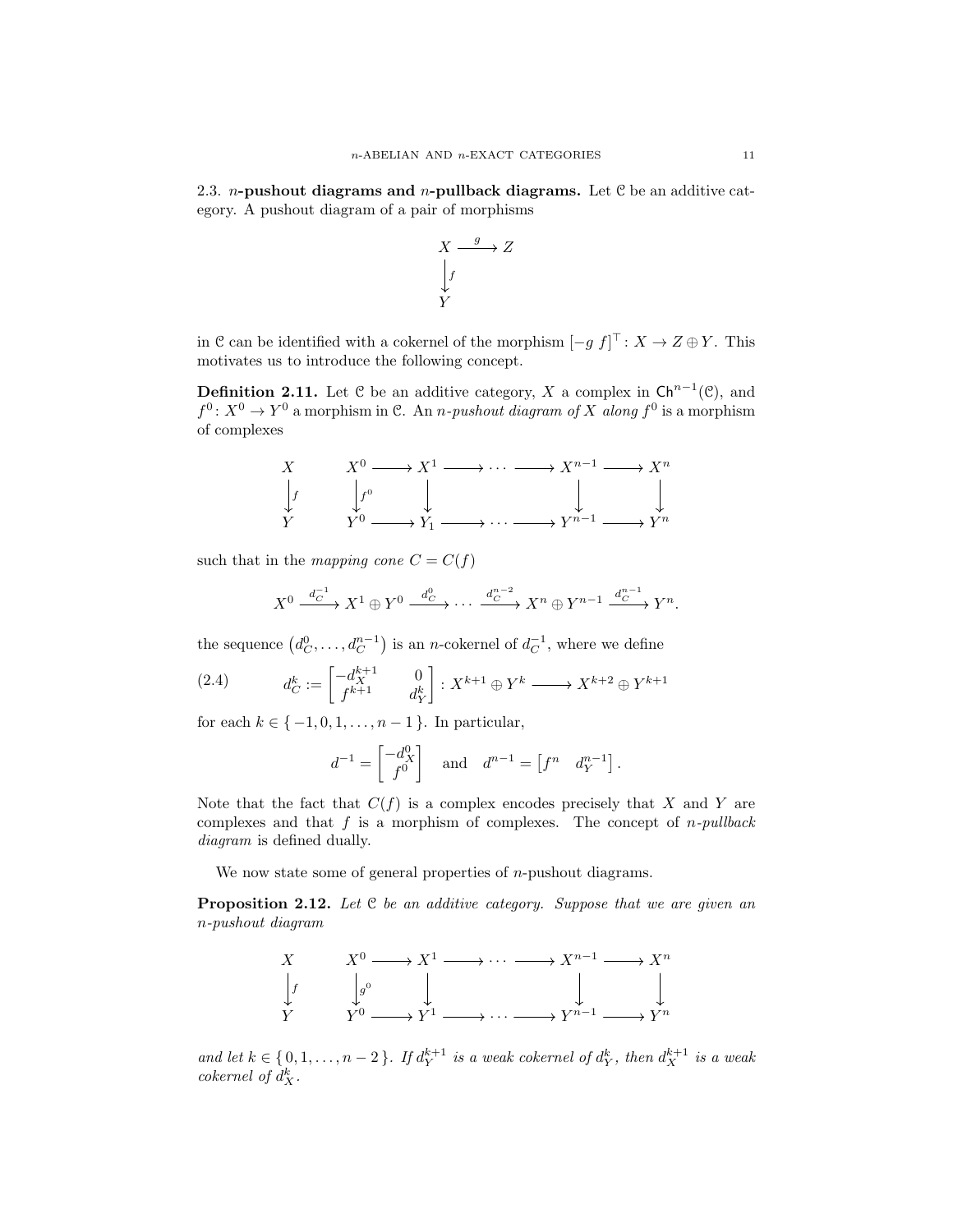2.3. **$n$-pushout diagrams and $n$-pullback diagrams.** Let $\mathcal{C}$ be an additive category. A pushout diagram of a pair of morphisms

$$\begin{array}{ccc} X & \xrightarrow{g} & Z \\ \big\downarrow{\scriptstyle f} & & \\ Y & & \end{array}$$

in $\mathcal{C}$ can be identified with a cokernel of the morphism $[-g\ f]^\top : X \to Z \oplus Y$. This motivates us to introduce the following concept.

**Definition 2.11.** Let $\mathcal{C}$ be an additive category, $X$ a complex in $\mathsf{Ch}^{n-1}(\mathcal{C})$, and $f^0 : X^0 \to Y^0$ a morphism in $\mathcal{C}$. An *$n$-pushout diagram of $X$ along $f^0$* is a morphism of complexes

$$\begin{array}{ccccccccccc} X & & X^0 & \longrightarrow & X^1 & \longrightarrow & \cdots & \longrightarrow & X^{n-1} & \longrightarrow & X^n \\ \big\downarrow{\scriptstyle f} & & \big\downarrow{\scriptstyle f^0} & & \big\downarrow & & & & \big\downarrow & & \big\downarrow \\ Y & & Y^0 & \longrightarrow & Y_1 & \longrightarrow & \cdots & \longrightarrow & Y^{n-1} & \longrightarrow & Y^n \end{array}$$

such that in the *mapping cone* $C = C(f)$

$$X^0 \xrightarrow{d_C^{-1}} X^1 \oplus Y^0 \xrightarrow{d_C^0} \cdots \xrightarrow{d_C^{n-2}} X^n \oplus Y^{n-1} \xrightarrow{d_C^{n-1}} Y^n.$$

the sequence $\left(d_C^0, \ldots, d_C^{n-1}\right)$ is an $n$-cokernel of $d_C^{-1}$, where we define

$$d_C^k := \begin{bmatrix} -d_X^{k+1} & 0 \\ f^{k+1} & d_Y^k \end{bmatrix} : X^{k+1} \oplus Y^k \longrightarrow X^{k+2} \oplus Y^{k+1} \tag{2.4}$$

for each $k \in \{-1, 0, 1, \ldots, n-1\}$. In particular,

$$d^{-1} = \begin{bmatrix} -d_X^0 \\ f^0 \end{bmatrix} \quad \text{and} \quad d^{n-1} = \begin{bmatrix} f^n & d_Y^{n-1} \end{bmatrix}.$$

Note that the fact that $C(f)$ is a complex encodes precisely that $X$ and $Y$ are complexes and that $f$ is a morphism of complexes. The concept of *$n$-pullback diagram* is defined dually.

We now state some of general properties of $n$-pushout diagrams.

**Proposition 2.12.** *Let $\mathcal{C}$ be an additive category. Suppose that we are given an $n$-pushout diagram*

$$\begin{array}{ccccccccccc} X & & X^0 & \longrightarrow & X^1 & \longrightarrow & \cdots & \longrightarrow & X^{n-1} & \longrightarrow & X^n \\ \big\downarrow{\scriptstyle f} & & \big\downarrow{\scriptstyle g^0} & & \big\downarrow & & & & \big\downarrow & & \big\downarrow \\ Y & & Y^0 & \longrightarrow & Y^1 & \longrightarrow & \cdots & \longrightarrow & Y^{n-1} & \longrightarrow & Y^n \end{array}$$

*and let $k \in \{0, 1, \ldots, n-2\}$. If $d_Y^{k+1}$ is a weak cokernel of $d_Y^k$, then $d_X^{k+1}$ is a weak cokernel of $d_X^k$.*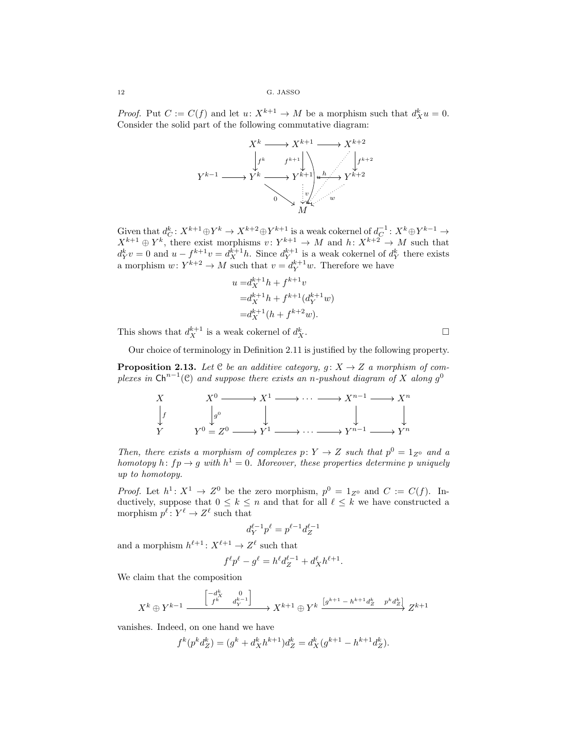*Proof.* Put $C := C(f)$ and let $u\colon X^{k+1} \to M$ be a morphism such that $d_X^k u = 0$. Consider the solid part of the following commutative diagram:

$$\begin{array}{ccccccc}
 & & X^k & \longrightarrow & X^{k+1} & \longrightarrow & X^{k+2} \\
 & & \downarrow f^k & & \downarrow f^{k+1} & & \downarrow f^{k+2} \\
Y^{k-1} & \longrightarrow & Y^k & \longrightarrow & Y^{k+1} & \longrightarrow & Y^{k+2} \\
 & & & \searrow 0 & \downarrow v & \swarrow w & \\
 & & & & M & &
\end{array}$$

(with $u\colon X^{k+1} \to M$ and dotted $h\colon X^{k+2} \to M$.)

Given that $d_C^k\colon X^{k+1}\oplus Y^k \to X^{k+2}\oplus Y^{k+1}$ is a weak cokernel of $d_C^{-1}\colon X^k\oplus Y^{k-1} \to X^{k+1}\oplus Y^k$, there exist morphisms $v\colon Y^{k+1} \to M$ and $h\colon X^{k+2} \to M$ such that $d_Y^k v = 0$ and $u - f^{k+1}v = d_X^{k+1}h$. Since $d_Y^{k+1}$ is a weak cokernel of $d_Y^k$ there exists a morphism $w\colon Y^{k+2} \to M$ such that $v = d_Y^{k+1}w$. Therefore we have

$$\begin{aligned}
u &= d_X^{k+1}h + f^{k+1}v \\
&= d_X^{k+1}h + f^{k+1}(d_Y^{k+1}w) \\
&= d_X^{k+1}(h + f^{k+2}w).
\end{aligned}$$

This shows that $d_X^{k+1}$ is a weak cokernel of $d_X^k$. $\square$

Our choice of terminology in Definition 2.11 is justified by the following property.

**Proposition 2.13.** *Let $\mathcal{C}$ be an additive category, $g\colon X \to Z$ a morphism of complexes in $\mathsf{Ch}^{n-1}(\mathcal{C})$ and suppose there exists an $n$-pushout diagram of $X$ along $g^0$*

$$\begin{array}{ccccccccccc}
X & & X^0 & \longrightarrow & X^1 & \longrightarrow & \cdots & \longrightarrow & X^{n-1} & \longrightarrow & X^n \\
\downarrow f & & \downarrow g^0 & & \downarrow & & & & \downarrow & & \downarrow \\
Y & & Y^0 = Z^0 & \longrightarrow & Y^1 & \longrightarrow & \cdots & \longrightarrow & Y^{n-1} & \longrightarrow & Y^n
\end{array}$$

*Then, there exists a morphism of complexes $p\colon Y \to Z$ such that $p^0 = 1_{Z^0}$ and a homotopy $h\colon fp \to g$ with $h^1 = 0$. Moreover, these properties determine $p$ uniquely up to homotopy.*

*Proof.* Let $h^1\colon X^1 \to Z^0$ be the zero morphism, $p^0 = 1_{Z^0}$ and $C := C(f)$. Inductively, suppose that $0 \leq k \leq n$ and that for all $\ell \leq k$ we have constructed a morphism $p^\ell\colon Y^\ell \to Z^\ell$ such that

$$d_Y^{\ell-1}p^\ell = p^{\ell-1}d_Z^{\ell-1}$$

and a morphism $h^{\ell+1}\colon X^{\ell+1} \to Z^\ell$ such that

$$f^\ell p^\ell - g^\ell = h^\ell d_Z^{\ell-1} + d_X^\ell h^{\ell+1}.$$

We claim that the composition

$$X^k \oplus Y^{k-1} \xrightarrow{\begin{bmatrix} -d_X^k & 0 \\ f^k & d_Y^{k-1} \end{bmatrix}} X^{k+1} \oplus Y^k \xrightarrow{\begin{bmatrix} g^{k+1} - h^{k+1}d_Z^k & p^k d_Z^k \end{bmatrix}} Z^{k+1}$$

vanishes. Indeed, on one hand we have

$$f^k(p^k d_Z^k) = (g^k + d_X^k h^{k+1})d_Z^k = d_X^k(g^{k+1} - h^{k+1}d_Z^k).$$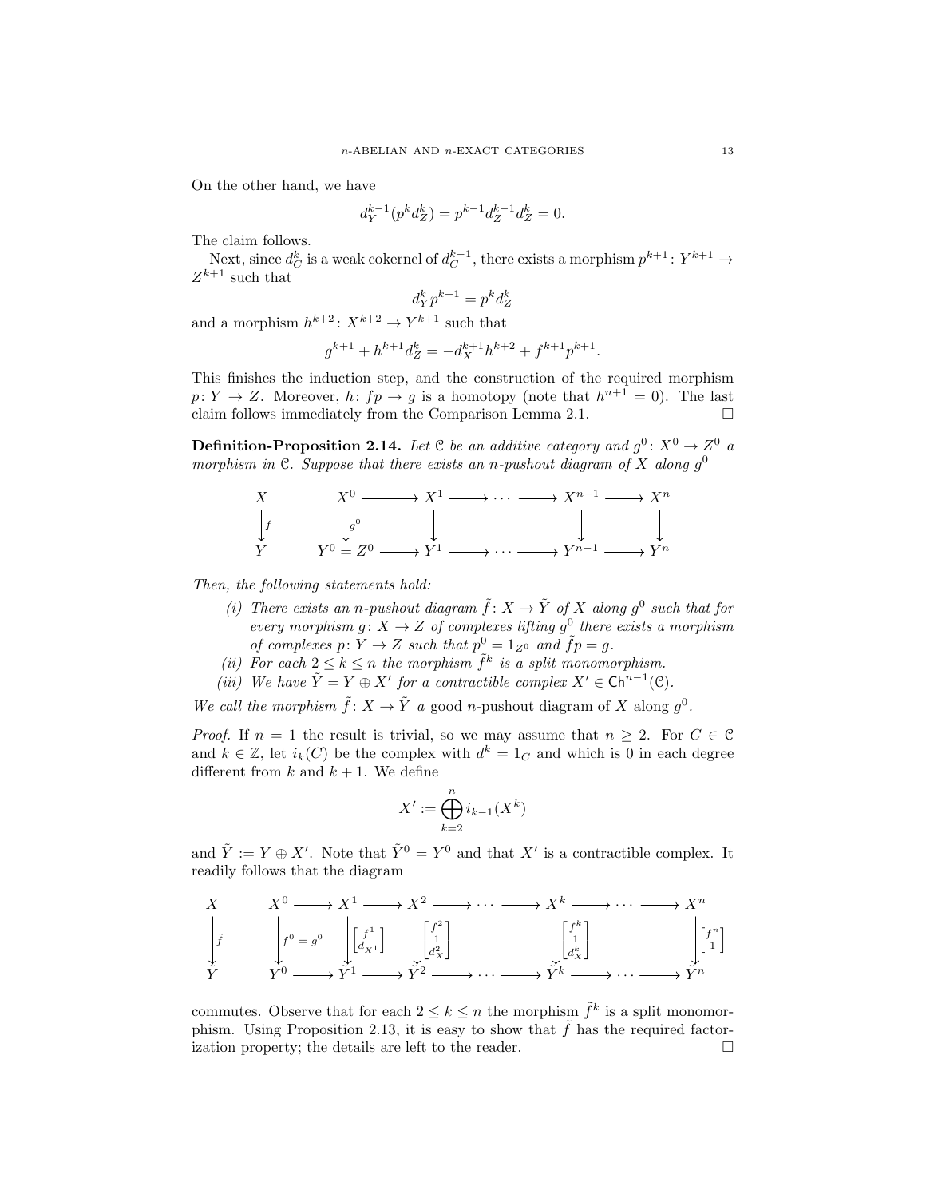On the other hand, we have

$$d_Y^{k-1}(p^k d_Z^k) = p^{k-1} d_Z^{k-1} d_Z^k = 0.$$

The claim follows.

Next, since $d_C^k$ is a weak cokernel of $d_C^{k-1}$, there exists a morphism $p^{k+1}\colon Y^{k+1} \to Z^{k+1}$ such that

$$d_Y^k p^{k+1} = p^k d_Z^k$$

and a morphism $h^{k+2}\colon X^{k+2} \to Y^{k+1}$ such that

$$g^{k+1} + h^{k+1} d_Z^k = -d_X^{k+1} h^{k+2} + f^{k+1} p^{k+1}.$$

This finishes the induction step, and the construction of the required morphism $p\colon Y \to Z$. Moreover, $h\colon fp \to g$ is a homotopy (note that $h^{n+1} = 0$). The last claim follows immediately from the Comparison Lemma 2.1. $\square$

**Definition-Proposition 2.14.** *Let $\mathcal{C}$ be an additive category and $g^0\colon X^0 \to Z^0$ a morphism in $\mathcal{C}$. Suppose that there exists an $n$-pushout diagram of $X$ along $g^0$*

$$\begin{array}{ccccccccccc}
X & & X^0 & \longrightarrow & X^1 & \longrightarrow & \cdots & \longrightarrow & X^{n-1} & \longrightarrow & X^n \\
\downarrow{\scriptstyle f} & & \downarrow{\scriptstyle g^0} & & \downarrow & & & & \downarrow & & \downarrow \\
Y & & Y^0 = Z^0 & \longrightarrow & Y^1 & \longrightarrow & \cdots & \longrightarrow & Y^{n-1} & \longrightarrow & Y^n
\end{array}$$

*Then, the following statements hold:*

*(i) There exists an $n$-pushout diagram $\tilde{f}\colon X \to \tilde{Y}$ of $X$ along $g^0$ such that for every morphism $g\colon X \to Z$ of complexes lifting $g^0$ there exists a morphism of complexes $p\colon Y \to Z$ such that $p^0 = 1_{Z^0}$ and $\tilde{f}p = g$.*

*(ii) For each $2 \leq k \leq n$ the morphism $\tilde{f}^k$ is a split monomorphism.*

*(iii) We have $\tilde{Y} = Y \oplus X'$ for a contractible complex $X' \in \mathsf{Ch}^{n-1}(\mathcal{C})$.*

*We call the morphism $\tilde{f}\colon X \to \tilde{Y}$ a* good $n$-pushout diagram *of $X$ along $g^0$.*

*Proof.* If $n = 1$ the result is trivial, so we may assume that $n \geq 2$. For $C \in \mathcal{C}$ and $k \in \mathbb{Z}$, let $i_k(C)$ be the complex with $d^k = 1_C$ and which is 0 in each degree different from $k$ and $k+1$. We define

$$X' := \bigoplus_{k=2}^{n} i_{k-1}(X^k)$$

and $\tilde{Y} := Y \oplus X'$. Note that $\tilde{Y}^0 = Y^0$ and that $X'$ is a contractible complex. It readily follows that the diagram

$$\begin{array}{ccccccccccccc}
X & & X^0 & \longrightarrow & X^1 & \longrightarrow & X^2 & \longrightarrow \cdots \longrightarrow & X^k & \longrightarrow \cdots \longrightarrow & X^n \\
\downarrow{\scriptstyle \tilde{f}} & & \downarrow{\scriptstyle f^0 = g^0} & & \downarrow{\scriptstyle \begin{bmatrix} f^1 \\ d_X^1 \end{bmatrix}} & & \downarrow{\scriptstyle \begin{bmatrix} f^2 \\ 1 \\ d_X^2 \end{bmatrix}} & & \downarrow{\scriptstyle \begin{bmatrix} f^k \\ 1 \\ d_X^k \end{bmatrix}} & & \downarrow{\scriptstyle \begin{bmatrix} f^n \\ 1 \end{bmatrix}} \\
\tilde{Y} & & Y^0 & \longrightarrow & \tilde{Y}^1 & \longrightarrow & \tilde{Y}^2 & \longrightarrow \cdots \longrightarrow & \tilde{Y}^k & \longrightarrow \cdots \longrightarrow & \tilde{Y}^n
\end{array}$$

commutes. Observe that for each $2 \leq k \leq n$ the morphism $\tilde{f}^k$ is a split monomorphism. Using Proposition 2.13, it is easy to show that $\tilde{f}$ has the required factorization property; the details are left to the reader. $\square$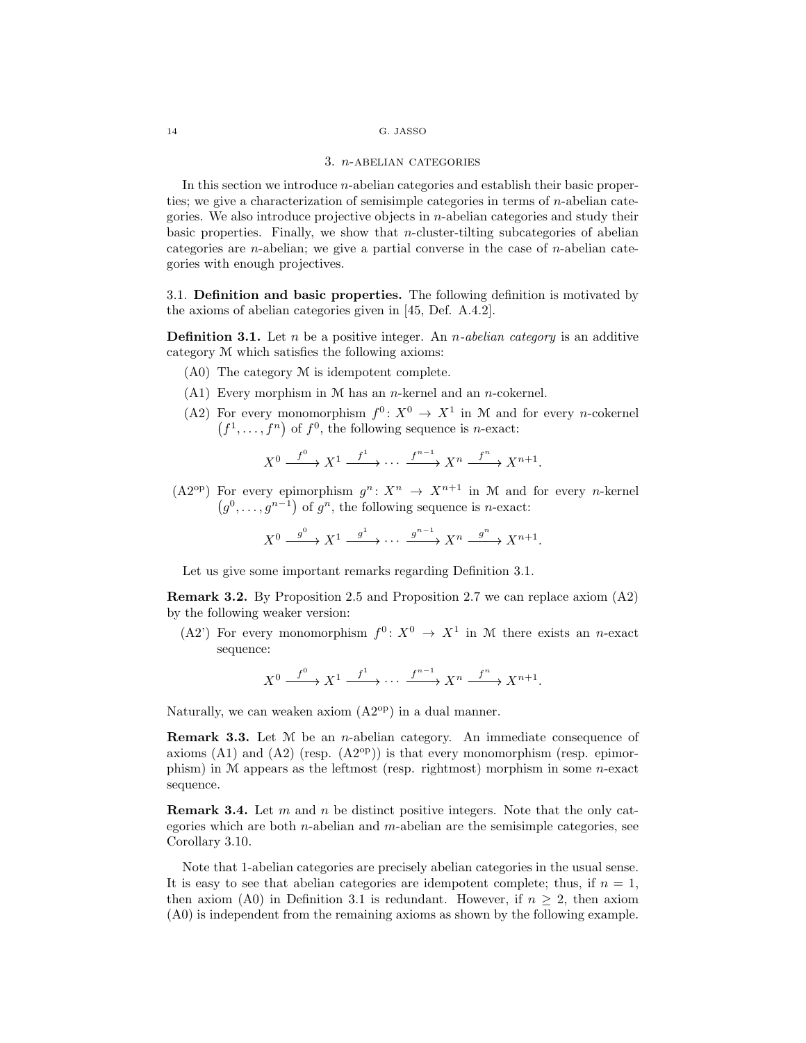## 3. $n$-abelian categories

In this section we introduce $n$-abelian categories and establish their basic properties; we give a characterization of semisimple categories in terms of $n$-abelian categories. We also introduce projective objects in $n$-abelian categories and study their basic properties. Finally, we show that $n$-cluster-tilting subcategories of abelian categories are $n$-abelian; we give a partial converse in the case of $n$-abelian categories with enough projectives.

### 3.1. Definition and basic properties.

The following definition is motivated by the axioms of abelian categories given in [45, Def. A.4.2].

**Definition 3.1.** Let $n$ be a positive integer. An *$n$-abelian category* is an additive category $\mathcal{M}$ which satisfies the following axioms:

- (A0) The category $\mathcal{M}$ is idempotent complete.
- (A1) Every morphism in $\mathcal{M}$ has an $n$-kernel and an $n$-cokernel.
- (A2) For every monomorphism $f^0\colon X^0 \to X^1$ in $\mathcal{M}$ and for every $n$-cokernel $(f^1, \dots, f^n)$ of $f^0$, the following sequence is $n$-exact:

$$X^0 \xrightarrow{f^0} X^1 \xrightarrow{f^1} \cdots \xrightarrow{f^{n-1}} X^n \xrightarrow{f^n} X^{n+1}.$$

- (A2$^{\mathrm{op}}$) For every epimorphism $g^n\colon X^n \to X^{n+1}$ in $\mathcal{M}$ and for every $n$-kernel $(g^0, \dots, g^{n-1})$ of $g^n$, the following sequence is $n$-exact:

$$X^0 \xrightarrow{g^0} X^1 \xrightarrow{g^1} \cdots \xrightarrow{g^{n-1}} X^n \xrightarrow{g^n} X^{n+1}.$$

Let us give some important remarks regarding Definition 3.1.

**Remark 3.2.** By Proposition 2.5 and Proposition 2.7 we can replace axiom (A2) by the following weaker version:

- (A2') For every monomorphism $f^0\colon X^0 \to X^1$ in $\mathcal{M}$ there exists an $n$-exact sequence:

$$X^0 \xrightarrow{f^0} X^1 \xrightarrow{f^1} \cdots \xrightarrow{f^{n-1}} X^n \xrightarrow{f^n} X^{n+1}.$$

Naturally, we can weaken axiom (A2$^{\mathrm{op}}$) in a dual manner.

**Remark 3.3.** Let $\mathcal{M}$ be an $n$-abelian category. An immediate consequence of axioms (A1) and (A2) (resp. (A2$^{\mathrm{op}}$)) is that every monomorphism (resp. epimorphism) in $\mathcal{M}$ appears as the leftmost (resp. rightmost) morphism in some $n$-exact sequence.

**Remark 3.4.** Let $m$ and $n$ be distinct positive integers. Note that the only categories which are both $n$-abelian and $m$-abelian are the semisimple categories, see Corollary 3.10.

Note that 1-abelian categories are precisely abelian categories in the usual sense. It is easy to see that abelian categories are idempotent complete; thus, if $n = 1$, then axiom (A0) in Definition 3.1 is redundant. However, if $n \geq 2$, then axiom (A0) is independent from the remaining axioms as shown by the following example.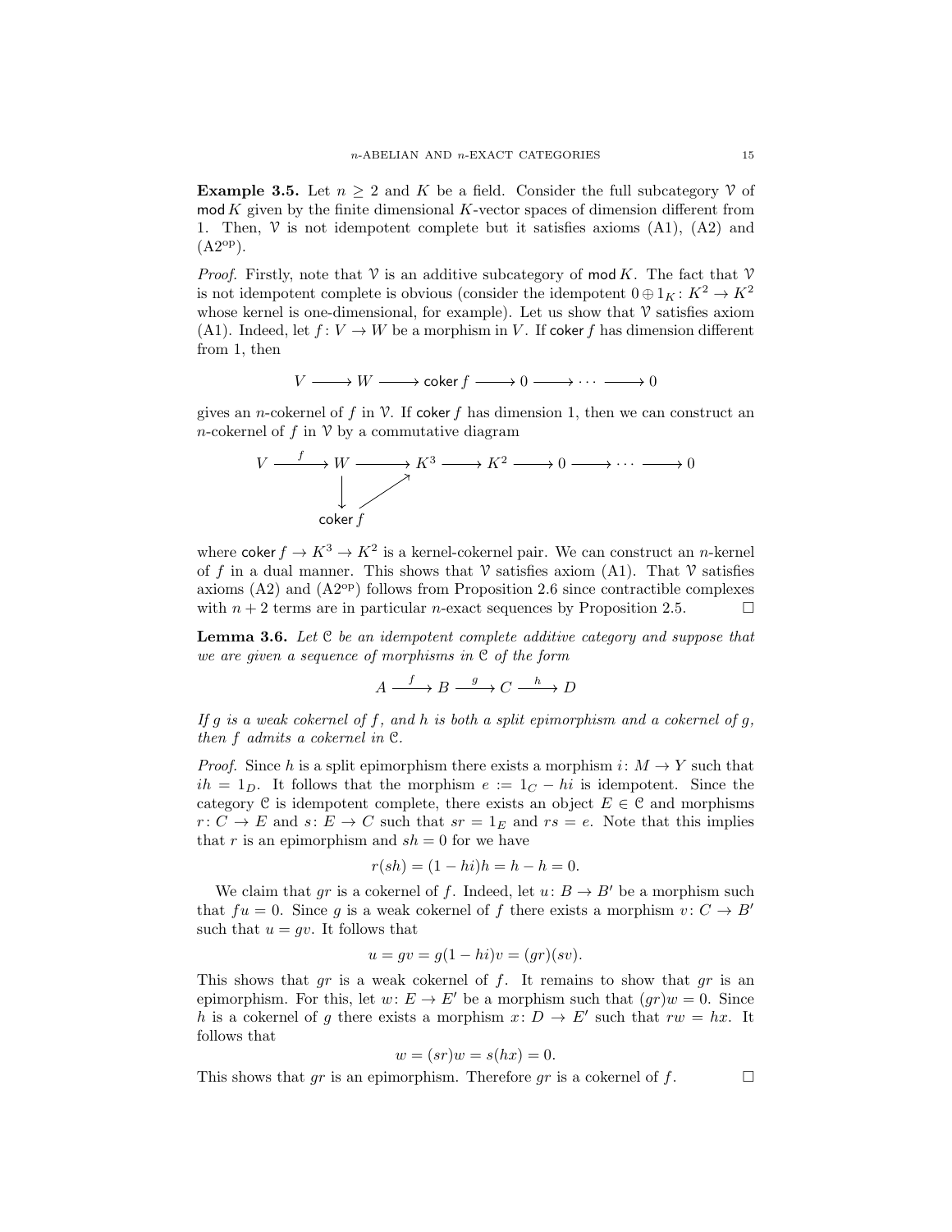**Example 3.5.** Let $n \geq 2$ and $K$ be a field. Consider the full subcategory $\mathcal{V}$ of $\mathsf{mod}\, K$ given by the finite dimensional $K$-vector spaces of dimension different from 1. Then, $\mathcal{V}$ is not idempotent complete but it satisfies axioms (A1), (A2) and (A2$^{\mathrm{op}}$).

*Proof.* Firstly, note that $\mathcal{V}$ is an additive subcategory of $\mathsf{mod}\, K$. The fact that $\mathcal{V}$ is not idempotent complete is obvious (consider the idempotent $0 \oplus 1_K \colon K^2 \to K^2$ whose kernel is one-dimensional, for example). Let us show that $\mathcal{V}$ satisfies axiom (A1). Indeed, let $f \colon V \to W$ be a morphism in $V$. If $\mathsf{coker}\, f$ has dimension different from 1, then

$$V \longrightarrow W \longrightarrow \mathsf{coker}\, f \longrightarrow 0 \longrightarrow \cdots \longrightarrow 0$$

gives an $n$-cokernel of $f$ in $\mathcal{V}$. If $\mathsf{coker}\, f$ has dimension 1, then we can construct an $n$-cokernel of $f$ in $\mathcal{V}$ by a commutative diagram

$$\begin{array}{ccccccccccc} V & \xrightarrow{f} & W & \longrightarrow & K^3 & \longrightarrow & K^2 & \longrightarrow & 0 & \longrightarrow \cdots \longrightarrow & 0 \\ & & \downarrow & \nearrow & & & & & & & \\ & & \mathsf{coker}\, f & & & & & & & & \end{array}$$

where $\mathsf{coker}\, f \to K^3 \to K^2$ is a kernel-cokernel pair. We can construct an $n$-kernel of $f$ in a dual manner. This shows that $\mathcal{V}$ satisfies axiom (A1). That $\mathcal{V}$ satisfies axioms (A2) and (A2$^{\mathrm{op}}$) follows from Proposition 2.6 since contractible complexes with $n+2$ terms are in particular $n$-exact sequences by Proposition 2.5. $\square$

**Lemma 3.6.** *Let $\mathcal{C}$ be an idempotent complete additive category and suppose that we are given a sequence of morphisms in $\mathcal{C}$ of the form*

$$A \xrightarrow{f} B \xrightarrow{g} C \xrightarrow{h} D$$

*If $g$ is a weak cokernel of $f$, and $h$ is both a split epimorphism and a cokernel of $g$, then $f$ admits a cokernel in $\mathcal{C}$.*

*Proof.* Since $h$ is a split epimorphism there exists a morphism $i \colon M \to Y$ such that $ih = 1_D$. It follows that the morphism $e := 1_C - hi$ is idempotent. Since the category $\mathcal{C}$ is idempotent complete, there exists an object $E \in \mathcal{C}$ and morphisms $r \colon C \to E$ and $s \colon E \to C$ such that $sr = 1_E$ and $rs = e$. Note that this implies that $r$ is an epimorphism and $sh = 0$ for we have

$$r(sh) = (1 - hi)h = h - h = 0.$$

We claim that $gr$ is a cokernel of $f$. Indeed, let $u \colon B \to B'$ be a morphism such that $fu = 0$. Since $g$ is a weak cokernel of $f$ there exists a morphism $v \colon C \to B'$ such that $u = gv$. It follows that

$$u = gv = g(1 - hi)v = (gr)(sv).$$

This shows that $gr$ is a weak cokernel of $f$. It remains to show that $gr$ is an epimorphism. For this, let $w \colon E \to E'$ be a morphism such that $(gr)w = 0$. Since $h$ is a cokernel of $g$ there exists a morphism $x \colon D \to E'$ such that $rw = hx$. It follows that

$$w = (sr)w = s(hx) = 0.$$

This shows that $gr$ is an epimorphism. Therefore $gr$ is a cokernel of $f$. $\square$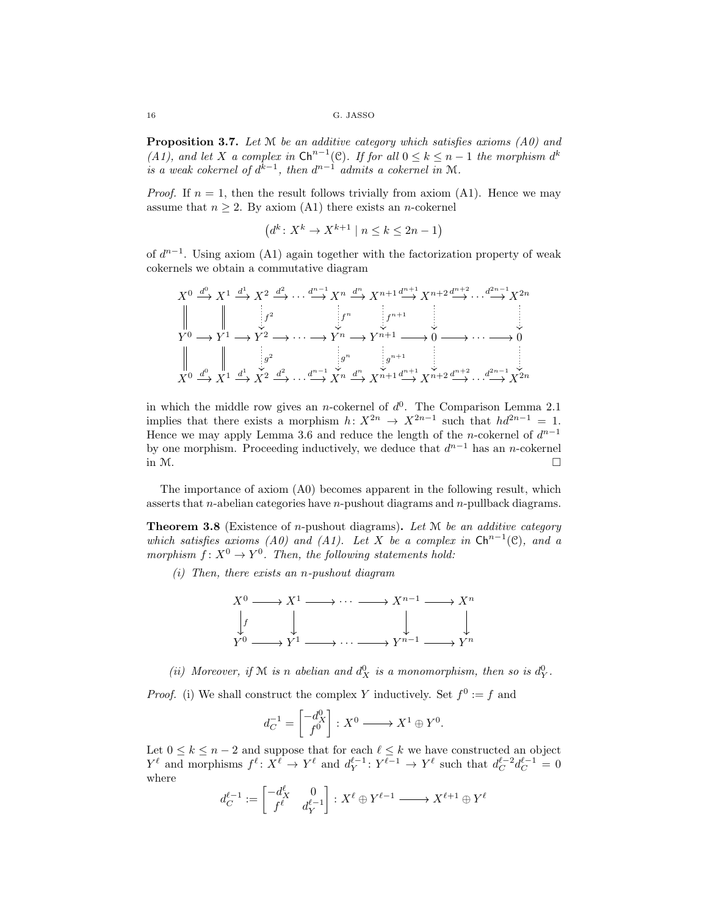**Proposition 3.7.** *Let $\mathcal{M}$ be an additive category which satisfies axioms (A0) and (A1), and let $X$ a complex in $\mathsf{Ch}^{n-1}(\mathcal{C})$. If for all $0 \leq k \leq n-1$ the morphism $d^k$ is a weak cokernel of $d^{k-1}$, then $d^{n-1}$ admits a cokernel in $\mathcal{M}$.*

*Proof.* If $n = 1$, then the result follows trivially from axiom (A1). Hence we may assume that $n \geq 2$. By axiom (A1) there exists an $n$-cokernel

$$\left(d^k \colon X^k \to X^{k+1} \mid n \leq k \leq 2n-1\right)$$

of $d^{n-1}$. Using axiom (A1) again together with the factorization property of weak cokernels we obtain a commutative diagram

$$\begin{array}{ccccccccccccccc}
X^0 & \xrightarrow{d^0} & X^1 & \xrightarrow{d^1} & X^2 & \xrightarrow{d^2} & \cdots & \xrightarrow{d^{n-1}} & X^n & \xrightarrow{d^n} & X^{n+1} & \xrightarrow{d^{n+1}} & X^{n+2} & \xrightarrow{d^{n+2}} \cdots \xrightarrow{d^{2n-1}} & X^{2n} \\
\| & & \| & & \downarrow{\scriptstyle f^2} & & & & \downarrow{\scriptstyle f^n} & & \downarrow{\scriptstyle f^{n+1}} & & \downarrow & & \downarrow \\
Y^0 & \longrightarrow & Y^1 & \longrightarrow & Y^2 & \longrightarrow & \cdots & \longrightarrow & Y^n & \longrightarrow & Y^{n+1} & \longrightarrow & 0 & \longrightarrow \cdots \longrightarrow & 0 \\
\| & & \| & & \downarrow{\scriptstyle g^2} & & & & \downarrow{\scriptstyle g^n} & & \downarrow{\scriptstyle g^{n+1}} & & \downarrow & & \downarrow \\
X^0 & \xrightarrow{d^0} & X^1 & \xrightarrow{d^1} & X^2 & \xrightarrow{d^2} & \cdots & \xrightarrow{d^{n-1}} & X^n & \xrightarrow{d^n} & X^{n+1} & \xrightarrow{d^{n+1}} & X^{n+2} & \xrightarrow{d^{n+2}} \cdots \xrightarrow{d^{2n-1}} & X^{2n}
\end{array}$$

in which the middle row gives an $n$-cokernel of $d^0$. The Comparison Lemma 2.1 implies that there exists a morphism $h \colon X^{2n} \to X^{2n-1}$ such that $hd^{2n-1} = 1$. Hence we may apply Lemma 3.6 and reduce the length of the $n$-cokernel of $d^{n-1}$ by one morphism. Proceeding inductively, we deduce that $d^{n-1}$ has an $n$-cokernel in $\mathcal{M}$. $\square$

The importance of axiom (A0) becomes apparent in the following result, which asserts that $n$-abelian categories have $n$-pushout diagrams and $n$-pullback diagrams.

**Theorem 3.8** (Existence of $n$-pushout diagrams)**.** *Let $\mathcal{M}$ be an additive category which satisfies axioms (A0) and (A1). Let $X$ be a complex in $\mathsf{Ch}^{n-1}(\mathcal{C})$, and a morphism $f \colon X^0 \to Y^0$. Then, the following statements hold:*

*(i) Then, there exists an $n$-pushout diagram*

$$\begin{array}{ccccccccc}
X^0 & \longrightarrow & X^1 & \longrightarrow & \cdots & \longrightarrow & X^{n-1} & \longrightarrow & X^n \\
\downarrow{\scriptstyle f} & & \downarrow & & & & \downarrow & & \downarrow \\
Y^0 & \longrightarrow & Y^1 & \longrightarrow & \cdots & \longrightarrow & Y^{n-1} & \longrightarrow & Y^n
\end{array}$$

*(ii) Moreover, if $\mathcal{M}$ is n abelian and $d_X^0$ is a monomorphism, then so is $d_Y^0$.*

*Proof.* (i) We shall construct the complex $Y$ inductively. Set $f^0 := f$ and

$$d_C^{-1} = \begin{bmatrix} -d_X^0 \\ f^0 \end{bmatrix} : X^0 \longrightarrow X^1 \oplus Y^0.$$

Let $0 \leq k \leq n-2$ and suppose that for each $\ell \leq k$ we have constructed an object $Y^\ell$ and morphisms $f^\ell \colon X^\ell \to Y^\ell$ and $d_Y^{\ell-1} \colon Y^{\ell-1} \to Y^\ell$ such that $d_C^{\ell-2} d_C^{\ell-1} = 0$ where

$$d_C^{\ell-1} := \begin{bmatrix} -d_X^\ell & 0 \\ f^\ell & d_Y^{\ell-1} \end{bmatrix} : X^\ell \oplus Y^{\ell-1} \longrightarrow X^{\ell+1} \oplus Y^\ell$$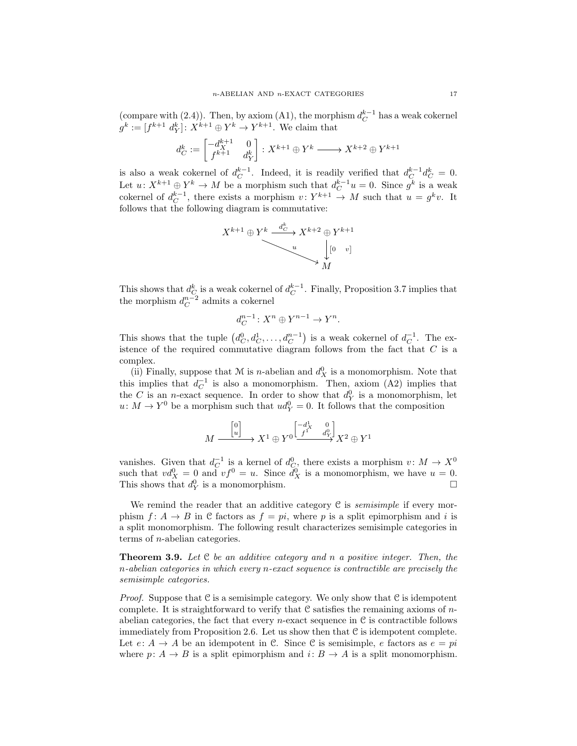(compare with (2.4)). Then, by axiom (A1), the morphism $d_C^{k-1}$ has a weak cokernel $g^k := [f^{k+1}\ d_Y^k]\colon X^{k+1}\oplus Y^k \to Y^{k+1}$. We claim that

$$d_C^k := \begin{bmatrix} -d_X^{k+1} & 0 \\ f^{k+1} & d_Y^k \end{bmatrix} : X^{k+1}\oplus Y^k \longrightarrow X^{k+2}\oplus Y^{k+1}$$

is also a weak cokernel of $d_C^{k-1}$. Indeed, it is readily verified that $d_C^{k-1}d_C^k = 0$. Let $u\colon X^{k+1}\oplus Y^k \to M$ be a morphism such that $d_C^{k-1}u = 0$. Since $g^k$ is a weak cokernel of $d_C^{k-1}$, there exists a morphism $v\colon Y^{k+1}\to M$ such that $u = g^k v$. It follows that the following diagram is commutative:

$$\begin{array}{ccc} X^{k+1}\oplus Y^k & \xrightarrow{d_C^k} & X^{k+2}\oplus Y^{k+1} \\ & \searrow^{u} & \downarrow [0\ \ v] \\ & & M \end{array}$$

This shows that $d_C^k$ is a weak cokernel of $d_C^{k-1}$. Finally, Proposition 3.7 implies that the morphism $d_C^{n-2}$ admits a cokernel

$$d_C^{n-1}\colon X^n\oplus Y^{n-1}\to Y^n.$$

This shows that the tuple $\left(d_C^0, d_C^1, \dots, d_C^{n-1}\right)$ is a weak cokernel of $d_C^{-1}$. The existence of the required commutative diagram follows from the fact that $C$ is a complex.

(ii) Finally, suppose that $\mathcal{M}$ is $n$-abelian and $d_X^0$ is a monomorphism. Note that this implies that $d_C^{-1}$ is also a monomorphism. Then, axiom (A2) implies that the $C$ is an $n$-exact sequence. In order to show that $d_Y^0$ is a monomorphism, let $u\colon M\to Y^0$ be a morphism such that $ud_Y^0 = 0$. It follows that the composition

$$M \xrightarrow{\begin{bmatrix} 0 \\ u \end{bmatrix}} X^1\oplus Y^0 \xrightarrow{\begin{bmatrix} -d_X^1 & 0 \\ f^1 & d_Y^0 \end{bmatrix}} X^2\oplus Y^1$$

vanishes. Given that $d_C^{-1}$ is a kernel of $d_C^0$, there exists a morphism $v\colon M\to X^0$ such that $vd_X^0 = 0$ and $vf^0 = u$. Since $d_X^0$ is a monomorphism, we have $u = 0$. This shows that $d_Y^0$ is a monomorphism. $\square$

We remind the reader that an additive category $\mathcal{C}$ is *semisimple* if every morphism $f\colon A\to B$ in $\mathcal{C}$ factors as $f = pi$, where $p$ is a split epimorphism and $i$ is a split monomorphism. The following result characterizes semisimple categories in terms of $n$-abelian categories.

**Theorem 3.9.** *Let $\mathcal{C}$ be an additive category and $n$ a positive integer. Then, the $n$-abelian categories in which every $n$-exact sequence is contractible are precisely the semisimple categories.*

*Proof.* Suppose that $\mathcal{C}$ is a semisimple category. We only show that $\mathcal{C}$ is idempotent complete. It is straightforward to verify that $\mathcal{C}$ satisfies the remaining axioms of $n$-abelian categories, the fact that every $n$-exact sequence in $\mathcal{C}$ is contractible follows immediately from Proposition 2.6. Let us show then that $\mathcal{C}$ is idempotent complete. Let $e\colon A\to A$ be an idempotent in $\mathcal{C}$. Since $\mathcal{C}$ is semisimple, $e$ factors as $e = pi$ where $p\colon A\to B$ is a split epimorphism and $i\colon B\to A$ is a split monomorphism.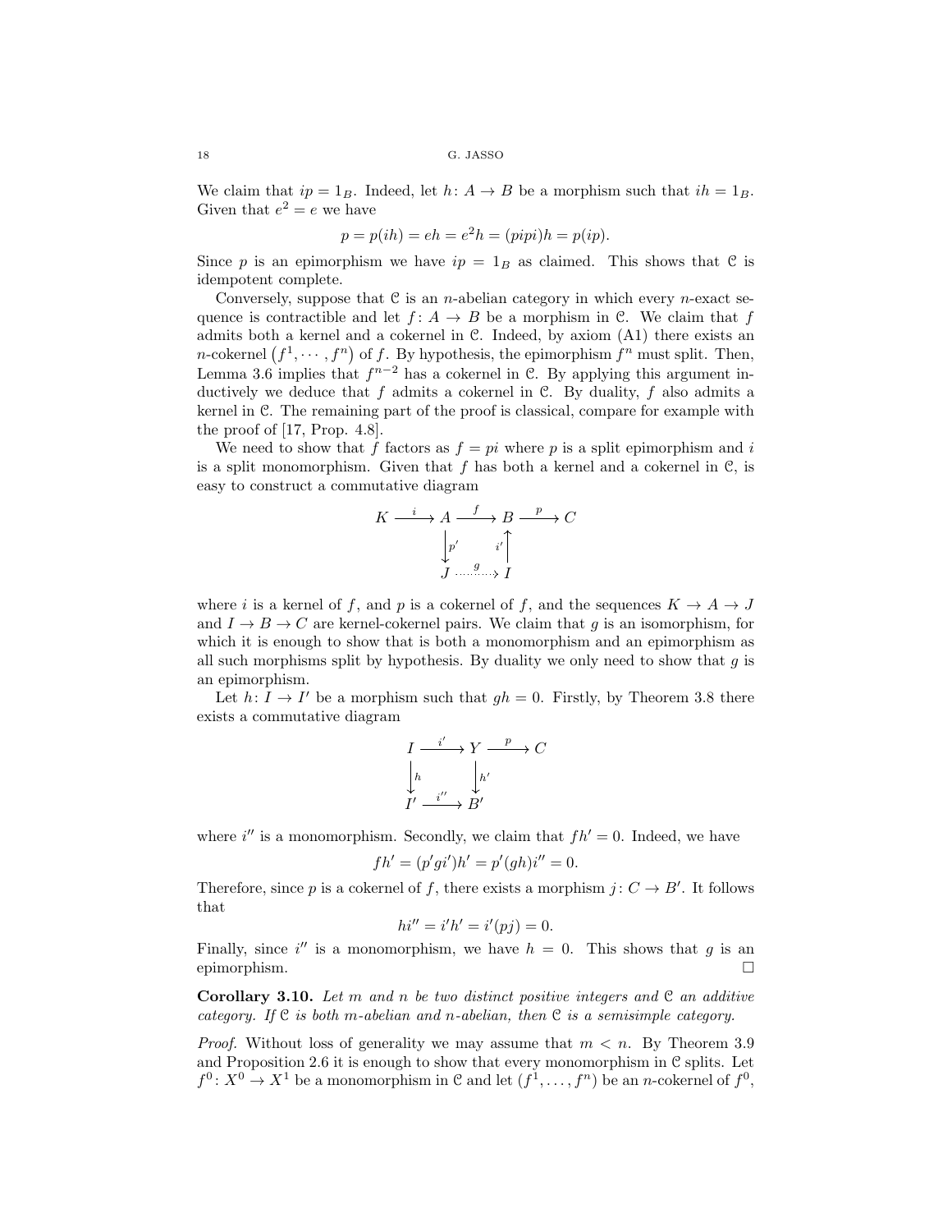We claim that $ip = 1_B$. Indeed, let $h\colon A \to B$ be a morphism such that $ih = 1_B$. Given that $e^2 = e$ we have

$$p = p(ih) = eh = e^2 h = (pipi)h = p(ip).$$

Since $p$ is an epimorphism we have $ip = 1_B$ as claimed. This shows that $\mathcal{C}$ is idempotent complete.

Conversely, suppose that $\mathcal{C}$ is an $n$-abelian category in which every $n$-exact sequence is contractible and let $f\colon A \to B$ be a morphism in $\mathcal{C}$. We claim that $f$ admits both a kernel and a cokernel in $\mathcal{C}$. Indeed, by axiom (A1) there exists an $n$-cokernel $(f^1, \cdots, f^n)$ of $f$. By hypothesis, the epimorphism $f^n$ must split. Then, Lemma 3.6 implies that $f^{n-2}$ has a cokernel in $\mathcal{C}$. By applying this argument inductively we deduce that $f$ admits a cokernel in $\mathcal{C}$. By duality, $f$ also admits a kernel in $\mathcal{C}$. The remaining part of the proof is classical, compare for example with the proof of [17, Prop. 4.8].

We need to show that $f$ factors as $f = pi$ where $p$ is a split epimorphism and $i$ is a split monomorphism. Given that $f$ has both a kernel and a cokernel in $\mathcal{C}$, is easy to construct a commutative diagram

$$\begin{array}{ccccccc} K & \xrightarrow{i} & A & \xrightarrow{f} & B & \xrightarrow{p} & C \\ & & \big\downarrow{\scriptstyle p'} & & \big\uparrow{\scriptstyle i'} & & \\ & & J & \xrightarrow{g} & I & & \end{array}$$

where $i$ is a kernel of $f$, and $p$ is a cokernel of $f$, and the sequences $K \to A \to J$ and $I \to B \to C$ are kernel-cokernel pairs. We claim that $g$ is an isomorphism, for which it is enough to show that is both a monomorphism and an epimorphism as all such morphisms split by hypothesis. By duality we only need to show that $g$ is an epimorphism.

Let $h\colon I \to I'$ be a morphism such that $gh = 0$. Firstly, by Theorem 3.8 there exists a commutative diagram

$$\begin{array}{ccccc} I & \xrightarrow{i'} & Y & \xrightarrow{p} & C \\ \big\downarrow{\scriptstyle h} & & \big\downarrow{\scriptstyle h'} & & \\ I' & \xrightarrow{i''} & B' & & \end{array}$$

where $i''$ is a monomorphism. Secondly, we claim that $fh' = 0$. Indeed, we have

$$fh' = (p'gi')h' = p'(gh)i'' = 0.$$

Therefore, since $p$ is a cokernel of $f$, there exists a morphism $j\colon C \to B'$. It follows that

$$hi'' = i'h' = i'(pj) = 0.$$

Finally, since $i''$ is a monomorphism, we have $h = 0$. This shows that $g$ is an epimorphism. $\square$

**Corollary 3.10.** *Let $m$ and $n$ be two distinct positive integers and $\mathcal{C}$ an additive category. If $\mathcal{C}$ is both $m$-abelian and $n$-abelian, then $\mathcal{C}$ is a semisimple category.*

*Proof.* Without loss of generality we may assume that $m < n$. By Theorem 3.9 and Proposition 2.6 it is enough to show that every monomorphism in $\mathcal{C}$ splits. Let $f^0\colon X^0 \to X^1$ be a monomorphism in $\mathcal{C}$ and let $(f^1, \ldots, f^n)$ be an $n$-cokernel of $f^0$,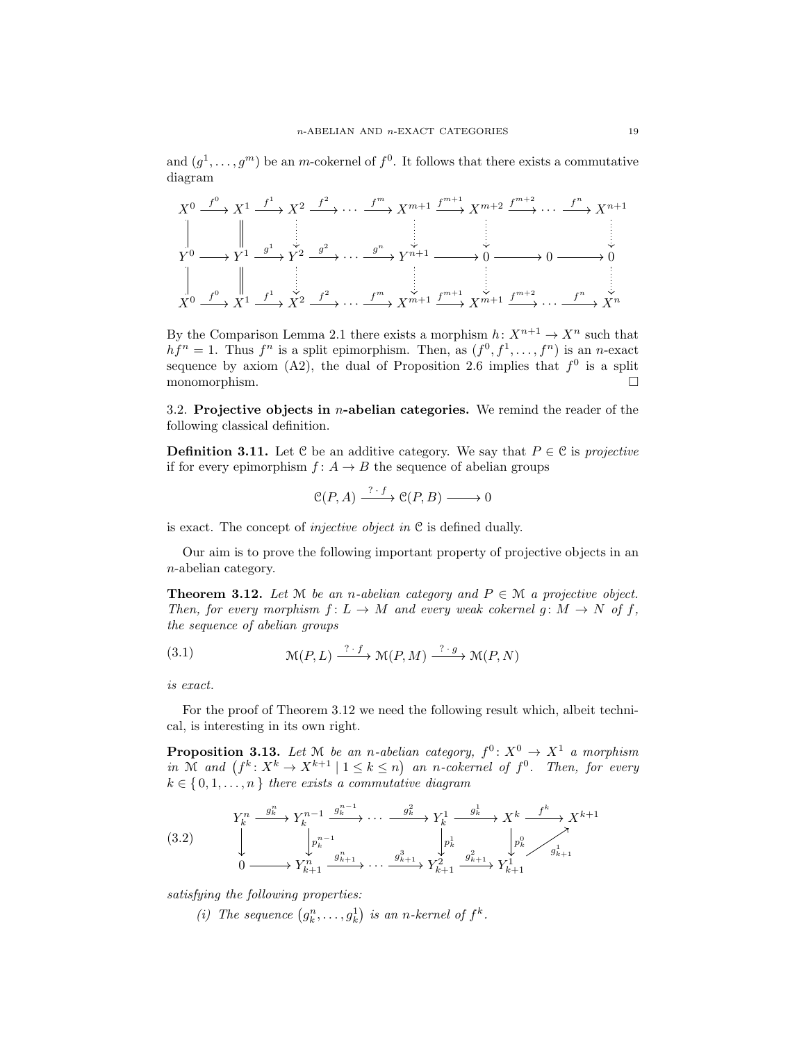and $(g^1, \ldots, g^m)$ be an $m$-cokernel of $f^0$. It follows that there exists a commutative diagram

$$
\begin{array}{ccccccccccccccc}
X^0 & \xrightarrow{f^0} & X^1 & \xrightarrow{f^1} & X^2 & \xrightarrow{f^2} & \cdots & \xrightarrow{f^m} & X^{m+1} & \xrightarrow{f^{m+1}} & X^{m+2} & \xrightarrow{f^{m+2}} & \cdots & \xrightarrow{f^n} & X^{n+1} \\
\Big| & & \Big\| & & \vdots & & & & \vdots & & \vdots & & & & \vdots \\
Y^0 & \longrightarrow & Y^1 & \xrightarrow{g^1} & Y^2 & \xrightarrow{g^2} & \cdots & \xrightarrow{g^n} & Y^{n+1} & \longrightarrow & 0 & \longrightarrow & 0 & \longrightarrow & 0 \\
\Big| & & \Big\| & & \vdots & & & & \vdots & & \vdots & & & & \vdots \\
X^0 & \xrightarrow{f^0} & X^1 & \xrightarrow{f^1} & X^2 & \xrightarrow{f^2} & \cdots & \xrightarrow{f^m} & X^{m+1} & \xrightarrow{f^{m+1}} & X^{m+1} & \xrightarrow{f^{m+2}} & \cdots & \xrightarrow{f^n} & X^n
\end{array}
$$

By the Comparison Lemma 2.1 there exists a morphism $h\colon X^{n+1} \to X^n$ such that $hf^n = 1$. Thus $f^n$ is a split epimorphism. Then, as $(f^0, f^1, \ldots, f^n)$ is an $n$-exact sequence by axiom (A2), the dual of Proposition 2.6 implies that $f^0$ is a split monomorphism. □

### 3.2. Projective objects in $n$-abelian categories.

We remind the reader of the following classical definition.

**Definition 3.11.** Let $\mathcal{C}$ be an additive category. We say that $P \in \mathcal{C}$ is *projective* if for every epimorphism $f\colon A \to B$ the sequence of abelian groups

$$\mathcal{C}(P, A) \xrightarrow{? \cdot f} \mathcal{C}(P, B) \longrightarrow 0$$

is exact. The concept of *injective object in* $\mathcal{C}$ is defined dually.

Our aim is to prove the following important property of projective objects in an $n$-abelian category.

**Theorem 3.12.** *Let $\mathcal{M}$ be an $n$-abelian category and $P \in \mathcal{M}$ a projective object. Then, for every morphism $f\colon L \to M$ and every weak cokernel $g\colon M \to N$ of $f$, the sequence of abelian groups*

$$\mathcal{M}(P, L) \xrightarrow{? \cdot f} \mathcal{M}(P, M) \xrightarrow{? \cdot g} \mathcal{M}(P, N) \tag{3.1}$$

*is exact.*

For the proof of Theorem 3.12 we need the following result which, albeit technical, is interesting in its own right.

**Proposition 3.13.** *Let $\mathcal{M}$ be an $n$-abelian category, $f^0\colon X^0 \to X^1$ a morphism in $\mathcal{M}$ and $\left(f^k\colon X^k \to X^{k+1} \mid 1 \leq k \leq n\right)$ an $n$-cokernel of $f^0$. Then, for every $k \in \{0, 1, \ldots, n\}$ there exists a commutative diagram*

$$
\begin{array}{ccccccccccc}
Y_k^n & \xrightarrow{g_k^n} & Y_k^{n-1} & \xrightarrow{g_k^{n-1}} & \cdots & \xrightarrow{g_k^2} & Y_k^1 & \xrightarrow{g_k^1} & X^k & \xrightarrow{f^k} & X^{k+1} \\
\downarrow & & \downarrow{\scriptstyle p_k^{n-1}} & & & & \downarrow{\scriptstyle p_k^1} & & \downarrow{\scriptstyle p_k^0} & \nearrow{\scriptstyle g_{k+1}^1} & \\
0 & \longrightarrow & Y_{k+1}^n & \xrightarrow{g_{k+1}^n} & \cdots & \xrightarrow{g_{k+1}^3} & Y_{k+1}^2 & \xrightarrow{g_{k+1}^2} & Y_{k+1}^1 & &
\end{array}
\tag{3.2}
$$

*satisfying the following properties:*

(i) *The sequence $\left(g_k^n, \ldots, g_k^1\right)$ is an $n$-kernel of $f^k$.*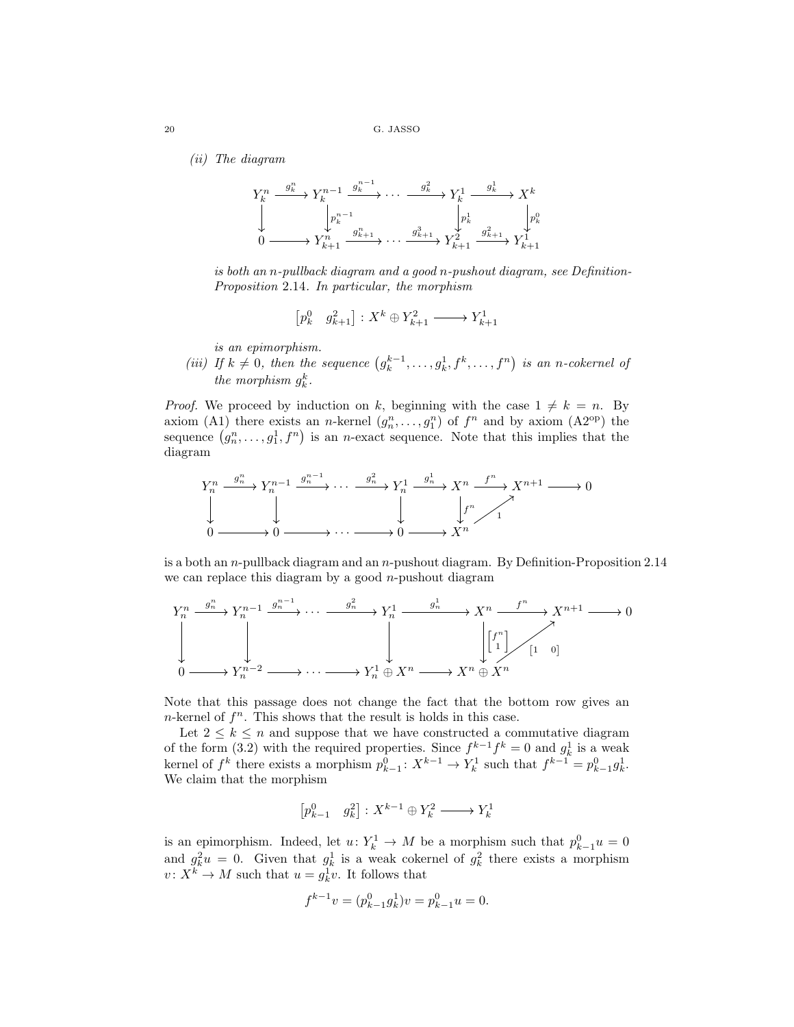*(ii) The diagram*

$$
\begin{array}{ccccccccc}
Y_k^n & \xrightarrow{g_k^n} & Y_k^{n-1} & \xrightarrow{g_k^{n-1}} & \cdots & \xrightarrow{g_k^2} & Y_k^1 & \xrightarrow{g_k^1} & X^k \\
\downarrow & & \downarrow{\scriptstyle p_k^{n-1}} & & & & \downarrow{\scriptstyle p_k^1} & & \downarrow{\scriptstyle p_k^0} \\
0 & \longrightarrow & Y_{k+1}^n & \xrightarrow{g_{k+1}^n} & \cdots & \xrightarrow{g_{k+1}^3} & Y_{k+1}^2 & \xrightarrow{g_{k+1}^2} & Y_{k+1}^1
\end{array}
$$

*is both an $n$-pullback diagram and a good $n$-pushout diagram, see Definition-Proposition 2.14. In particular, the morphism*

$$\begin{bmatrix} p_k^0 & g_{k+1}^2 \end{bmatrix} : X^k \oplus Y_{k+1}^2 \longrightarrow Y_{k+1}^1$$

*is an epimorphism.*

*(iii) If $k \neq 0$, then the sequence $\left(g_k^{k-1}, \dots, g_k^1, f^k, \dots, f^n\right)$ is an $n$-cokernel of the morphism $g_k^k$.*

*Proof.* We proceed by induction on $k$, beginning with the case $1 \neq k = n$. By axiom (A1) there exists an $n$-kernel $(g_n^n, \dots, g_1^n)$ of $f^n$ and by axiom (A2$^{\mathrm{op}}$) the sequence $\left(g_n^n, \dots, g_1^n, f^n\right)$ is an $n$-exact sequence. Note that this implies that the diagram

$$
\begin{array}{ccccccccccccc}
Y_n^n & \xrightarrow{g_n^n} & Y_n^{n-1} & \xrightarrow{g_n^{n-1}} & \cdots & \xrightarrow{g_n^2} & Y_n^1 & \xrightarrow{g_n^1} & X^n & \xrightarrow{f^n} & X^{n+1} & \longrightarrow & 0 \\
\downarrow & & \downarrow & & & & \downarrow & & \downarrow{\scriptstyle f^n} & \nearrow{\scriptstyle 1} & & & \\
0 & \longrightarrow & 0 & \longrightarrow & \cdots & \longrightarrow & 0 & \longrightarrow & X^n & & & &
\end{array}
$$

is a both an $n$-pullback diagram and an $n$-pushout diagram. By Definition-Proposition 2.14 we can replace this diagram by a good $n$-pushout diagram

$$
\begin{array}{ccccccccccccc}
Y_n^n & \xrightarrow{g_n^n} & Y_n^{n-1} & \xrightarrow{g_n^{n-1}} & \cdots & \xrightarrow{g_n^2} & Y_n^1 & \xrightarrow{g_n^1} & X^n & \xrightarrow{f^n} & X^{n+1} & \longrightarrow & 0 \\
\downarrow & & \downarrow & & & & \downarrow & & \downarrow{\scriptstyle \begin{bmatrix} f^n \\ 1 \end{bmatrix}} & \nearrow{\scriptstyle [1 \;\; 0]} & & & \\
0 & \longrightarrow & Y_n^{n-2} & \longrightarrow & \cdots & \longrightarrow & Y_n^1 \oplus X^n & \longrightarrow & X^n \oplus X^n & & & &
\end{array}
$$

Note that this passage does not change the fact that the bottom row gives an $n$-kernel of $f^n$. This shows that the result is holds in this case.

Let $2 \leq k \leq n$ and suppose that we have constructed a commutative diagram of the form (3.2) with the required properties. Since $f^{k-1}f^k = 0$ and $g_k^1$ is a weak kernel of $f^k$ there exists a morphism $p_{k-1}^0 \colon X^{k-1} \to Y_k^1$ such that $f^{k-1} = p_{k-1}^0 g_k^1$. We claim that the morphism

$$\begin{bmatrix} p_{k-1}^0 & g_k^2 \end{bmatrix} : X^{k-1} \oplus Y_k^2 \longrightarrow Y_k^1$$

is an epimorphism. Indeed, let $u \colon Y_k^1 \to M$ be a morphism such that $p_{k-1}^0 u = 0$ and $g_k^2 u = 0$. Given that $g_k^1$ is a weak cokernel of $g_k^2$ there exists a morphism $v \colon X^k \to M$ such that $u = g_k^1 v$. It follows that

$$f^{k-1} v = (p_{k-1}^0 g_k^1) v = p_{k-1}^0 u = 0.$$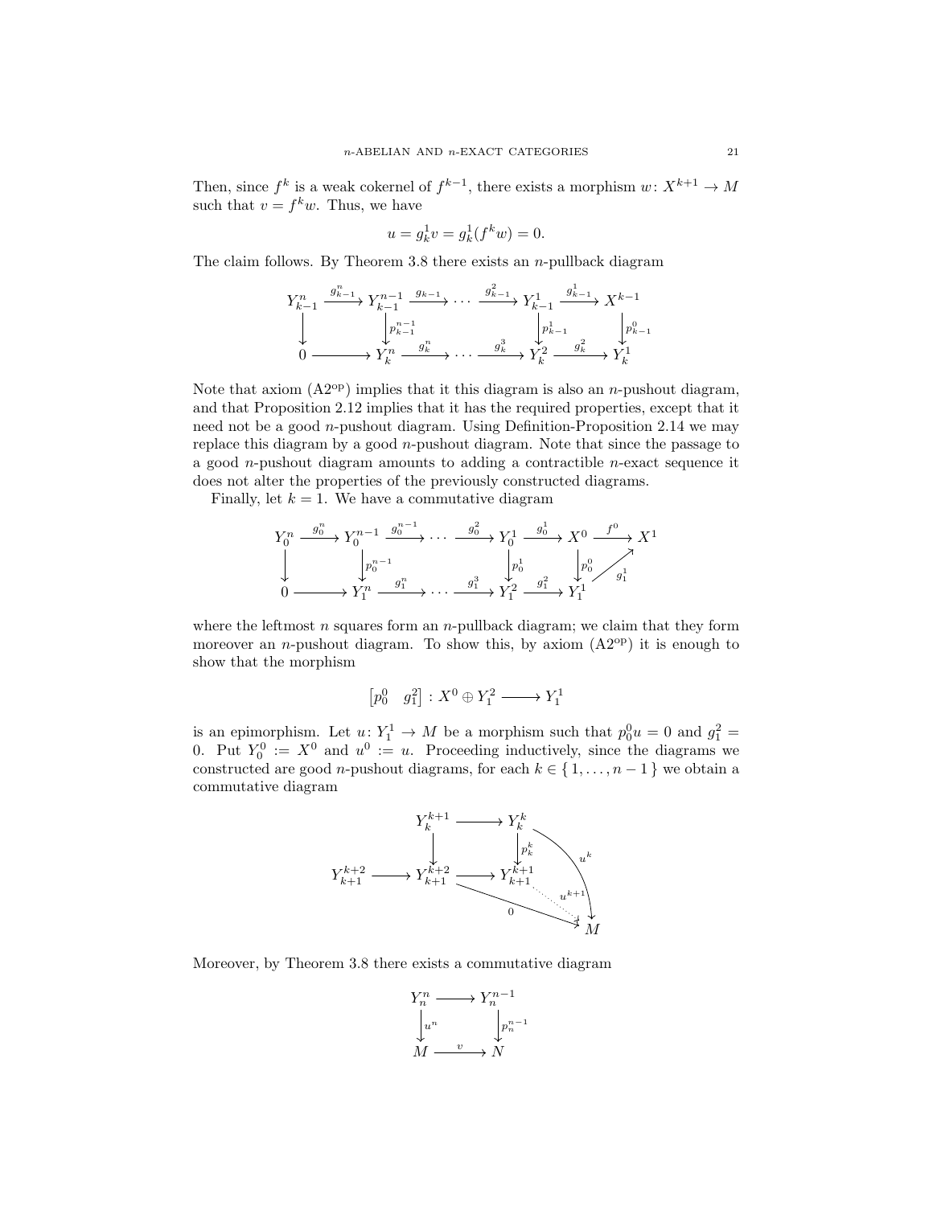Then, since $f^k$ is a weak cokernel of $f^{k-1}$, there exists a morphism $w\colon X^{k+1} \to M$ such that $v = f^k w$. Thus, we have

$$u = g_k^1 v = g_k^1(f^k w) = 0.$$

The claim follows. By Theorem 3.8 there exists an $n$-pullback diagram

$$\begin{array}{ccccccccc}
Y_{k-1}^n & \xrightarrow{g_{k-1}^n} & Y_{k-1}^{n-1} & \xrightarrow{g_{k-1}} & \cdots & \xrightarrow{g_{k-1}^2} & Y_{k-1}^1 & \xrightarrow{g_{k-1}^1} & X^{k-1} \\
\downarrow & & \downarrow{\scriptstyle p_{k-1}^{n-1}} & & & & \downarrow{\scriptstyle p_{k-1}^1} & & \downarrow{\scriptstyle p_{k-1}^0} \\
0 & \longrightarrow & Y_k^n & \xrightarrow{g_k^n} & \cdots & \xrightarrow{g_k^3} & Y_k^2 & \xrightarrow{g_k^2} & Y_k^1
\end{array}$$

Note that axiom (A2$^{\mathrm{op}}$) implies that it this diagram is also an $n$-pushout diagram, and that Proposition 2.12 implies that it has the required properties, except that it need not be a good $n$-pushout diagram. Using Definition-Proposition 2.14 we may replace this diagram by a good $n$-pushout diagram. Note that since the passage to a good $n$-pushout diagram amounts to adding a contractible $n$-exact sequence it does not alter the properties of the previously constructed diagrams.

Finally, let $k = 1$. We have a commutative diagram

$$\begin{array}{ccccccccccc}
Y_0^n & \xrightarrow{g_0^n} & Y_0^{n-1} & \xrightarrow{g_0^{n-1}} & \cdots & \xrightarrow{g_0^2} & Y_0^1 & \xrightarrow{g_0^1} & X^0 & \xrightarrow{f^0} & X^1 \\
\downarrow & & \downarrow{\scriptstyle p_0^{n-1}} & & & & \downarrow{\scriptstyle p_0^1} & & \downarrow{\scriptstyle p_0^0} & \nearrow{\scriptstyle g_1^1} & \\
0 & \longrightarrow & Y_1^n & \xrightarrow{g_1^n} & \cdots & \xrightarrow{g_1^3} & Y_1^2 & \xrightarrow{g_1^2} & Y_1^1 & &
\end{array}$$

where the leftmost $n$ squares form an $n$-pullback diagram; we claim that they form moreover an $n$-pushout diagram. To show this, by axiom (A2$^{\mathrm{op}}$) it is enough to show that the morphism

$$\begin{bmatrix} p_0^0 & g_1^2 \end{bmatrix} : X^0 \oplus Y_1^2 \longrightarrow Y_1^1$$

is an epimorphism. Let $u\colon Y_1^1 \to M$ be a morphism such that $p_0^0 u = 0$ and $g_1^2 = 0$. Put $Y_0^0 := X^0$ and $u^0 := u$. Proceeding inductively, since the diagrams we constructed are good $n$-pushout diagrams, for each $k \in \{1, \dots, n-1\}$ we obtain a commutative diagram

$$\begin{array}{ccccc}
 & & Y_k^{k+1} & \longrightarrow & Y_k^k \\
 & & \downarrow & & \downarrow{\scriptstyle p_k^k} \\
Y_{k+1}^{k+2} & \longrightarrow & Y_{k+1}^{k+2} & \longrightarrow & Y_{k+1}^{k+1}
\end{array}$$

with $u^k\colon Y_k^k \to M$, the zero morphism $0\colon Y_{k+1}^{k+2} \to M$, and the induced (dotted) morphism $u^{k+1}\colon Y_{k+1}^{k+1} \to M$.

Moreover, by Theorem 3.8 there exists a commutative diagram

$$\begin{array}{ccc}
Y_n^n & \longrightarrow & Y_n^{n-1} \\
\downarrow{\scriptstyle u^n} & & \downarrow{\scriptstyle p_n^{n-1}} \\
M & \xrightarrow{v} & N
\end{array}$$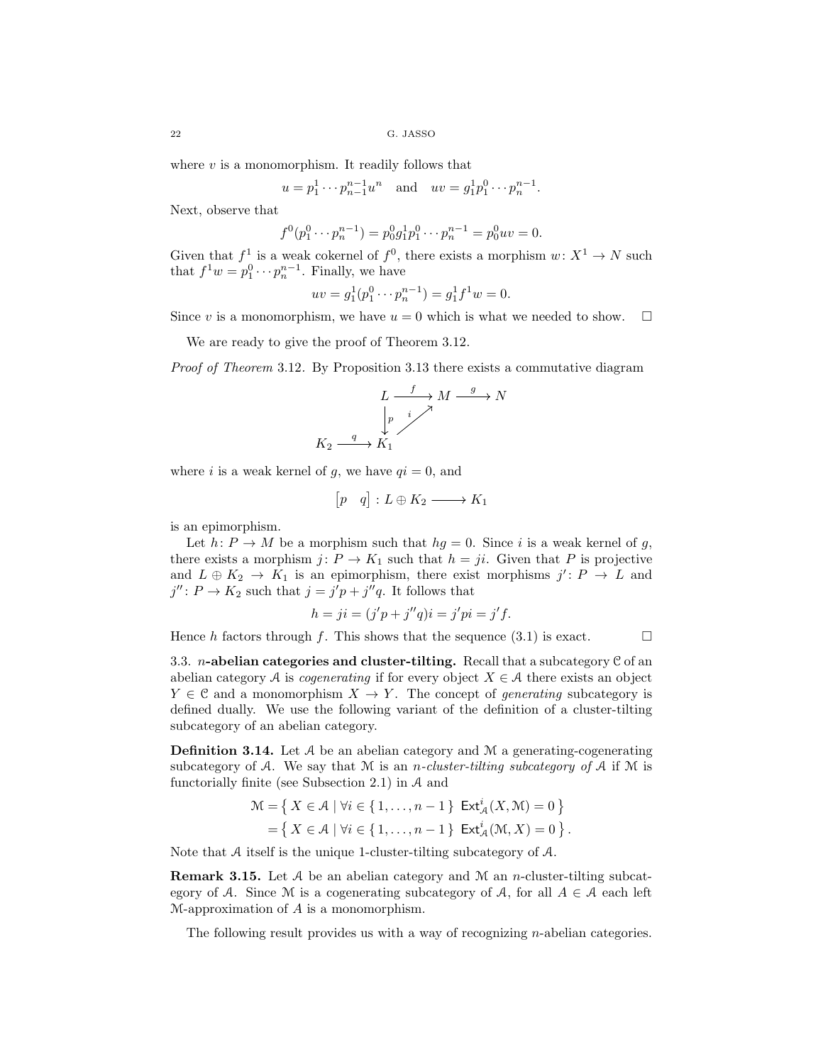where $v$ is a monomorphism. It readily follows that

$$u = p_1^1 \cdots p_{n-1}^{n-1} u^n \quad \text{and} \quad uv = g_1^1 p_1^0 \cdots p_n^{n-1}.$$

Next, observe that

$$f^0(p_1^0 \cdots p_n^{n-1}) = p_0^0 g_1^1 p_1^0 \cdots p_n^{n-1} = p_0^0 uv = 0.$$

Given that $f^1$ is a weak cokernel of $f^0$, there exists a morphism $w\colon X^1 \to N$ such that $f^1 w = p_1^0 \cdots p_n^{n-1}$. Finally, we have

$$uv = g_1^1(p_1^0 \cdots p_n^{n-1}) = g_1^1 f^1 w = 0.$$

Since $v$ is a monomorphism, we have $u = 0$ which is what we needed to show. $\square$

We are ready to give the proof of Theorem 3.12.

*Proof of Theorem* 3.12. By Proposition 3.13 there exists a commutative diagram

$$\begin{array}{ccccc} & & L & \xrightarrow{f} & M & \xrightarrow{g} & N \\ & & \downarrow{\scriptstyle p} & \nearrow{\scriptstyle i} & & & \\ K_2 & \xrightarrow{q} & K_1 & & & & \end{array}$$

where $i$ is a weak kernel of $g$, we have $qi = 0$, and

$$\begin{bmatrix} p & q \end{bmatrix} : L \oplus K_2 \longrightarrow K_1$$

is an epimorphism.

Let $h\colon P \to M$ be a morphism such that $hg = 0$. Since $i$ is a weak kernel of $g$, there exists a morphism $j\colon P \to K_1$ such that $h = ji$. Given that $P$ is projective and $L \oplus K_2 \to K_1$ is an epimorphism, there exist morphisms $j'\colon P \to L$ and $j''\colon P \to K_2$ such that $j = j'p + j''q$. It follows that

$$h = ji = (j'p + j''q)i = j'pi = j'f.$$

Hence $h$ factors through $f$. This shows that the sequence (3.1) is exact. $\square$

3.3. **$n$-abelian categories and cluster-tilting.** Recall that a subcategory $\mathcal{C}$ of an abelian category $\mathcal{A}$ is *cogenerating* if for every object $X \in \mathcal{A}$ there exists an object $Y \in \mathcal{C}$ and a monomorphism $X \to Y$. The concept of *generating* subcategory is defined dually. We use the following variant of the definition of a cluster-tilting subcategory of an abelian category.

**Definition 3.14.** Let $\mathcal{A}$ be an abelian category and $\mathcal{M}$ a generating-cogenerating subcategory of $\mathcal{A}$. We say that $\mathcal{M}$ is an *$n$-cluster-tilting subcategory of* $\mathcal{A}$ if $\mathcal{M}$ is functorially finite (see Subsection 2.1) in $\mathcal{A}$ and

$$\begin{aligned} \mathcal{M} &= \left\{ X \in \mathcal{A} \mid \forall i \in \{1, \dots, n-1\} \ \mathsf{Ext}^i_{\mathcal{A}}(X, \mathcal{M}) = 0 \right\} \\ &= \left\{ X \in \mathcal{A} \mid \forall i \in \{1, \dots, n-1\} \ \mathsf{Ext}^i_{\mathcal{A}}(\mathcal{M}, X) = 0 \right\}. \end{aligned}$$

Note that $\mathcal{A}$ itself is the unique 1-cluster-tilting subcategory of $\mathcal{A}$.

**Remark 3.15.** Let $\mathcal{A}$ be an abelian category and $\mathcal{M}$ an $n$-cluster-tilting subcategory of $\mathcal{A}$. Since $\mathcal{M}$ is a cogenerating subcategory of $\mathcal{A}$, for all $A \in \mathcal{A}$ each left $\mathcal{M}$-approximation of $A$ is a monomorphism.

The following result provides us with a way of recognizing $n$-abelian categories.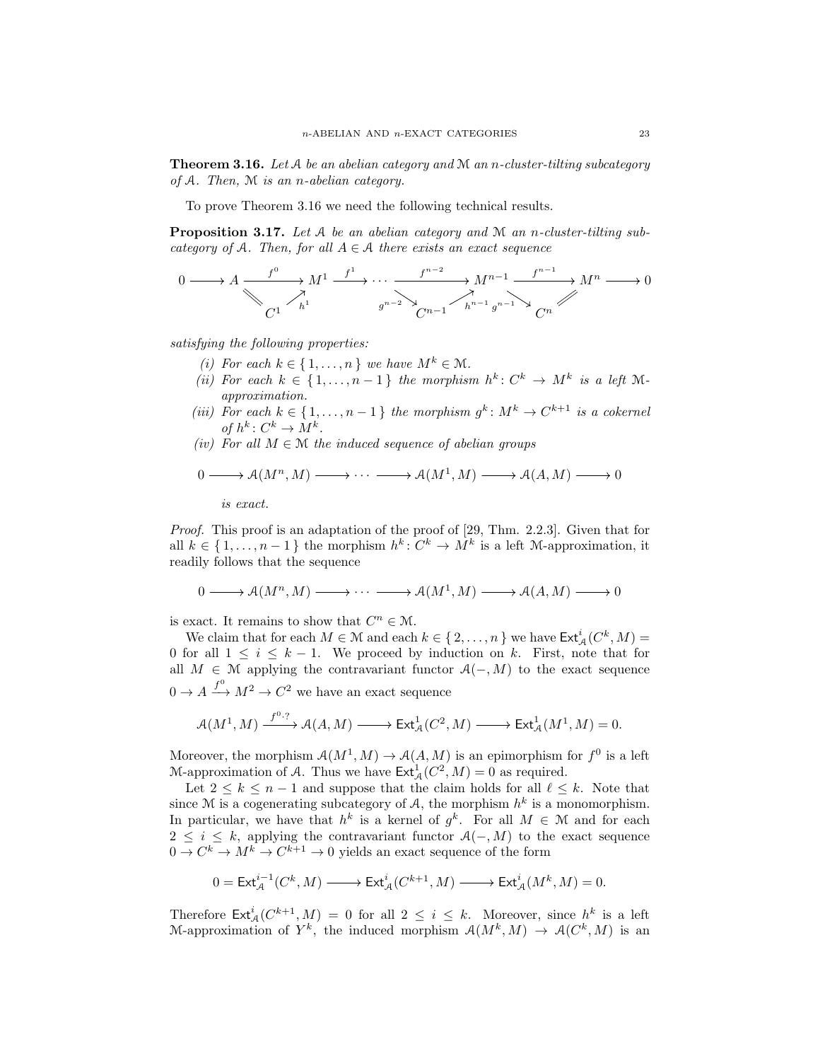**Theorem 3.16.** *Let $\mathcal{A}$ be an abelian category and $\mathcal{M}$ an $n$-cluster-tilting subcategory of $\mathcal{A}$. Then, $\mathcal{M}$ is an $n$-abelian category.*

To prove Theorem 3.16 we need the following technical results.

**Proposition 3.17.** *Let $\mathcal{A}$ be an abelian category and $\mathcal{M}$ an $n$-cluster-tilting subcategory of $\mathcal{A}$. Then, for all $A \in \mathcal{A}$ there exists an exact sequence*

$$\begin{array}{ccccccccccccc} 0 \longrightarrow & A & \xrightarrow{f^0} & M^1 & \xrightarrow{f^1} & \cdots & \xrightarrow{f^{n-2}} & M^{n-1} & \xrightarrow{f^{n-1}} & M^n & \longrightarrow 0 \\ & \| & \nearrow_{h^1} & & & \searrow^{g^{n-2}} & \nearrow_{h^{n-1}} & & \searrow^{g^{n-1}} & \| & \\ & C^1 & & & & C^{n-1} & & & & C^n & \end{array}$$

*satisfying the following properties:*

(i) *For each $k \in \{1, \ldots, n\}$ we have $M^k \in \mathcal{M}$.*

(ii) *For each $k \in \{1, \ldots, n-1\}$ the morphism $h^k \colon C^k \to M^k$ is a left $\mathcal{M}$-approximation.*

(iii) *For each $k \in \{1, \ldots, n-1\}$ the morphism $g^k \colon M^k \to C^{k+1}$ is a cokernel of $h^k \colon C^k \to M^k$.*

(iv) *For all $M \in \mathcal{M}$ the induced sequence of abelian groups*

$$0 \longrightarrow \mathcal{A}(M^n, M) \longrightarrow \cdots \longrightarrow \mathcal{A}(M^1, M) \longrightarrow \mathcal{A}(A, M) \longrightarrow 0$$

*is exact.*

*Proof.* This proof is an adaptation of the proof of [29, Thm. 2.2.3]. Given that for all $k \in \{1, \ldots, n-1\}$ the morphism $h^k \colon C^k \to M^k$ is a left $\mathcal{M}$-approximation, it readily follows that the sequence

$$0 \longrightarrow \mathcal{A}(M^n, M) \longrightarrow \cdots \longrightarrow \mathcal{A}(M^1, M) \longrightarrow \mathcal{A}(A, M) \longrightarrow 0$$

is exact. It remains to show that $C^n \in \mathcal{M}$.

We claim that for each $M \in \mathcal{M}$ and each $k \in \{2, \ldots, n\}$ we have $\mathsf{Ext}^i_{\mathcal{A}}(C^k, M) = 0$ for all $1 \leq i \leq k-1$. We proceed by induction on $k$. First, note that for all $M \in \mathcal{M}$ applying the contravariant functor $\mathcal{A}(-, M)$ to the exact sequence $0 \to A \xrightarrow{f^0} M^2 \to C^2$ we have an exact sequence

$$\mathcal{A}(M^1, M) \xrightarrow{f^0 \cdot ?} \mathcal{A}(A, M) \longrightarrow \mathsf{Ext}^1_{\mathcal{A}}(C^2, M) \longrightarrow \mathsf{Ext}^1_{\mathcal{A}}(M^1, M) = 0.$$

Moreover, the morphism $\mathcal{A}(M^1, M) \to \mathcal{A}(A, M)$ is an epimorphism for $f^0$ is a left $\mathcal{M}$-approximation of $\mathcal{A}$. Thus we have $\mathsf{Ext}^1_{\mathcal{A}}(C^2, M) = 0$ as required.

Let $2 \leq k \leq n-1$ and suppose that the claim holds for all $\ell \leq k$. Note that since $\mathcal{M}$ is a cogenerating subcategory of $\mathcal{A}$, the morphism $h^k$ is a monomorphism. In particular, we have that $h^k$ is a kernel of $g^k$. For all $M \in \mathcal{M}$ and for each $2 \leq i \leq k$, applying the contravariant functor $\mathcal{A}(-, M)$ to the exact sequence $0 \to C^k \to M^k \to C^{k+1} \to 0$ yields an exact sequence of the form

$$0 = \mathsf{Ext}^{i-1}_{\mathcal{A}}(C^k, M) \longrightarrow \mathsf{Ext}^i_{\mathcal{A}}(C^{k+1}, M) \longrightarrow \mathsf{Ext}^i_{\mathcal{A}}(M^k, M) = 0.$$

Therefore $\mathsf{Ext}^i_{\mathcal{A}}(C^{k+1}, M) = 0$ for all $2 \leq i \leq k$. Moreover, since $h^k$ is a left $\mathcal{M}$-approximation of $Y^k$, the induced morphism $\mathcal{A}(M^k, M) \to \mathcal{A}(C^k, M)$ is an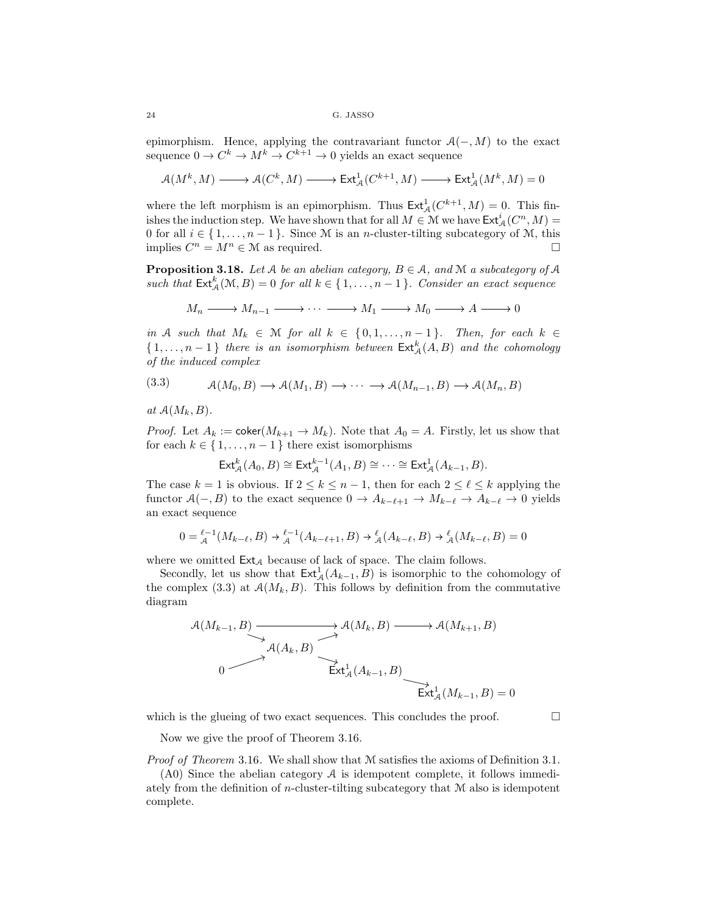epimorphism. Hence, applying the contravariant functor $\mathcal{A}(-,M)$ to the exact sequence $0 \to C^k \to M^k \to C^{k+1} \to 0$ yields an exact sequence

$$\mathcal{A}(M^k, M) \longrightarrow \mathcal{A}(C^k, M) \longrightarrow \mathsf{Ext}^1_{\mathcal{A}}(C^{k+1}, M) \longrightarrow \mathsf{Ext}^1_{\mathcal{A}}(M^k, M) = 0$$

where the left morphism is an epimorphism. Thus $\mathsf{Ext}^1_{\mathcal{A}}(C^{k+1}, M) = 0$. This finishes the induction step. We have shown that for all $M \in \mathcal{M}$ we have $\mathsf{Ext}^i_{\mathcal{A}}(C^n, M) = 0$ for all $i \in \{1, \dots, n-1\}$. Since $\mathcal{M}$ is an $n$-cluster-tilting subcategory of $\mathcal{M}$, this implies $C^n = M^n \in \mathcal{M}$ as required. $\square$

**Proposition 3.18.** *Let $\mathcal{A}$ be an abelian category, $B \in \mathcal{A}$, and $\mathcal{M}$ a subcategory of $\mathcal{A}$ such that $\mathsf{Ext}^k_{\mathcal{A}}(\mathcal{M}, B) = 0$ for all $k \in \{1, \dots, n-1\}$. Consider an exact sequence*

$$M_n \longrightarrow M_{n-1} \longrightarrow \cdots \longrightarrow M_1 \longrightarrow M_0 \longrightarrow A \longrightarrow 0$$

*in $\mathcal{A}$ such that $M_k \in \mathcal{M}$ for all $k \in \{0, 1, \dots, n-1\}$. Then, for each $k \in \{1, \dots, n-1\}$ there is an isomorphism between $\mathsf{Ext}^k_{\mathcal{A}}(A, B)$ and the cohomology of the induced complex*

$$\mathcal{A}(M_0, B) \longrightarrow \mathcal{A}(M_1, B) \longrightarrow \cdots \longrightarrow \mathcal{A}(M_{n-1}, B) \longrightarrow \mathcal{A}(M_n, B) \tag{3.3}$$

*at $\mathcal{A}(M_k, B)$.*

*Proof.* Let $A_k := \mathsf{coker}(M_{k+1} \to M_k)$. Note that $A_0 = A$. Firstly, let us show that for each $k \in \{1, \dots, n-1\}$ there exist isomorphisms

$$\mathsf{Ext}^k_{\mathcal{A}}(A_0, B) \cong \mathsf{Ext}^{k-1}_{\mathcal{A}}(A_1, B) \cong \cdots \cong \mathsf{Ext}^1_{\mathcal{A}}(A_{k-1}, B).$$

The case $k = 1$ is obvious. If $2 \leq k \leq n-1$, then for each $2 \leq \ell \leq k$ applying the functor $\mathcal{A}(-, B)$ to the exact sequence $0 \to A_{k-\ell+1} \to M_{k-\ell} \to A_{k-\ell} \to 0$ yields an exact sequence

$$0 = {}^{\ell-1}_{\mathcal{A}}(M_{k-\ell}, B) \to {}^{\ell-1}_{\mathcal{A}}(A_{k-\ell+1}, B) \to {}^{\ell}_{\mathcal{A}}(A_{k-\ell}, B) \to {}^{\ell}_{\mathcal{A}}(M_{k-\ell}, B) = 0$$

where we omitted $\mathsf{Ext}_{\mathcal{A}}$ because of lack of space. The claim follows.

Secondly, let us show that $\mathsf{Ext}^1_{\mathcal{A}}(A_{k-1}, B)$ is isomorphic to the cohomology of the complex (3.3) at $\mathcal{A}(M_k, B)$. This follows by definition from the commutative diagram

$$\begin{array}{ccccc}
\mathcal{A}(M_{k-1}, B) & \longrightarrow & \mathcal{A}(M_k, B) & \longrightarrow & \mathcal{A}(M_{k+1}, B) \\
& \searrow & \nearrow & & \\
& & \mathcal{A}(A_k, B) & & \\
& \nearrow & & \searrow & \\
0 & & & & \mathsf{Ext}^1_{\mathcal{A}}(A_{k-1}, B) \\
& & & & \searrow \\
& & & & \mathsf{Ext}^1_{\mathcal{A}}(M_{k-1}, B) = 0
\end{array}$$

which is the glueing of two exact sequences. This concludes the proof. $\square$

Now we give the proof of Theorem 3.16.

*Proof of Theorem* 3.16. We shall show that $\mathcal{M}$ satisfies the axioms of Definition 3.1.

(A0) Since the abelian category $\mathcal{A}$ is idempotent complete, it follows immediately from the definition of $n$-cluster-tilting subcategory that $\mathcal{M}$ also is idempotent complete.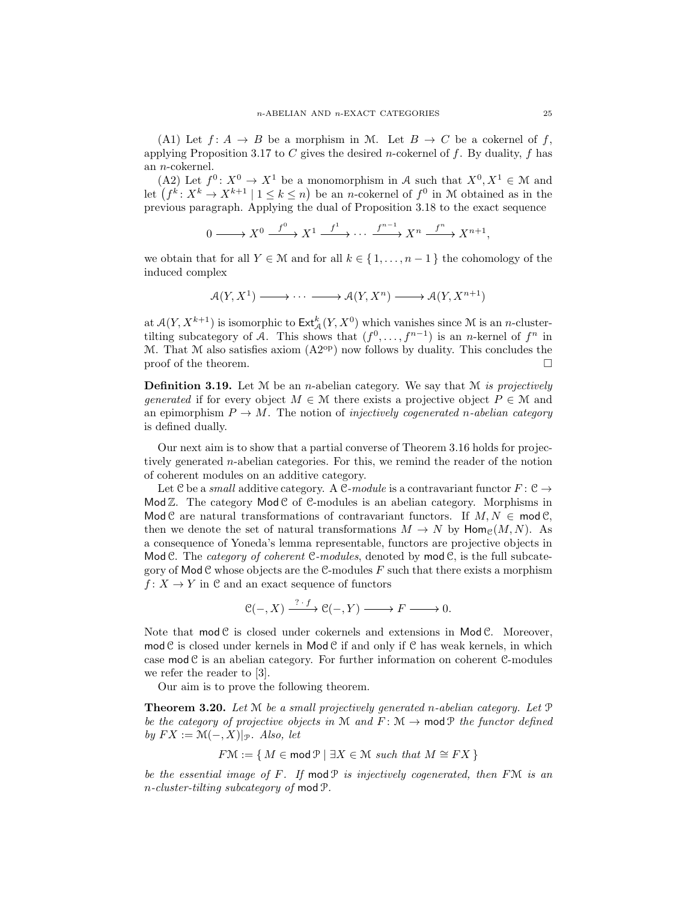(A1) Let $f\colon A \to B$ be a morphism in $\mathcal{M}$. Let $B \to C$ be a cokernel of $f$, applying Proposition 3.17 to $C$ gives the desired $n$-cokernel of $f$. By duality, $f$ has an $n$-cokernel.

(A2) Let $f^0\colon X^0 \to X^1$ be a monomorphism in $\mathcal{A}$ such that $X^0, X^1 \in \mathcal{M}$ and let $\left(f^k\colon X^k \to X^{k+1} \mid 1 \leq k \leq n\right)$ be an $n$-cokernel of $f^0$ in $\mathcal{M}$ obtained as in the previous paragraph. Applying the dual of Proposition 3.18 to the exact sequence

$$0 \longrightarrow X^0 \xrightarrow{f^0} X^1 \xrightarrow{f^1} \cdots \xrightarrow{f^{n-1}} X^n \xrightarrow{f^n} X^{n+1},$$

we obtain that for all $Y \in \mathcal{M}$ and for all $k \in \{1, \dots, n-1\}$ the cohomology of the induced complex

$$\mathcal{A}(Y, X^1) \longrightarrow \cdots \longrightarrow \mathcal{A}(Y, X^n) \longrightarrow \mathcal{A}(Y, X^{n+1})$$

at $\mathcal{A}(Y, X^{k+1})$ is isomorphic to $\mathsf{Ext}^k_{\mathcal{A}}(Y, X^0)$ which vanishes since $\mathcal{M}$ is an $n$-cluster-tilting subcategory of $\mathcal{A}$. This shows that $(f^0, \dots, f^{n-1})$ is an $n$-kernel of $f^n$ in $\mathcal{M}$. That $\mathcal{M}$ also satisfies axiom (A2$^{\text{op}}$) now follows by duality. This concludes the proof of the theorem. $\square$

**Definition 3.19.** Let $\mathcal{M}$ be an $n$-abelian category. We say that $\mathcal{M}$ *is projectively generated* if for every object $M \in \mathcal{M}$ there exists a projective object $P \in \mathcal{M}$ and an epimorphism $P \to M$. The notion of *injectively cogenerated $n$-abelian category* is defined dually.

Our next aim is to show that a partial converse of Theorem 3.16 holds for projectively generated $n$-abelian categories. For this, we remind the reader of the notion of coherent modules on an additive category.

Let $\mathcal{C}$ be a *small* additive category. A *$\mathcal{C}$-module* is a contravariant functor $F\colon \mathcal{C} \to \mathsf{Mod}\,\mathbb{Z}$. The category $\mathsf{Mod}\,\mathcal{C}$ of $\mathcal{C}$-modules is an abelian category. Morphisms in $\mathsf{Mod}\,\mathcal{C}$ are natural transformations of contravariant functors. If $M, N \in \mathsf{mod}\,\mathcal{C}$, then we denote the set of natural transformations $M \to N$ by $\mathsf{Hom}_{\mathcal{C}}(M, N)$. As a consequence of Yoneda's lemma representable, functors are projective objects in $\mathsf{Mod}\,\mathcal{C}$. The *category of coherent $\mathcal{C}$-modules*, denoted by $\mathsf{mod}\,\mathcal{C}$, is the full subcategory of $\mathsf{Mod}\,\mathcal{C}$ whose objects are the $\mathcal{C}$-modules $F$ such that there exists a morphism $f\colon X \to Y$ in $\mathcal{C}$ and an exact sequence of functors

$$\mathcal{C}(-, X) \xrightarrow{?\cdot f} \mathcal{C}(-, Y) \longrightarrow F \longrightarrow 0.$$

Note that $\mathsf{mod}\,\mathcal{C}$ is closed under cokernels and extensions in $\mathsf{Mod}\,\mathcal{C}$. Moreover, $\mathsf{mod}\,\mathcal{C}$ is closed under kernels in $\mathsf{Mod}\,\mathcal{C}$ if and only if $\mathcal{C}$ has weak kernels, in which case $\mathsf{mod}\,\mathcal{C}$ is an abelian category. For further information on coherent $\mathcal{C}$-modules we refer the reader to [3].

Our aim is to prove the following theorem.

**Theorem 3.20.** *Let $\mathcal{M}$ be a small projectively generated $n$-abelian category. Let $\mathcal{P}$ be the category of projective objects in $\mathcal{M}$ and $F\colon \mathcal{M} \to \mathsf{mod}\,\mathcal{P}$ the functor defined by $FX := \mathcal{M}(-, X)|_{\mathcal{P}}$. Also, let*

$$F\mathcal{M} := \{ M \in \mathsf{mod}\,\mathcal{P} \mid \exists X \in \mathcal{M} \text{ such that } M \cong FX \}$$

*be the essential image of $F$. If $\mathsf{mod}\,\mathcal{P}$ is injectively cogenerated, then $F\mathcal{M}$ is an $n$-cluster-tilting subcategory of $\mathsf{mod}\,\mathcal{P}$.*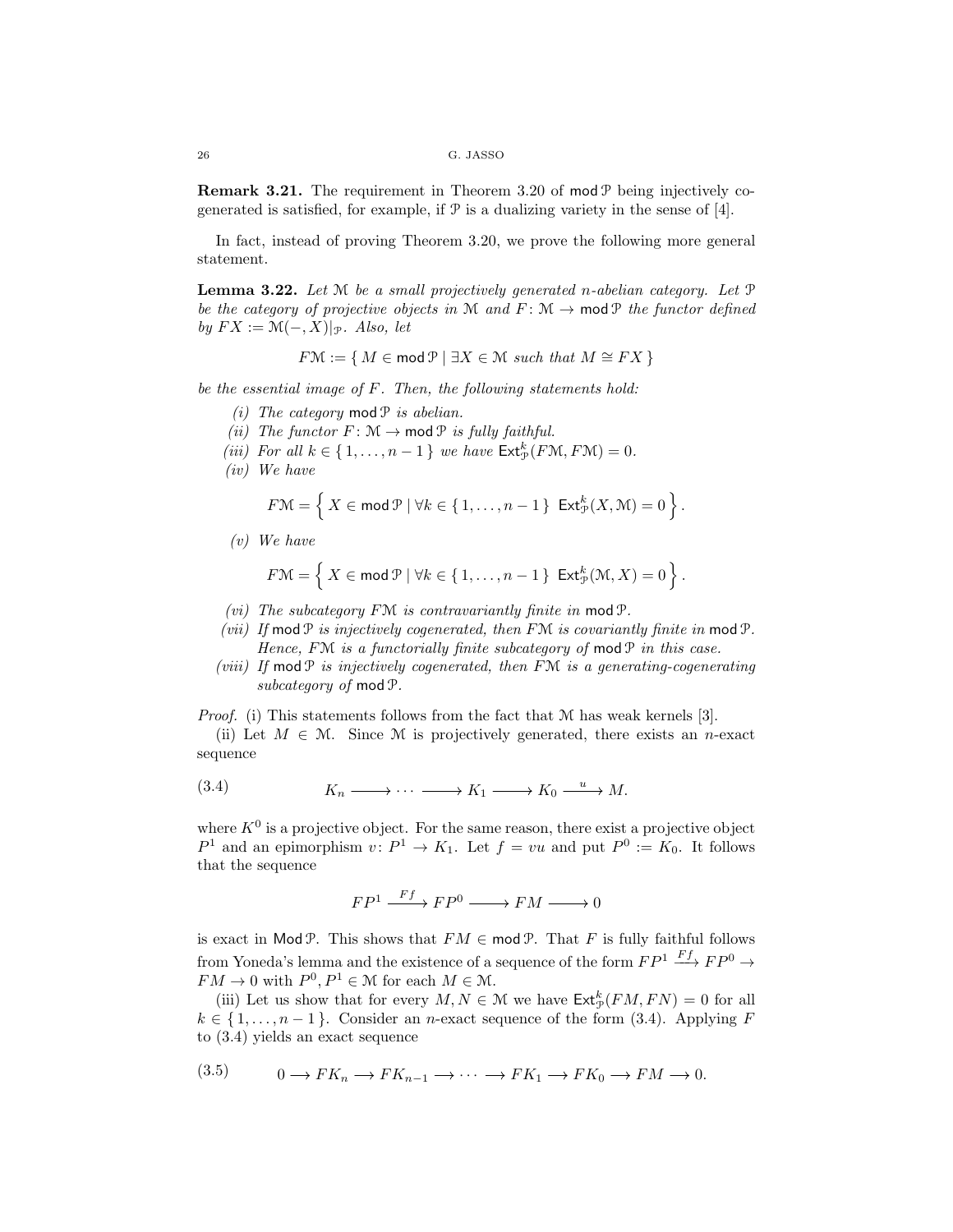**Remark 3.21.** The requirement in Theorem 3.20 of $\operatorname{mod}\mathcal{P}$ being injectively cogenerated is satisfied, for example, if $\mathcal{P}$ is a dualizing variety in the sense of [4].

In fact, instead of proving Theorem 3.20, we prove the following more general statement.

**Lemma 3.22.** *Let $\mathcal{M}$ be a small projectively generated $n$-abelian category. Let $\mathcal{P}$ be the category of projective objects in $\mathcal{M}$ and $F\colon \mathcal{M} \to \operatorname{mod}\mathcal{P}$ the functor defined by $FX := \mathcal{M}(-,X)|_{\mathcal{P}}$. Also, let*

$$F\mathcal{M} := \{\, M \in \operatorname{mod}\mathcal{P} \mid \exists X \in \mathcal{M} \text{ such that } M \cong FX \,\}$$

*be the essential image of $F$. Then, the following statements hold:*

*(i) The category $\operatorname{mod}\mathcal{P}$ is abelian.*

*(ii) The functor $F\colon \mathcal{M} \to \operatorname{mod}\mathcal{P}$ is fully faithful.*

*(iii) For all $k \in \{1,\dots,n-1\}$ we have $\operatorname{Ext}^k_{\mathcal{P}}(F\mathcal{M},F\mathcal{M}) = 0$.*

*(iv) We have*

$$F\mathcal{M} = \left\{\, X \in \operatorname{mod}\mathcal{P} \mid \forall k \in \{1,\dots,n-1\}\ \operatorname{Ext}^k_{\mathcal{P}}(X,\mathcal{M}) = 0 \,\right\}.$$

*(v) We have*

$$F\mathcal{M} = \left\{\, X \in \operatorname{mod}\mathcal{P} \mid \forall k \in \{1,\dots,n-1\}\ \operatorname{Ext}^k_{\mathcal{P}}(\mathcal{M},X) = 0 \,\right\}.$$

*(vi) The subcategory $F\mathcal{M}$ is contravariantly finite in $\operatorname{mod}\mathcal{P}$.*

*(vii) If $\operatorname{mod}\mathcal{P}$ is injectively cogenerated, then $F\mathcal{M}$ is covariantly finite in $\operatorname{mod}\mathcal{P}$. Hence, $F\mathcal{M}$ is a functorially finite subcategory of $\operatorname{mod}\mathcal{P}$ in this case.*

*(viii) If $\operatorname{mod}\mathcal{P}$ is injectively cogenerated, then $F\mathcal{M}$ is a generating-cogenerating subcategory of $\operatorname{mod}\mathcal{P}$.*

*Proof.* (i) This statements follows from the fact that $\mathcal{M}$ has weak kernels [3].

(ii) Let $M \in \mathcal{M}$. Since $\mathcal{M}$ is projectively generated, there exists an $n$-exact sequence

$$K_n \longrightarrow \cdots \longrightarrow K_1 \longrightarrow K_0 \xrightarrow{\ u\ } M. \tag{3.4}$$

where $K^0$ is a projective object. For the same reason, there exist a projective object $P^1$ and an epimorphism $v\colon P^1 \to K_1$. Let $f = vu$ and put $P^0 := K_0$. It follows that the sequence

$$FP^1 \xrightarrow{\ Ff\ } FP^0 \longrightarrow FM \longrightarrow 0$$

is exact in $\operatorname{Mod}\mathcal{P}$. This shows that $FM \in \operatorname{mod}\mathcal{P}$. That $F$ is fully faithful follows from Yoneda's lemma and the existence of a sequence of the form $FP^1 \xrightarrow{Ff} FP^0 \to FM \to 0$ with $P^0, P^1 \in \mathcal{M}$ for each $M \in \mathcal{M}$.

(iii) Let us show that for every $M,N \in \mathcal{M}$ we have $\operatorname{Ext}^k_{\mathcal{P}}(FM,FN) = 0$ for all $k \in \{1,\dots,n-1\}$. Consider an $n$-exact sequence of the form (3.4). Applying $F$ to (3.4) yields an exact sequence

$$0 \longrightarrow FK_n \longrightarrow FK_{n-1} \longrightarrow \cdots \longrightarrow FK_1 \longrightarrow FK_0 \longrightarrow FM \longrightarrow 0. \tag{3.5}$$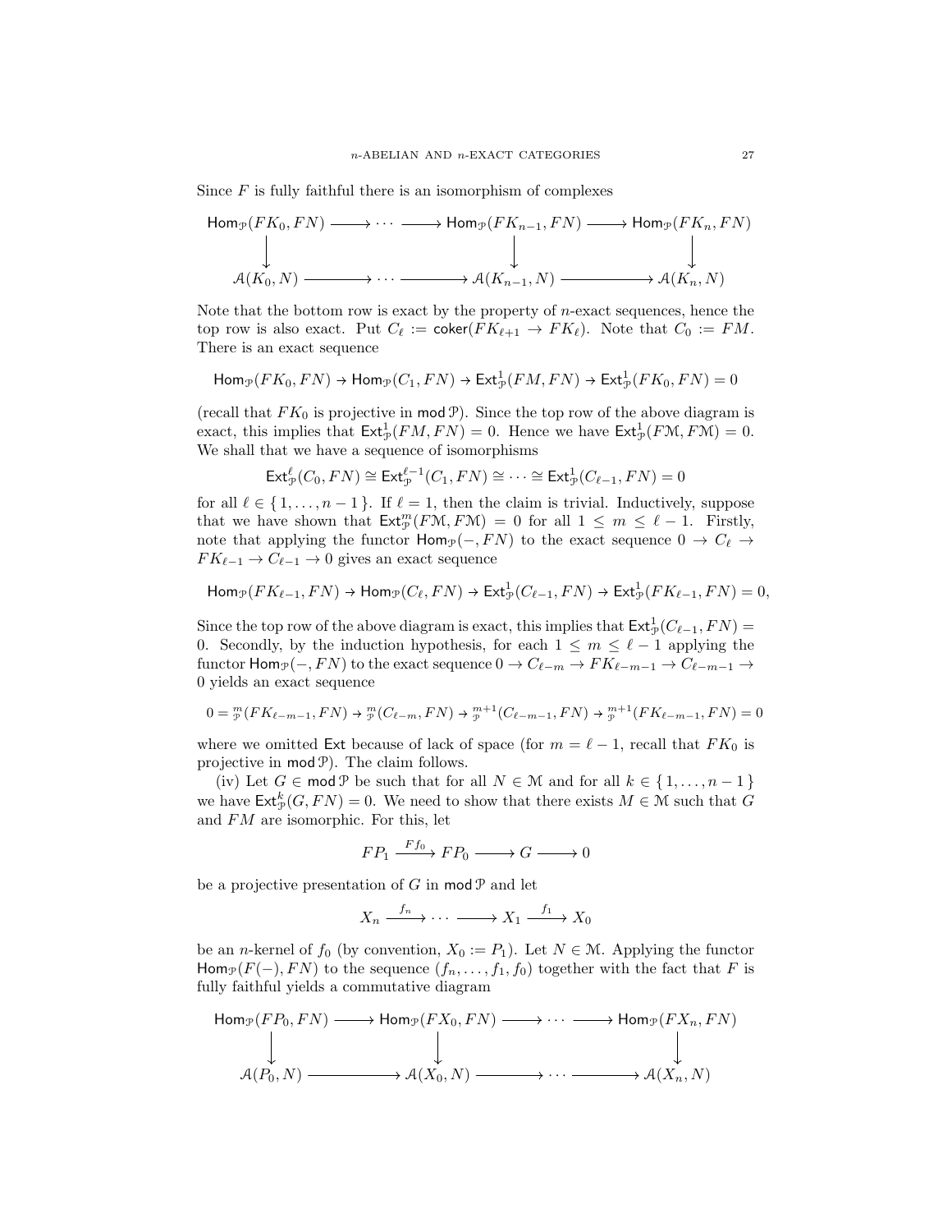Since $F$ is fully faithful there is an isomorphism of complexes

$$\begin{array}{ccccccc}
\mathsf{Hom}_{\mathcal{P}}(FK_0, FN) & \longrightarrow \cdots \longrightarrow & \mathsf{Hom}_{\mathcal{P}}(FK_{n-1}, FN) & \longrightarrow & \mathsf{Hom}_{\mathcal{P}}(FK_n, FN) \\
\downarrow & & \downarrow & & \downarrow \\
\mathcal{A}(K_0, N) & \longrightarrow \cdots \longrightarrow & \mathcal{A}(K_{n-1}, N) & \longrightarrow & \mathcal{A}(K_n, N)
\end{array}$$

Note that the bottom row is exact by the property of $n$-exact sequences, hence the top row is also exact. Put $C_\ell := \mathsf{coker}(FK_{\ell+1} \to FK_\ell)$. Note that $C_0 := FM$. There is an exact sequence

$$\mathsf{Hom}_{\mathcal{P}}(FK_0, FN) \to \mathsf{Hom}_{\mathcal{P}}(C_1, FN) \to \mathsf{Ext}^1_{\mathcal{P}}(FM, FN) \to \mathsf{Ext}^1_{\mathcal{P}}(FK_0, FN) = 0$$

(recall that $FK_0$ is projective in $\mathsf{mod}\,\mathcal{P}$). Since the top row of the above diagram is exact, this implies that $\mathsf{Ext}^1_{\mathcal{P}}(FM, FN) = 0$. Hence we have $\mathsf{Ext}^1_{\mathcal{P}}(F\mathcal{M}, F\mathcal{M}) = 0$. We shall that we have a sequence of isomorphisms

$$\mathsf{Ext}^\ell_{\mathcal{P}}(C_0, FN) \cong \mathsf{Ext}^{\ell-1}_{\mathcal{P}}(C_1, FN) \cong \cdots \cong \mathsf{Ext}^1_{\mathcal{P}}(C_{\ell-1}, FN) = 0$$

for all $\ell \in \{1, \ldots, n-1\}$. If $\ell = 1$, then the claim is trivial. Inductively, suppose that we have shown that $\mathsf{Ext}^m_{\mathcal{P}}(F\mathcal{M}, F\mathcal{M}) = 0$ for all $1 \leq m \leq \ell - 1$. Firstly, note that applying the functor $\mathsf{Hom}_{\mathcal{P}}(-, FN)$ to the exact sequence $0 \to C_\ell \to FK_{\ell-1} \to C_{\ell-1} \to 0$ gives an exact sequence

$$\mathsf{Hom}_{\mathcal{P}}(FK_{\ell-1}, FN) \to \mathsf{Hom}_{\mathcal{P}}(C_\ell, FN) \to \mathsf{Ext}^1_{\mathcal{P}}(C_{\ell-1}, FN) \to \mathsf{Ext}^1_{\mathcal{P}}(FK_{\ell-1}, FN) = 0,$$

Since the top row of the above diagram is exact, this implies that $\mathsf{Ext}^1_{\mathcal{P}}(C_{\ell-1}, FN) = 0$. Secondly, by the induction hypothesis, for each $1 \leq m \leq \ell - 1$ applying the functor $\mathsf{Hom}_{\mathcal{P}}(-, FN)$ to the exact sequence $0 \to C_{\ell-m} \to FK_{\ell-m-1} \to C_{\ell-m-1} \to 0$ yields an exact sequence

$$0 = {}^m_{\mathcal{P}}(FK_{\ell-m-1}, FN) \to {}^m_{\mathcal{P}}(C_{\ell-m}, FN) \to {}^{m+1}_{\mathcal{P}}(C_{\ell-m-1}, FN) \to {}^{m+1}_{\mathcal{P}}(FK_{\ell-m-1}, FN) = 0$$

where we omitted $\mathsf{Ext}$ because of lack of space (for $m = \ell - 1$, recall that $FK_0$ is projective in $\mathsf{mod}\,\mathcal{P}$). The claim follows.

(iv) Let $G \in \mathsf{mod}\,\mathcal{P}$ be such that for all $N \in \mathcal{M}$ and for all $k \in \{1, \ldots, n-1\}$ we have $\mathsf{Ext}^k_{\mathcal{P}}(G, FN) = 0$. We need to show that there exists $M \in \mathcal{M}$ such that $G$ and $FM$ are isomorphic. For this, let

$$FP_1 \xrightarrow{Ff_0} FP_0 \longrightarrow G \longrightarrow 0$$

be a projective presentation of $G$ in $\mathsf{mod}\,\mathcal{P}$ and let

$$X_n \xrightarrow{f_n} \cdots \longrightarrow X_1 \xrightarrow{f_1} X_0$$

be an $n$-kernel of $f_0$ (by convention, $X_0 := P_1$). Let $N \in \mathcal{M}$. Applying the functor $\mathsf{Hom}_{\mathcal{P}}(F(-), FN)$ to the sequence $(f_n, \ldots, f_1, f_0)$ together with the fact that $F$ is fully faithful yields a commutative diagram

$$\begin{array}{ccccccc}
\mathsf{Hom}_{\mathcal{P}}(FP_0, FN) & \longrightarrow & \mathsf{Hom}_{\mathcal{P}}(FX_0, FN) & \longrightarrow \cdots \longrightarrow & \mathsf{Hom}_{\mathcal{P}}(FX_n, FN) \\
\downarrow & & \downarrow & & \downarrow \\
\mathcal{A}(P_0, N) & \longrightarrow & \mathcal{A}(X_0, N) & \longrightarrow \cdots \longrightarrow & \mathcal{A}(X_n, N)
\end{array}$$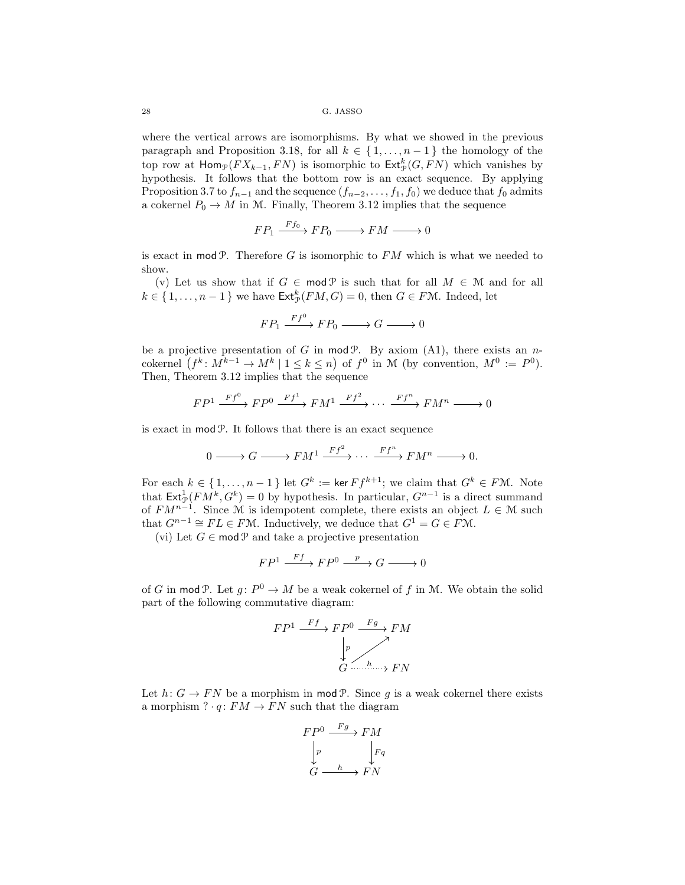where the vertical arrows are isomorphisms. By what we showed in the previous paragraph and Proposition 3.18, for all $k \in \{1, \dots, n-1\}$ the homology of the top row at $\mathsf{Hom}_{\mathcal{P}}(FX_{k-1}, FN)$ is isomorphic to $\mathsf{Ext}^k_{\mathcal{P}}(G, FN)$ which vanishes by hypothesis. It follows that the bottom row is an exact sequence. By applying Proposition 3.7 to $f_{n-1}$ and the sequence $(f_{n-2}, \dots, f_1, f_0)$ we deduce that $f_0$ admits a cokernel $P_0 \to M$ in $\mathcal{M}$. Finally, Theorem 3.12 implies that the sequence

$$FP_1 \xrightarrow{Ff_0} FP_0 \longrightarrow FM \longrightarrow 0$$

is exact in $\mathsf{mod}\,\mathcal{P}$. Therefore $G$ is isomorphic to $FM$ which is what we needed to show.

(v) Let us show that if $G \in \mathsf{mod}\,\mathcal{P}$ is such that for all $M \in \mathcal{M}$ and for all $k \in \{1, \dots, n-1\}$ we have $\mathsf{Ext}^k_{\mathcal{P}}(FM, G) = 0$, then $G \in F\mathcal{M}$. Indeed, let

$$FP_1 \xrightarrow{Ff^0} FP_0 \longrightarrow G \longrightarrow 0$$

be a projective presentation of $G$ in $\mathsf{mod}\,\mathcal{P}$. By axiom (A1), there exists an $n$-cokernel $\left(f^k \colon M^{k-1} \to M^k \mid 1 \leq k \leq n\right)$ of $f^0$ in $\mathcal{M}$ (by convention, $M^0 := P^0$). Then, Theorem 3.12 implies that the sequence

$$FP^1 \xrightarrow{Ff^0} FP^0 \xrightarrow{Ff^1} FM^1 \xrightarrow{Ff^2} \cdots \xrightarrow{Ff^n} FM^n \longrightarrow 0$$

is exact in $\mathsf{mod}\,\mathcal{P}$. It follows that there is an exact sequence

$$0 \longrightarrow G \longrightarrow FM^1 \xrightarrow{Ff^2} \cdots \xrightarrow{Ff^n} FM^n \longrightarrow 0.$$

For each $k \in \{1, \dots, n-1\}$ let $G^k := \ker Ff^{k+1}$; we claim that $G^k \in F\mathcal{M}$. Note that $\mathsf{Ext}^1_{\mathcal{P}}(FM^k, G^k) = 0$ by hypothesis. In particular, $G^{n-1}$ is a direct summand of $FM^{n-1}$. Since $\mathcal{M}$ is idempotent complete, there exists an object $L \in \mathcal{M}$ such that $G^{n-1} \cong FL \in F\mathcal{M}$. Inductively, we deduce that $G^1 = G \in F\mathcal{M}$.

(vi) Let $G \in \mathsf{mod}\,\mathcal{P}$ and take a projective presentation

$$FP^1 \xrightarrow{Ff} FP^0 \xrightarrow{p} G \longrightarrow 0$$

of $G$ in $\mathsf{mod}\,\mathcal{P}$. Let $g \colon P^0 \to M$ be a weak cokernel of $f$ in $\mathcal{M}$. We obtain the solid part of the following commutative diagram:

$$\begin{array}{ccccc} FP^1 & \xrightarrow{Ff} & FP^0 & \xrightarrow{Fg} & FM \\ & & \big\downarrow p & \nearrow & \\ & & G & \xrightarrow{h} & FN \end{array}$$

Let $h \colon G \to FN$ be a morphism in $\mathsf{mod}\,\mathcal{P}$. Since $g$ is a weak cokernel there exists a morphism $? \cdot q \colon FM \to FN$ such that the diagram

$$\begin{array}{ccc} FP^0 & \xrightarrow{Fg} & FM \\ \big\downarrow p & & \big\downarrow Fq \\ G & \xrightarrow{h} & FN \end{array}$$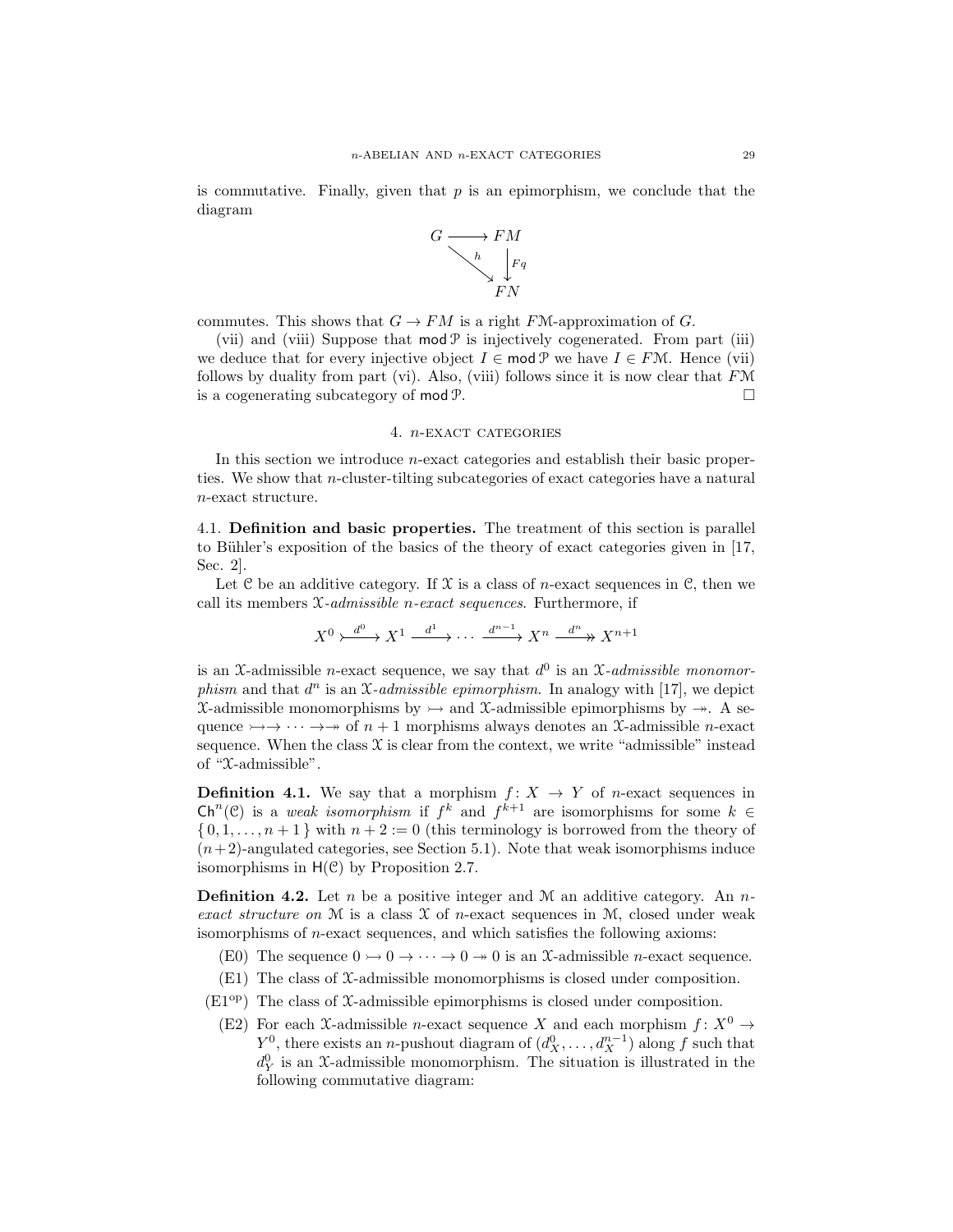is commutative. Finally, given that $p$ is an epimorphism, we conclude that the diagram

$$\begin{array}{ccc} G & \longrightarrow & FM \\ & \searrow^{h} & \downarrow{\scriptstyle Fq} \\ & & FN \end{array}$$

commutes. This shows that $G \to FM$ is a right $F\mathcal{M}$-approximation of $G$.

(vii) and (viii) Suppose that $\operatorname{mod}\mathcal{P}$ is injectively cogenerated. From part (iii) we deduce that for every injective object $I \in \operatorname{mod}\mathcal{P}$ we have $I \in F\mathcal{M}$. Hence (vii) follows by duality from part (vi). Also, (viii) follows since it is now clear that $F\mathcal{M}$ is a cogenerating subcategory of $\operatorname{mod}\mathcal{P}$. $\square$

## 4. $n$-exact categories

In this section we introduce $n$-exact categories and establish their basic properties. We show that $n$-cluster-tilting subcategories of exact categories have a natural $n$-exact structure.

### 4.1. Definition and basic properties.

The treatment of this section is parallel to Bühler's exposition of the basics of the theory of exact categories given in [17, Sec. 2].

Let $\mathcal{C}$ be an additive category. If $\mathcal{X}$ is a class of $n$-exact sequences in $\mathcal{C}$, then we call its members *$\mathcal{X}$-admissible $n$-exact sequences*. Furthermore, if

$$X^0 \overset{d^0}{\rightarrowtail} X^1 \xrightarrow{d^1} \cdots \xrightarrow{d^{n-1}} X^n \overset{d^n}{\twoheadrightarrow} X^{n+1}$$

is an $\mathcal{X}$-admissible $n$-exact sequence, we say that $d^0$ is an *$\mathcal{X}$-admissible monomorphism* and that $d^n$ is an *$\mathcal{X}$-admissible epimorphism*. In analogy with [17], we depict $\mathcal{X}$-admissible monomorphisms by $\rightarrowtail$ and $\mathcal{X}$-admissible epimorphisms by $\twoheadrightarrow$. A sequence $\rightarrowtail\to \cdots \to\twoheadrightarrow$ of $n+1$ morphisms always denotes an $\mathcal{X}$-admissible $n$-exact sequence. When the class $\mathcal{X}$ is clear from the context, we write "admissible" instead of "$\mathcal{X}$-admissible".

**Definition 4.1.** We say that a morphism $f\colon X \to Y$ of $n$-exact sequences in $\mathsf{Ch}^n(\mathcal{C})$ is a *weak isomorphism* if $f^k$ and $f^{k+1}$ are isomorphisms for some $k \in \{0, 1, \dots, n+1\}$ with $n+2 := 0$ (this terminology is borrowed from the theory of $(n+2)$-angulated categories, see Section 5.1). Note that weak isomorphisms induce isomorphisms in $\mathsf{H}(\mathcal{C})$ by Proposition 2.7.

**Definition 4.2.** Let $n$ be a positive integer and $\mathcal{M}$ an additive category. An *$n$-exact structure on* $\mathcal{M}$ is a class $\mathcal{X}$ of $n$-exact sequences in $\mathcal{M}$, closed under weak isomorphisms of $n$-exact sequences, and which satisfies the following axioms:

- (E0) The sequence $0 \rightarrowtail 0 \to \cdots \to 0 \twoheadrightarrow 0$ is an $\mathcal{X}$-admissible $n$-exact sequence.
- (E1) The class of $\mathcal{X}$-admissible monomorphisms is closed under composition.
- (E1$^{\mathrm{op}}$) The class of $\mathcal{X}$-admissible epimorphisms is closed under composition.
- (E2) For each $\mathcal{X}$-admissible $n$-exact sequence $X$ and each morphism $f\colon X^0 \to Y^0$, there exists an $n$-pushout diagram of $(d_X^0, \dots, d_X^{n-1})$ along $f$ such that $d_Y^0$ is an $\mathcal{X}$-admissible monomorphism. The situation is illustrated in the following commutative diagram: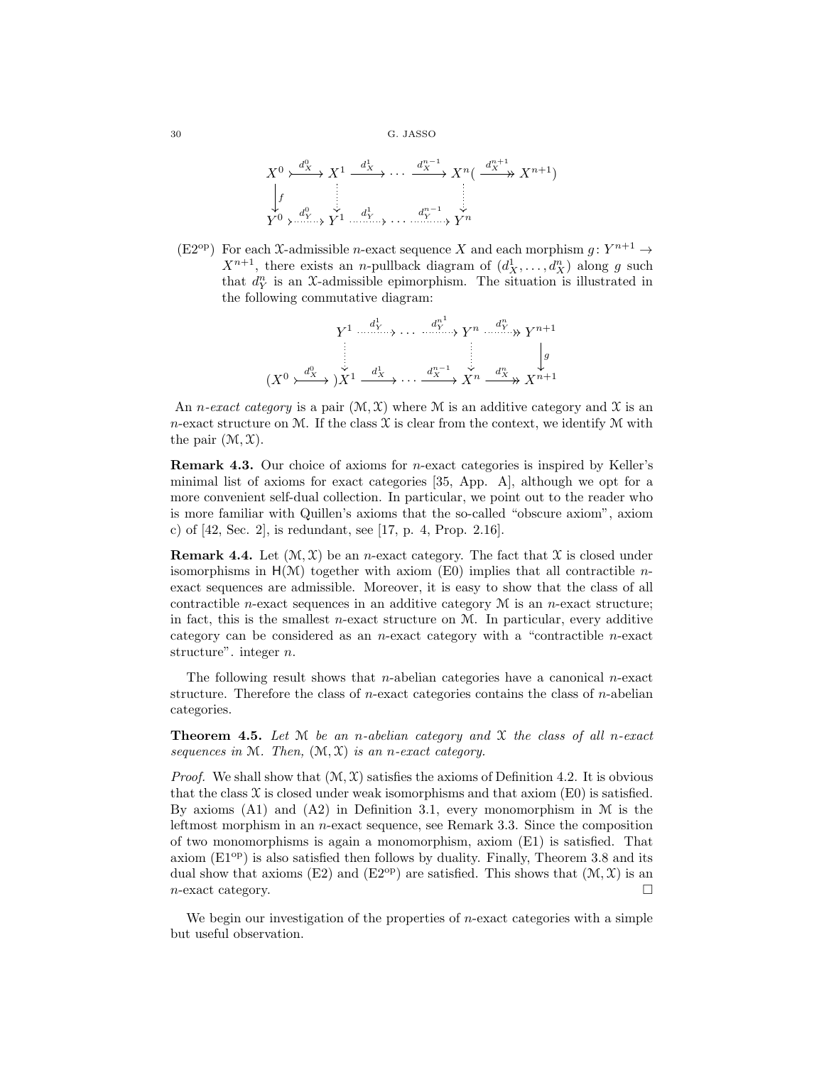$$
\begin{array}{ccccccccc}
X^0 & \overset{d_X^0}{\rightarrowtail} & X^1 & \overset{d_X^1}{\longrightarrow} & \cdots & \overset{d_X^{n-1}}{\longrightarrow} & X^n & ( \overset{d_X^{n+1}}{\twoheadrightarrow} & X^{n+1}) \\
\downarrow f & & \vdots & & & & \vdots & & \\
Y^0 & \overset{d_Y^0}{\rightarrowtail} & Y^1 & \overset{d_Y^1}{\dashrightarrow} & \cdots & \overset{d_Y^{n-1}}{\dashrightarrow} & Y^n & &
\end{array}
$$

(E2$^{\mathrm{op}}$) For each $\mathcal{X}$-admissible $n$-exact sequence $X$ and each morphism $g\colon Y^{n+1} \to X^{n+1}$, there exists an $n$-pullback diagram of $(d_X^1, \dots, d_X^n)$ along $g$ such that $d_Y^n$ is an $\mathcal{X}$-admissible epimorphism. The situation is illustrated in the following commutative diagram:

$$
\begin{array}{ccccccccc}
 & & Y^1 & \overset{d_Y^1}{\dashrightarrow} & \cdots & \overset{d_Y^{n-1}}{\dashrightarrow} & Y^n & \overset{d_Y^n}{\twoheadrightarrow} & Y^{n+1} \\
 & & \vdots & & & & \vdots & & \downarrow g \\
(X^0 & \overset{d_X^0}{\rightarrowtail} & )X^1 & \overset{d_X^1}{\longrightarrow} & \cdots & \overset{d_X^{n-1}}{\longrightarrow} & X^n & \overset{d_X^n}{\twoheadrightarrow} & X^{n+1}
\end{array}
$$

An *$n$-exact category* is a pair $(\mathcal{M}, \mathcal{X})$ where $\mathcal{M}$ is an additive category and $\mathcal{X}$ is an $n$-exact structure on $\mathcal{M}$. If the class $\mathcal{X}$ is clear from the context, we identify $\mathcal{M}$ with the pair $(\mathcal{M}, \mathcal{X})$.

**Remark 4.3.** Our choice of axioms for $n$-exact categories is inspired by Keller's minimal list of axioms for exact categories [35, App. A], although we opt for a more convenient self-dual collection. In particular, we point out to the reader who is more familiar with Quillen's axioms that the so-called "obscure axiom", axiom c) of [42, Sec. 2], is redundant, see [17, p. 4, Prop. 2.16].

**Remark 4.4.** Let $(\mathcal{M}, \mathcal{X})$ be an $n$-exact category. The fact that $\mathcal{X}$ is closed under isomorphisms in $\mathsf{H}(\mathcal{M})$ together with axiom (E0) implies that all contractible $n$-exact sequences are admissible. Moreover, it is easy to show that the class of all contractible $n$-exact sequences in an additive category $\mathcal{M}$ is an $n$-exact structure; in fact, this is the smallest $n$-exact structure on $\mathcal{M}$. In particular, every additive category can be considered as an $n$-exact category with a "contractible $n$-exact structure". integer $n$.

The following result shows that $n$-abelian categories have a canonical $n$-exact structure. Therefore the class of $n$-exact categories contains the class of $n$-abelian categories.

**Theorem 4.5.** *Let $\mathcal{M}$ be an $n$-abelian category and $\mathcal{X}$ the class of all $n$-exact sequences in $\mathcal{M}$. Then, $(\mathcal{M}, \mathcal{X})$ is an $n$-exact category.*

*Proof.* We shall show that $(\mathcal{M}, \mathcal{X})$ satisfies the axioms of Definition 4.2. It is obvious that the class $\mathcal{X}$ is closed under weak isomorphisms and that axiom (E0) is satisfied. By axioms (A1) and (A2) in Definition 3.1, every monomorphism in $\mathcal{M}$ is the leftmost morphism in an $n$-exact sequence, see Remark 3.3. Since the composition of two monomorphisms is again a monomorphism, axiom (E1) is satisfied. That axiom (E1$^{\mathrm{op}}$) is also satisfied then follows by duality. Finally, Theorem 3.8 and its dual show that axioms (E2) and (E2$^{\mathrm{op}}$) are satisfied. This shows that $(\mathcal{M}, \mathcal{X})$ is an $n$-exact category. □

We begin our investigation of the properties of $n$-exact categories with a simple but useful observation.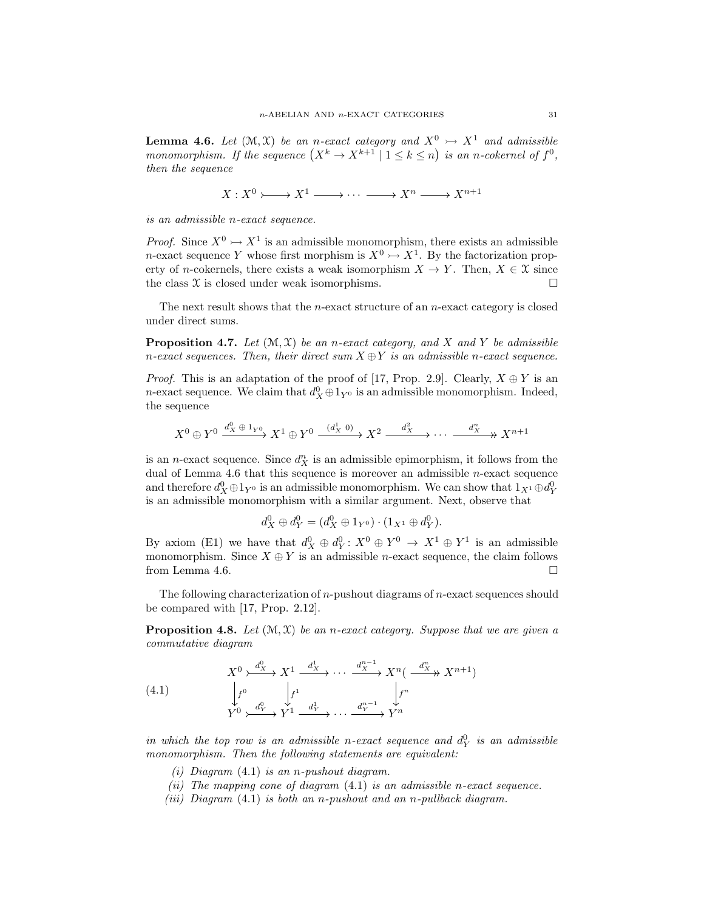**Lemma 4.6.** *Let $(\mathcal{M}, \mathcal{X})$ be an $n$-exact category and $X^0 \rightarrowtail X^1$ and admissible monomorphism. If the sequence $\left(X^k \to X^{k+1} \mid 1 \leq k \leq n\right)$ is an $n$-cokernel of $f^0$, then the sequence*

$$X : X^0 \rightarrowtail X^1 \longrightarrow \cdots \longrightarrow X^n \longrightarrow X^{n+1}$$

*is an admissible $n$-exact sequence.*

*Proof.* Since $X^0 \rightarrowtail X^1$ is an admissible monomorphism, there exists an admissible $n$-exact sequence $Y$ whose first morphism is $X^0 \rightarrowtail X^1$. By the factorization property of $n$-cokernels, there exists a weak isomorphism $X \to Y$. Then, $X \in \mathcal{X}$ since the class $\mathcal{X}$ is closed under weak isomorphisms. $\square$

The next result shows that the $n$-exact structure of an $n$-exact category is closed under direct sums.

**Proposition 4.7.** *Let $(\mathcal{M}, \mathcal{X})$ be an $n$-exact category, and $X$ and $Y$ be admissible $n$-exact sequences. Then, their direct sum $X \oplus Y$ is an admissible $n$-exact sequence.*

*Proof.* This is an adaptation of the proof of [17, Prop. 2.9]. Clearly, $X \oplus Y$ is an $n$-exact sequence. We claim that $d_X^0 \oplus 1_{Y^0}$ is an admissible monomorphism. Indeed, the sequence

$$X^0 \oplus Y^0 \xrightarrow{d_X^0 \oplus 1_{Y^0}} X^1 \oplus Y^0 \xrightarrow{(d_X^1 \ 0)} X^2 \xrightarrow{d_X^2} \cdots \xrightarrow{d_X^n} X^{n+1}$$

is an $n$-exact sequence. Since $d_X^n$ is an admissible epimorphism, it follows from the dual of Lemma 4.6 that this sequence is moreover an admissible $n$-exact sequence and therefore $d_X^0 \oplus 1_{Y^0}$ is an admissible monomorphism. We can show that $1_{X^1} \oplus d_Y^0$ is an admissible monomorphism with a similar argument. Next, observe that

$$d_X^0 \oplus d_Y^0 = (d_X^0 \oplus 1_{Y^0}) \cdot (1_{X^1} \oplus d_Y^0).$$

By axiom (E1) we have that $d_X^0 \oplus d_Y^0 \colon X^0 \oplus Y^0 \to X^1 \oplus Y^1$ is an admissible monomorphism. Since $X \oplus Y$ is an admissible $n$-exact sequence, the claim follows from Lemma 4.6. $\square$

The following characterization of $n$-pushout diagrams of $n$-exact sequences should be compared with [17, Prop. 2.12].

**Proposition 4.8.** *Let $(\mathcal{M}, \mathcal{X})$ be an $n$-exact category. Suppose that we are given a commutative diagram*

$$\begin{array}{ccccccccc} X^0 & \overset{d_X^0}{\rightarrowtail} & X^1 & \xrightarrow{d_X^1} & \cdots & \xrightarrow{d_X^{n-1}} & X^n & (\overset{d_X^n}{\twoheadrightarrow} & X^{n+1}) \\ \downarrow{\scriptstyle f^0} & & \downarrow{\scriptstyle f^1} & & & & \downarrow{\scriptstyle f^n} & & \\ Y^0 & \underset{d_Y^0}{\rightarrowtail} & Y^1 & \xrightarrow[d_Y^1]{} & \cdots & \xrightarrow[d_Y^{n-1}]{} & Y^n & & \end{array} \tag{4.1}$$

*in which the top row is an admissible $n$-exact sequence and $d_Y^0$ is an admissible monomorphism. Then the following statements are equivalent:*

*(i) Diagram (4.1) is an $n$-pushout diagram.*

*(ii) The mapping cone of diagram (4.1) is an admissible $n$-exact sequence.*

*(iii) Diagram (4.1) is both an $n$-pushout and an $n$-pullback diagram.*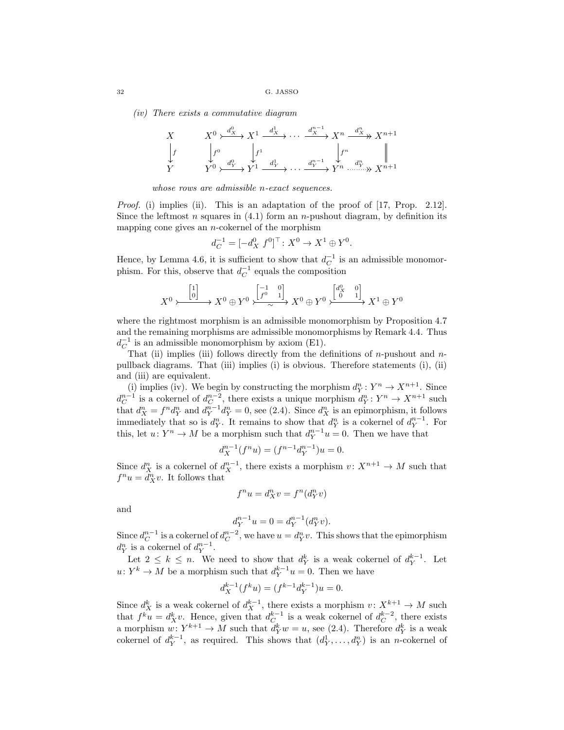*(iv) There exists a commutative diagram*

$$
\begin{array}{ccccccccccc}
X & & X^0 & \xrightarrow{d_X^0} & X^1 & \xrightarrow{d_X^1} & \cdots & \xrightarrow{d_X^{n-1}} & X^n & \xrightarrow{d_X^n} & X^{n+1} \\
\big\downarrow f & & \big\downarrow f^0 & & \big\downarrow f^1 & & & & \big\downarrow f^n & & \big\| \\
Y & & Y^0 & \xrightarrow{d_Y^0} & Y^1 & \xrightarrow{d_Y^1} & \cdots & \xrightarrow{d_Y^{n-1}} & Y^n & \xrightarrow{d_Y^n} & X^{n+1}
\end{array}
$$

*whose rows are admissible $n$-exact sequences.*

*Proof.* (i) implies (ii). This is an adaptation of the proof of [17, Prop. 2.12]. Since the leftmost $n$ squares in (4.1) form an $n$-pushout diagram, by definition its mapping cone gives an $n$-cokernel of the morphism

$$d_C^{-1} = [-d_X^0 \ f^0]^\top : X^0 \to X^1 \oplus Y^0.$$

Hence, by Lemma 4.6, it is sufficient to show that $d_C^{-1}$ is an admissible monomorphism. For this, observe that $d_C^{-1}$ equals the composition

$$X^0 \xrightarrow{\begin{bmatrix} 1 \\ 0 \end{bmatrix}} X^0 \oplus Y^0 \xrightarrow[\sim]{\begin{bmatrix} -1 & 0 \\ f^0 & 1 \end{bmatrix}} X^0 \oplus Y^0 \xrightarrow{\begin{bmatrix} d_X^0 & 0 \\ 0 & 1 \end{bmatrix}} X^1 \oplus Y^0$$

where the rightmost morphism is an admissible monomorphism by Proposition 4.7 and the remaining morphisms are admissible monomorphisms by Remark 4.4. Thus $d_C^{-1}$ is an admissible monomorphism by axiom (E1).

That (ii) implies (iii) follows directly from the definitions of $n$-pushout and $n$-pullback diagrams. That (iii) implies (i) is obvious. Therefore statements (i), (ii) and (iii) are equivalent.

(i) implies (iv). We begin by constructing the morphism $d_Y^n : Y^n \to X^{n+1}$. Since $d_C^{n-1}$ is a cokernel of $d_C^{n-2}$, there exists a unique morphism $d_Y^n : Y^n \to X^{n+1}$ such that $d_X^n = f^n d_Y^n$ and $d_Y^{n-1} d_Y^n = 0$, see (2.4). Since $d_X^n$ is an epimorphism, it follows immediately that so is $d_Y^n$. It remains to show that $d_Y^n$ is a cokernel of $d_Y^{n-1}$. For this, let $u : Y^n \to M$ be a morphism such that $d_Y^{n-1} u = 0$. Then we have that

$$d_X^{n-1}(f^n u) = (f^{n-1} d_Y^{n-1}) u = 0.$$

Since $d_X^n$ is a cokernel of $d_X^{n-1}$, there exists a morphism $v : X^{n+1} \to M$ such that $f^n u = d_X^n v$. It follows that

$$f^n u = d_X^n v = f^n (d_Y^n v)$$

and

$$d_Y^{n-1} u = 0 = d_Y^{n-1}(d_Y^n v).$$

Since $d_C^{n-1}$ is a cokernel of $d_C^{n-2}$, we have $u = d_Y^n v$. This shows that the epimorphism $d_Y^n$ is a cokernel of $d_Y^{n-1}$.

Let $2 \leq k \leq n$. We need to show that $d_Y^k$ is a weak cokernel of $d_Y^{k-1}$. Let $u : Y^k \to M$ be a morphism such that $d_Y^{k-1} u = 0$. Then we have

$$d_X^{k-1}(f^k u) = (f^{k-1} d_Y^{k-1}) u = 0.$$

Since $d_X^k$ is a weak cokernel of $d_X^{k-1}$, there exists a morphism $v : X^{k+1} \to M$ such that $f^k u = d_X^k v$. Hence, given that $d_C^{k-1}$ is a weak cokernel of $d_C^{k-2}$, there exists a morphism $w : Y^{k+1} \to M$ such that $d_Y^k w = u$, see (2.4). Therefore $d_Y^k$ is a weak cokernel of $d_Y^{k-1}$, as required. This shows that $(d_Y^1, \ldots, d_Y^n)$ is an $n$-cokernel of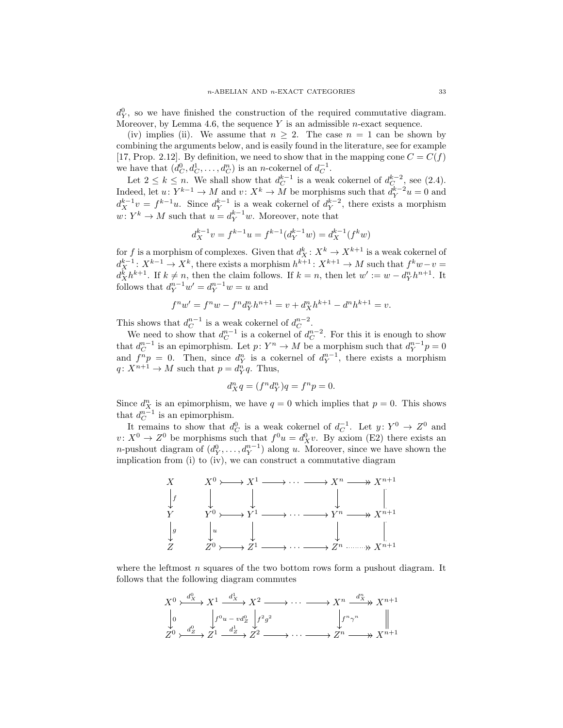$d_Y^0$, so we have finished the construction of the required commutative diagram. Moreover, by Lemma 4.6, the sequence $Y$ is an admissible $n$-exact sequence.

(iv) implies (ii). We assume that $n \geq 2$. The case $n = 1$ can be shown by combining the arguments below, and is easily found in the literature, see for example [17, Prop. 2.12]. By definition, we need to show that in the mapping cone $C = C(f)$ we have that $(d_C^0, d_C^1, \ldots, d_C^n)$ is an $n$-cokernel of $d_C^{-1}$.

Let $2 \leq k \leq n$. We shall show that $d_C^{k-1}$ is a weak cokernel of $d_C^{k-2}$, see (2.4). Indeed, let $u\colon Y^{k-1} \to M$ and $v\colon X^k \to M$ be morphisms such that $d_Y^{k-2}u = 0$ and $d_X^{k-1}v = f^{k-1}u$. Since $d_Y^{k-1}$ is a weak cokernel of $d_Y^{k-2}$, there exists a morphism $w\colon Y^k \to M$ such that $u = d_Y^{k-1}w$. Moreover, note that

$$d_X^{k-1}v = f^{k-1}u = f^{k-1}(d_Y^{k-1}w) = d_X^{k-1}(f^k w)$$

for $f$ is a morphism of complexes. Given that $d_X^k\colon X^k \to X^{k+1}$ is a weak cokernel of $d_X^{k-1}\colon X^{k-1} \to X^k$, there exists a morphism $h^{k+1}\colon X^{k+1} \to M$ such that $f^k w - v = d_X^k h^{k+1}$. If $k \neq n$, then the claim follows. If $k = n$, then let $w' := w - d_Y^n h^{n+1}$. It follows that $d_Y^{n-1}w' = d_Y^{n-1}w = u$ and

$$f^n w' = f^n w - f^n d_Y^n h^{n+1} = v + d_X^n h^{k+1} - d^n h^{k+1} = v.$$

This shows that $d_C^{n-1}$ is a weak cokernel of $d_C^{n-2}$.

We need to show that $d_C^{n-1}$ is a cokernel of $d_C^{n-2}$. For this it is enough to show that $d_C^{n-1}$ is an epimorphism. Let $p\colon Y^n \to M$ be a morphism such that $d_Y^{n-1}p = 0$ and $f^n p = 0$. Then, since $d_Y^n$ is a cokernel of $d_Y^{n-1}$, there exists a morphism $q\colon X^{n+1} \to M$ such that $p = d_Y^n q$. Thus,

$$d_X^n q = (f^n d_Y^n)q = f^n p = 0.$$

Since $d_X^n$ is an epimorphism, we have $q = 0$ which implies that $p = 0$. This shows that $d_C^{n-1}$ is an epimorphism.

It remains to show that $d_C^0$ is a weak cokernel of $d_C^{-1}$. Let $y\colon Y^0 \to Z^0$ and $v\colon X^0 \to Z^0$ be morphisms such that $f^0 u = d_X^0 v$. By axiom (E2) there exists an $n$-pushout diagram of $(d_Y^0, \ldots, d_Y^{n-1})$ along $u$. Moreover, since we have shown the implication from (i) to (iv), we can construct a commutative diagram

$$\begin{array}{ccccccccccc}
X & & X^0 & \rightarrowtail & X^1 & \longrightarrow & \cdots & \longrightarrow & X^n & \twoheadrightarrow & X^{n+1} \\
\downarrow{\scriptstyle f} & & \downarrow & & \downarrow & & & & \downarrow & & \| \\
Y & & Y^0 & \rightarrowtail & Y^1 & \longrightarrow & \cdots & \longrightarrow & Y^n & \twoheadrightarrow & X^{n+1} \\
\downarrow{\scriptstyle g} & & \downarrow{\scriptstyle u} & & \downarrow & & & & \downarrow & & \| \\
Z & & Z^0 & \rightarrowtail & Z^1 & \longrightarrow & \cdots & \longrightarrow & Z^n & \twoheadrightarrow & X^{n+1}
\end{array}$$

where the leftmost $n$ squares of the two bottom rows form a pushout diagram. It follows that the following diagram commutes

$$\begin{array}{ccccccccccc}
X^0 & \xrightarrow{d_X^0} & X^1 & \xrightarrow{d_X^1} & X^2 & \longrightarrow & \cdots & \longrightarrow & X^n & \xrightarrow{d_X^n} & X^{n+1} \\
\downarrow{\scriptstyle 0} & & \downarrow{\scriptstyle f^0u - vd_Z^0} & & \downarrow{\scriptstyle f^2g^2} & & & & \downarrow{\scriptstyle f^n\gamma^n} & & \| \\
Z^0 & \xrightarrow{d_Z^0} & Z^1 & \xrightarrow{d_Z^1} & Z^2 & \longrightarrow & \cdots & \longrightarrow & Z^n & \twoheadrightarrow & X^{n+1}
\end{array}$$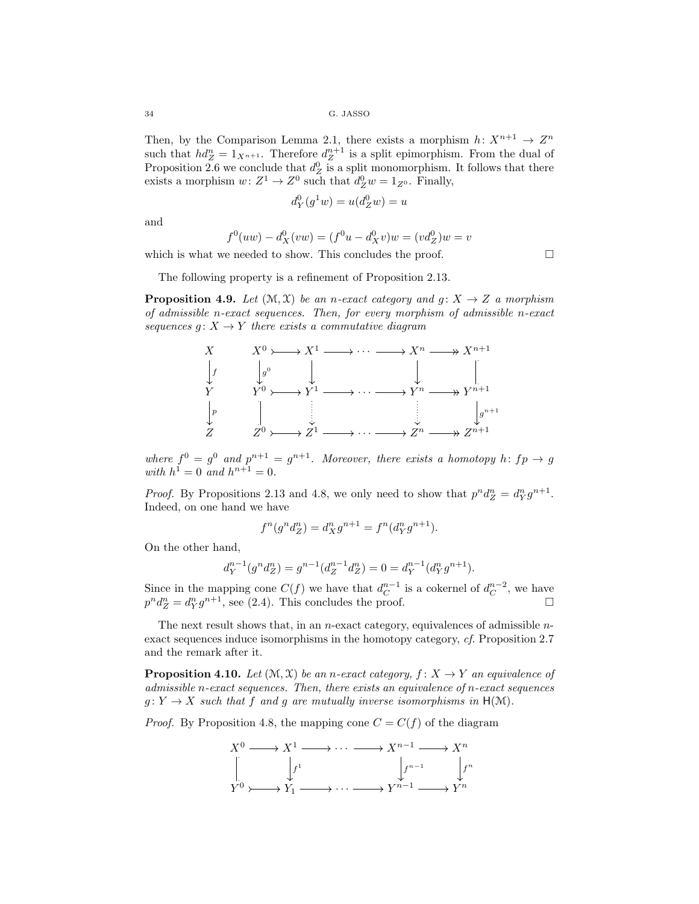Then, by the Comparison Lemma 2.1, there exists a morphism $h\colon X^{n+1} \to Z^n$ such that $hd_Z^n = 1_{X^{n+1}}$. Therefore $d_Z^{n+1}$ is a split epimorphism. From the dual of Proposition 2.6 we conclude that $d_Z^0$ is a split monomorphism. It follows that there exists a morphism $w\colon Z^1 \to Z^0$ such that $d_Z^0 w = 1_{Z^0}$. Finally,

$$d_Y^0(g^1 w) = u(d_Z^0 w) = u$$

and

$$f^0(uw) - d_X^0(vw) = (f^0 u - d_X^0 v)w = (vd_Z^0)w = v$$

which is what we needed to show. This concludes the proof. □

The following property is a refinement of Proposition 2.13.

**Proposition 4.9.** *Let $(\mathcal{M}, \mathcal{X})$ be an $n$-exact category and $g\colon X \to Z$ a morphism of admissible $n$-exact sequences. Then, for every morphism of admissible $n$-exact sequences $g\colon X \to Y$ there exists a commutative diagram*

$$\begin{array}{ccccccccccc}
X & & X^0 & \rightarrowtail & X^1 & \longrightarrow & \cdots & \longrightarrow & X^n & \twoheadrightarrow & X^{n+1} \\
\downarrow f & & \downarrow g^0 & & \downarrow & & & & \downarrow & & \downarrow \\
Y & & Y^0 & \rightarrowtail & Y^1 & \longrightarrow & \cdots & \longrightarrow & Y^n & \twoheadrightarrow & Y^{n+1} \\
\downarrow p & & \downarrow & & \downarrow & & & & \downarrow & & \downarrow g^{n+1} \\
Z & & Z^0 & \rightarrowtail & Z^1 & \longrightarrow & \cdots & \longrightarrow & Z^n & \twoheadrightarrow & Z^{n+1}
\end{array}$$

*where $f^0 = g^0$ and $p^{n+1} = g^{n+1}$. Moreover, there exists a homotopy $h\colon fp \to g$ with $h^1 = 0$ and $h^{n+1} = 0$.*

*Proof.* By Propositions 2.13 and 4.8, we only need to show that $p^n d_Z^n = d_Y^n g^{n+1}$. Indeed, on one hand we have

$$f^n(g^n d_Z^n) = d_X^n g^{n+1} = f^n(d_Y^n g^{n+1}).$$

On the other hand,

$$d_Y^{n-1}(g^n d_Z^n) = g^{n-1}(d_Z^{n-1} d_Z^n) = 0 = d_Y^{n-1}(d_Y^n g^{n+1}).$$

Since in the mapping cone $C(f)$ we have that $d_C^{n-1}$ is a cokernel of $d_C^{n-2}$, we have $p^n d_Z^n = d_Y^n g^{n+1}$, see (2.4). This concludes the proof. □

The next result shows that, in an $n$-exact category, equivalences of admissible $n$-exact sequences induce isomorphisms in the homotopy category, *cf.* Proposition 2.7 and the remark after it.

**Proposition 4.10.** *Let $(\mathcal{M}, \mathcal{X})$ be an $n$-exact category, $f\colon X \to Y$ an equivalence of admissible $n$-exact sequences. Then, there exists an equivalence of $n$-exact sequences $g\colon Y \to X$ such that $f$ and $g$ are mutually inverse isomorphisms in $\mathsf{H}(\mathcal{M})$.*

*Proof.* By Proposition 4.8, the mapping cone $C = C(f)$ of the diagram

$$\begin{array}{ccccccccc}
X^0 & \longrightarrow & X^1 & \longrightarrow & \cdots & \longrightarrow & X^{n-1} & \longrightarrow & X^n \\
\Big| & & \downarrow f^1 & & & & \downarrow f^{n-1} & & \downarrow f^n \\
Y^0 & \rightarrowtail & Y_1 & \longrightarrow & \cdots & \longrightarrow & Y^{n-1} & \longrightarrow & Y^n
\end{array}$$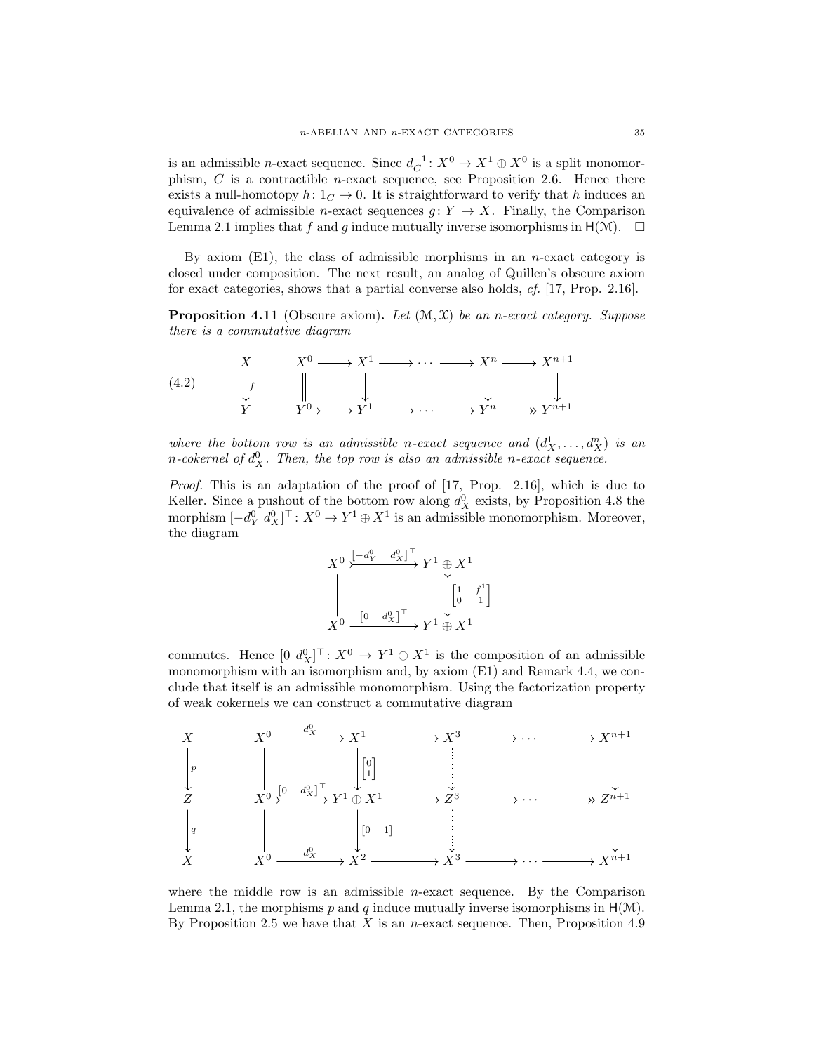is an admissible $n$-exact sequence. Since $d_C^{-1} \colon X^0 \to X^1 \oplus X^0$ is a split monomorphism, $C$ is a contractible $n$-exact sequence, see Proposition 2.6. Hence there exists a null-homotopy $h \colon 1_C \to 0$. It is straightforward to verify that $h$ induces an equivalence of admissible $n$-exact sequences $g \colon Y \to X$. Finally, the Comparison Lemma 2.1 implies that $f$ and $g$ induce mutually inverse isomorphisms in $\mathsf{H}(\mathcal{M})$. $\square$

By axiom (E1), the class of admissible morphisms in an $n$-exact category is closed under composition. The next result, an analog of Quillen's obscure axiom for exact categories, shows that a partial converse also holds, *cf.* [17, Prop. 2.16].

**Proposition 4.11** (Obscure axiom)**.** *Let $(\mathcal{M}, \mathcal{X})$ be an $n$-exact category. Suppose there is a commutative diagram*

$$
(4.2) \qquad
\begin{array}{ccccccccccc}
X & & X^0 & \longrightarrow & X^1 & \longrightarrow & \cdots & \longrightarrow & X^n & \longrightarrow & X^{n+1} \\
\big\downarrow f & & \| & & \big\downarrow & & & & \big\downarrow & & \big\downarrow \\
Y & & Y^0 & \rightarrowtail & Y^1 & \longrightarrow & \cdots & \longrightarrow & Y^n & \twoheadrightarrow & Y^{n+1}
\end{array}
$$

*where the bottom row is an admissible $n$-exact sequence and $(d_X^1, \dots, d_X^n)$ is an $n$-cokernel of $d_X^0$. Then, the top row is also an admissible $n$-exact sequence.*

*Proof.* This is an adaptation of the proof of [17, Prop. 2.16], which is due to Keller. Since a pushout of the bottom row along $d_X^0$ exists, by Proposition 4.8 the morphism $[-d_Y^0 \; d_X^0]^\top \colon X^0 \to Y^1 \oplus X^1$ is an admissible monomorphism. Moreover, the diagram

$$
\begin{array}{ccc}
X^0 & \xrightarrow{[-d_Y^0 \;\; d_X^0]^\top} & Y^1 \oplus X^1 \\
\| & & \big\downarrow \begin{bmatrix} 1 & f^1 \\ 0 & 1 \end{bmatrix} \\
X^0 & \xrightarrow{[0 \;\; d_X^0]^\top} & Y^1 \oplus X^1
\end{array}
$$

commutes. Hence $[0 \; d_X^0]^\top \colon X^0 \to Y^1 \oplus X^1$ is the composition of an admissible monomorphism with an isomorphism and, by axiom (E1) and Remark 4.4, we conclude that itself is an admissible monomorphism. Using the factorization property of weak cokernels we can construct a commutative diagram

$$
\begin{array}{ccccccccccc}
X & & X^0 & \xrightarrow{d_X^0} & X^1 & \longrightarrow & X^3 & \longrightarrow & \cdots & \longrightarrow & X^{n+1} \\
\big\downarrow p & & \big\downarrow & & \big\downarrow \begin{bmatrix} 0 \\ 1 \end{bmatrix} & & \vdots & & & & \vdots \\
Z & & X^0 & \xrightarrow{[0 \;\; d_X^0]^\top} & Y^1 \oplus X^1 & \longrightarrow & Z^3 & \longrightarrow & \cdots & \longrightarrow & Z^{n+1} \\
\big\downarrow q & & \big\downarrow & & \big\downarrow [0 \;\; 1] & & \vdots & & & & \vdots \\
X & & X^0 & \xrightarrow{d_X^0} & X^2 & \longrightarrow & X^3 & \longrightarrow & \cdots & \longrightarrow & X^{n+1}
\end{array}
$$

where the middle row is an admissible $n$-exact sequence. By the Comparison Lemma 2.1, the morphisms $p$ and $q$ induce mutually inverse isomorphisms in $\mathsf{H}(\mathcal{M})$. By Proposition 2.5 we have that $X$ is an $n$-exact sequence. Then, Proposition 4.9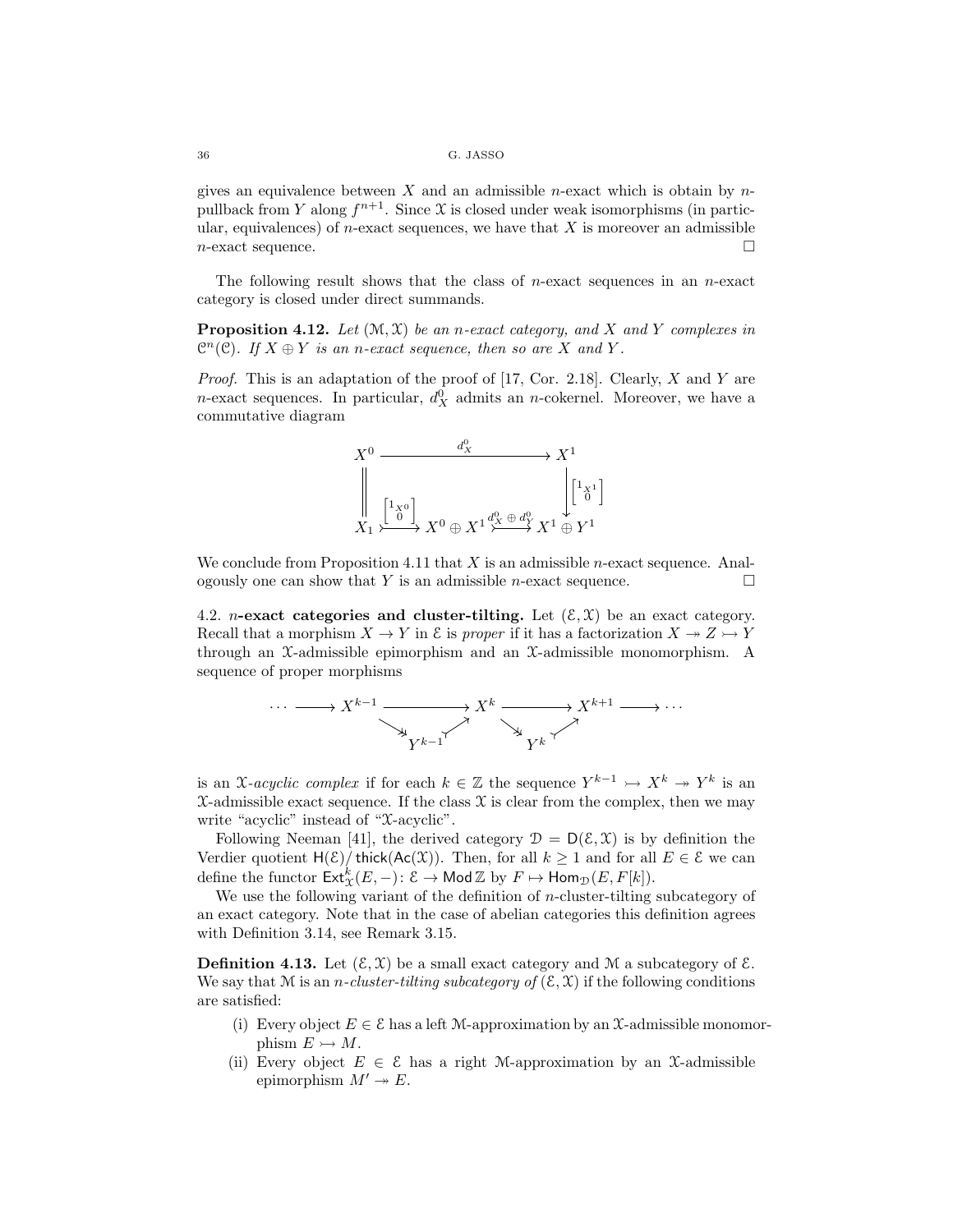gives an equivalence between $X$ and an admissible $n$-exact which is obtain by $n$-pullback from $Y$ along $f^{n+1}$. Since $\mathcal{X}$ is closed under weak isomorphisms (in particular, equivalences) of $n$-exact sequences, we have that $X$ is moreover an admissible $n$-exact sequence. □

The following result shows that the class of $n$-exact sequences in an $n$-exact category is closed under direct summands.

**Proposition 4.12.** *Let $(\mathcal{M}, \mathcal{X})$ be an $n$-exact category, and $X$ and $Y$ complexes in $\mathcal{C}^n(\mathcal{C})$. If $X \oplus Y$ is an $n$-exact sequence, then so are $X$ and $Y$.*

*Proof.* This is an adaptation of the proof of [17, Cor. 2.18]. Clearly, $X$ and $Y$ are $n$-exact sequences. In particular, $d_X^0$ admits an $n$-cokernel. Moreover, we have a commutative diagram

$$
\begin{array}{ccc}
X^0 & \xrightarrow{\quad d_X^0 \quad} & X^1 \\
\Vert & & \downarrow \begin{bmatrix} 1_{X^1} \\ 0 \end{bmatrix} \\
X_1 \xrightarrow{\begin{bmatrix} 1_{X^0} \\ 0 \end{bmatrix}} X^0 \oplus X^1 & \xrightarrow{d_X^0 \oplus d_Y^0} & X^1 \oplus Y^1
\end{array}
$$

We conclude from Proposition 4.11 that $X$ is an admissible $n$-exact sequence. Analogously one can show that $Y$ is an admissible $n$-exact sequence. □

**4.2. $n$-exact categories and cluster-tilting.** Let $(\mathcal{E}, \mathcal{X})$ be an exact category. Recall that a morphism $X \to Y$ in $\mathcal{E}$ is *proper* if it has a factorization $X \twoheadrightarrow Z \rightarrowtail Y$ through an $\mathcal{X}$-admissible epimorphism and an $\mathcal{X}$-admissible monomorphism. A sequence of proper morphisms

$$
\cdots \longrightarrow X^{k-1} \longrightarrow X^k \longrightarrow X^{k+1} \longrightarrow \cdots
$$

(with $X^{k-1} \twoheadrightarrow Y^{k-1} \rightarrowtail X^k$ and $X^k \twoheadrightarrow Y^k \rightarrowtail X^{k+1}$)

is an *$\mathcal{X}$-acyclic complex* if for each $k \in \mathbb{Z}$ the sequence $Y^{k-1} \rightarrowtail X^k \twoheadrightarrow Y^k$ is an $\mathcal{X}$-admissible exact sequence. If the class $\mathcal{X}$ is clear from the complex, then we may write "acyclic" instead of "$\mathcal{X}$-acyclic".

Following Neeman [41], the derived category $\mathcal{D} = \mathsf{D}(\mathcal{E}, \mathcal{X})$ is by definition the Verdier quotient $\mathsf{H}(\mathcal{E}) / \operatorname{thick}(\mathsf{Ac}(\mathcal{X}))$. Then, for all $k \geq 1$ and for all $E \in \mathcal{E}$ we can define the functor $\operatorname{Ext}_{\mathcal{X}}^k(E, -) \colon \mathcal{E} \to \operatorname{Mod} \mathbb{Z}$ by $F \mapsto \operatorname{Hom}_{\mathcal{D}}(E, F[k])$.

We use the following variant of the definition of $n$-cluster-tilting subcategory of an exact category. Note that in the case of abelian categories this definition agrees with Definition 3.14, see Remark 3.15.

**Definition 4.13.** Let $(\mathcal{E}, \mathcal{X})$ be a small exact category and $\mathcal{M}$ a subcategory of $\mathcal{E}$. We say that $\mathcal{M}$ is an *$n$-cluster-tilting subcategory of* $(\mathcal{E}, \mathcal{X})$ if the following conditions are satisfied:

(i) Every object $E \in \mathcal{E}$ has a left $\mathcal{M}$-approximation by an $\mathcal{X}$-admissible monomorphism $E \rightarrowtail M$.
(ii) Every object $E \in \mathcal{E}$ has a right $\mathcal{M}$-approximation by an $\mathcal{X}$-admissible epimorphism $M' \twoheadrightarrow E$.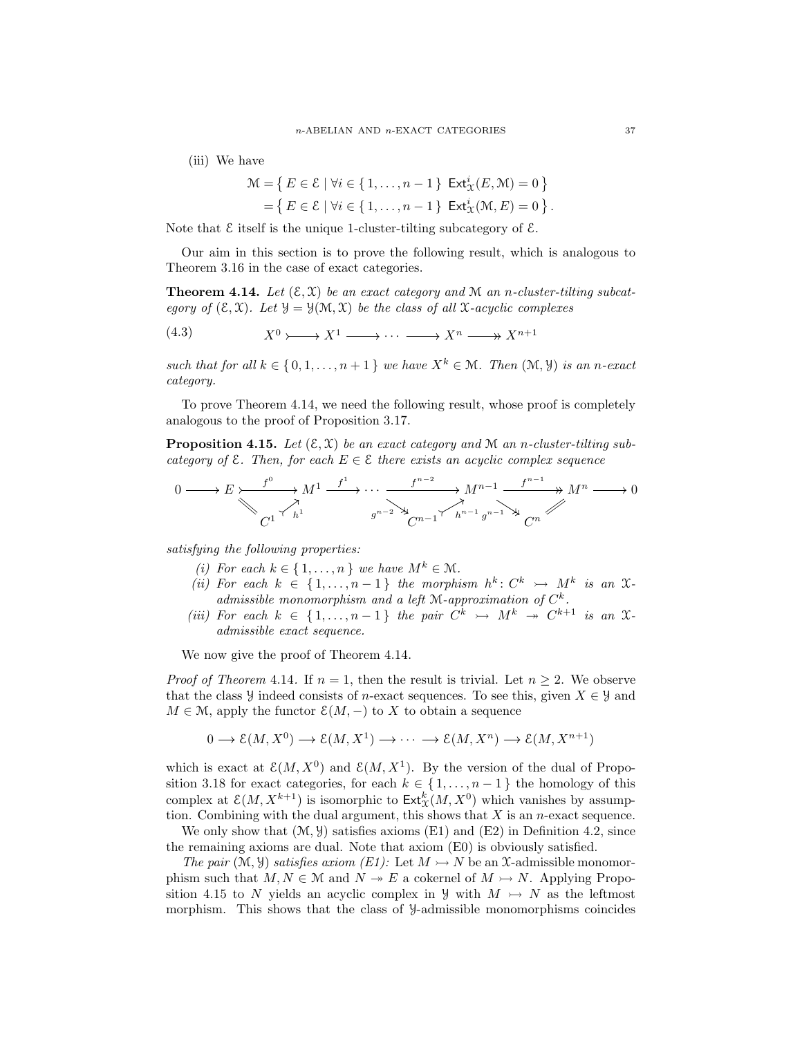(iii) We have

$$\begin{aligned}
\mathcal{M} &= \{ E \in \mathcal{E} \mid \forall i \in \{1, \dots, n-1\} \ \mathsf{Ext}^i_{\mathcal{X}}(E, \mathcal{M}) = 0 \} \\
&= \{ E \in \mathcal{E} \mid \forall i \in \{1, \dots, n-1\} \ \mathsf{Ext}^i_{\mathcal{X}}(\mathcal{M}, E) = 0 \}.
\end{aligned}$$

Note that $\mathcal{E}$ itself is the unique 1-cluster-tilting subcategory of $\mathcal{E}$.

Our aim in this section is to prove the following result, which is analogous to Theorem 3.16 in the case of exact categories.

**Theorem 4.14.** *Let $(\mathcal{E}, \mathcal{X})$ be an exact category and $\mathcal{M}$ an $n$-cluster-tilting subcategory of $(\mathcal{E}, \mathcal{X})$. Let $\mathcal{Y} = \mathcal{Y}(\mathcal{M}, \mathcal{X})$ be the class of all $\mathcal{X}$-acyclic complexes*

$$X^0 \rightarrowtail X^1 \longrightarrow \cdots \longrightarrow X^n \twoheadrightarrow X^{n+1} \tag{4.3}$$

*such that for all $k \in \{0, 1, \dots, n+1\}$ we have $X^k \in \mathcal{M}$. Then $(\mathcal{M}, \mathcal{Y})$ is an $n$-exact category.*

To prove Theorem 4.14, we need the following result, whose proof is completely analogous to the proof of Proposition 3.17.

**Proposition 4.15.** *Let $(\mathcal{E}, \mathcal{X})$ be an exact category and $\mathcal{M}$ an $n$-cluster-tilting subcategory of $\mathcal{E}$. Then, for each $E \in \mathcal{E}$ there exists an acyclic complex sequence*

$$0 \longrightarrow E \overset{f^0}{\rightarrowtail} M^1 \xrightarrow{f^1} \cdots \xrightarrow{f^{n-2}} M^{n-1} \overset{f^{n-1}}{\twoheadrightarrow} M^n \longrightarrow 0$$

with $E = C^1 \overset{h^1}{\rightarrowtail} M^1$, $M^{n-2} \overset{g^{n-2}}{\twoheadrightarrow} C^{n-1} \overset{h^{n-1}}{\rightarrowtail} M^{n-1} \overset{g^{n-1}}{\twoheadrightarrow} C^n = M^n$,

*satisfying the following properties:*

*(i) For each $k \in \{1, \dots, n\}$ we have $M^k \in \mathcal{M}$.*
*(ii) For each $k \in \{1, \dots, n-1\}$ the morphism $h^k \colon C^k \rightarrowtail M^k$ is an $\mathcal{X}$-admissible monomorphism and a left $\mathcal{M}$-approximation of $C^k$.*
*(iii) For each $k \in \{1, \dots, n-1\}$ the pair $C^k \rightarrowtail M^k \twoheadrightarrow C^{k+1}$ is an $\mathcal{X}$-admissible exact sequence.*

We now give the proof of Theorem 4.14.

*Proof of Theorem* 4.14. If $n = 1$, then the result is trivial. Let $n \geq 2$. We observe that the class $\mathcal{Y}$ indeed consists of $n$-exact sequences. To see this, given $X \in \mathcal{Y}$ and $M \in \mathcal{M}$, apply the functor $\mathcal{E}(M, -)$ to $X$ to obtain a sequence

$$0 \longrightarrow \mathcal{E}(M, X^0) \longrightarrow \mathcal{E}(M, X^1) \longrightarrow \cdots \longrightarrow \mathcal{E}(M, X^n) \longrightarrow \mathcal{E}(M, X^{n+1})$$

which is exact at $\mathcal{E}(M, X^0)$ and $\mathcal{E}(M, X^1)$. By the version of the dual of Proposition 3.18 for exact categories, for each $k \in \{1, \dots, n-1\}$ the homology of this complex at $\mathcal{E}(M, X^{k+1})$ is isomorphic to $\mathsf{Ext}^k_{\mathcal{X}}(M, X^0)$ which vanishes by assumption. Combining with the dual argument, this shows that $X$ is an $n$-exact sequence.

We only show that $(\mathcal{M}, \mathcal{Y})$ satisfies axioms (E1) and (E2) in Definition 4.2, since the remaining axioms are dual. Note that axiom (E0) is obviously satisfied.

*The pair $(\mathcal{M}, \mathcal{Y})$ satisfies axiom (E1):* Let $M \rightarrowtail N$ be an $\mathcal{X}$-admissible monomorphism such that $M, N \in \mathcal{M}$ and $N \twoheadrightarrow E$ a cokernel of $M \rightarrowtail N$. Applying Proposition 4.15 to $N$ yields an acyclic complex in $\mathcal{Y}$ with $M \rightarrowtail N$ as the leftmost morphism. This shows that the class of $\mathcal{Y}$-admissible monomorphisms coincides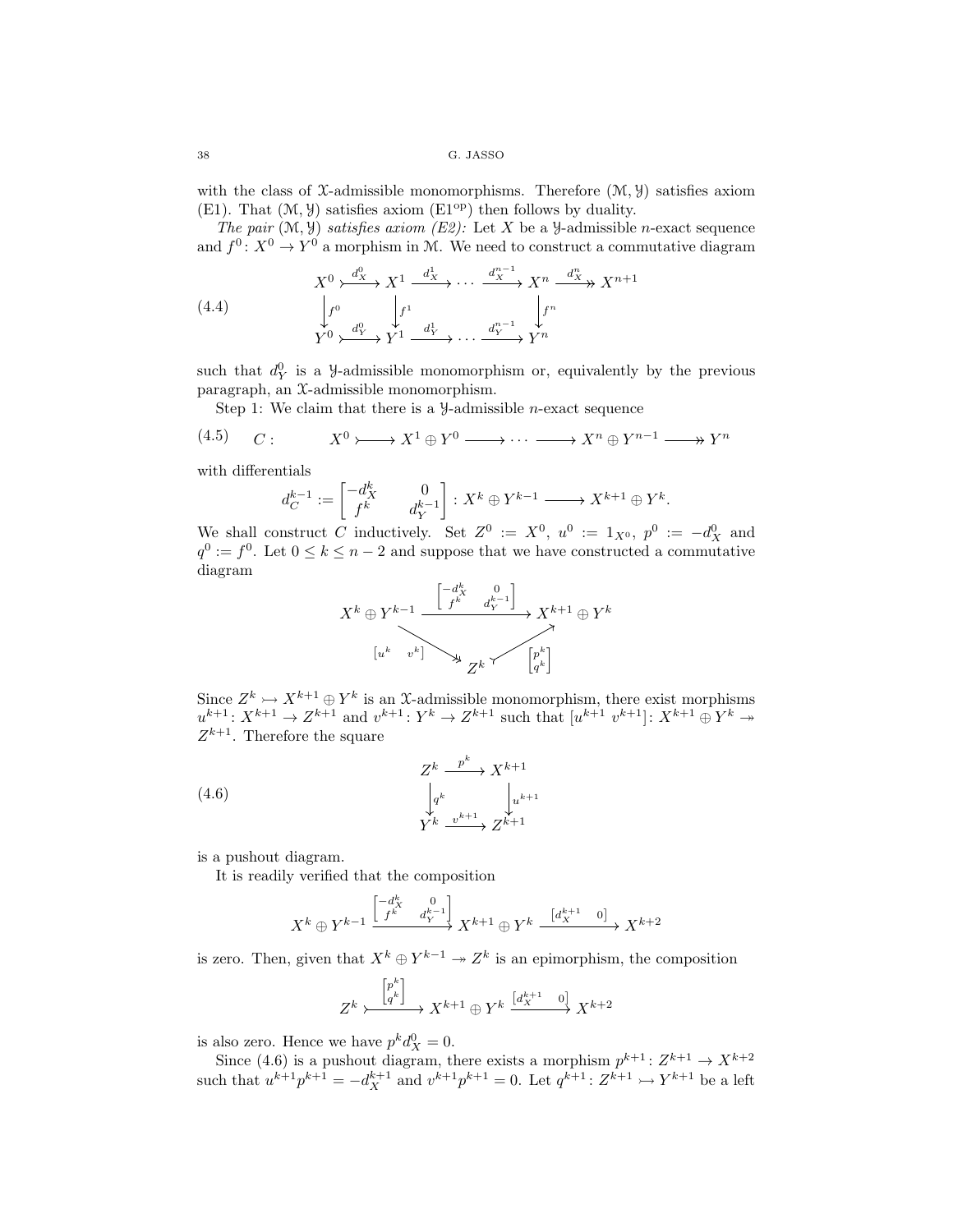with the class of $\mathcal{X}$-admissible monomorphisms. Therefore $(\mathcal{M},\mathcal{Y})$ satisfies axiom (E1). That $(\mathcal{M},\mathcal{Y})$ satisfies axiom (E1$^{\mathrm{op}}$) then follows by duality.

*The pair $(\mathcal{M},\mathcal{Y})$ satisfies axiom (E2):* Let $X$ be a $\mathcal{Y}$-admissible $n$-exact sequence and $f^0\colon X^0\to Y^0$ a morphism in $\mathcal{M}$. We need to construct a commutative diagram

$$\begin{array}{ccccccccc} X^0 & \overset{d_X^0}{\rightarrowtail} & X^1 & \xrightarrow{d_X^1} & \cdots & \xrightarrow{d_X^{n-1}} & X^n & \overset{d_X^n}{\twoheadrightarrow} & X^{n+1} \\ \downarrow{\scriptstyle f^0} & & \downarrow{\scriptstyle f^1} & & & & \downarrow{\scriptstyle f^n} & & \\ Y^0 & \overset{d_Y^0}{\rightarrowtail} & Y^1 & \xrightarrow{d_Y^1} & \cdots & \xrightarrow{d_Y^{n-1}} & Y^n & & \end{array} \tag{4.4}$$

such that $d_Y^0$ is a $\mathcal{Y}$-admissible monomorphism or, equivalently by the previous paragraph, an $\mathcal{X}$-admissible monomorphism.

Step 1: We claim that there is a $\mathcal{Y}$-admissible $n$-exact sequence

$$C:\qquad X^0 \rightarrowtail X^1\oplus Y^0 \longrightarrow \cdots \longrightarrow X^n\oplus Y^{n-1} \twoheadrightarrow Y^n \tag{4.5}$$

with differentials

$$d_C^{k-1} := \begin{bmatrix} -d_X^k & 0 \\ f^k & d_Y^{k-1}\end{bmatrix} : X^k\oplus Y^{k-1} \longrightarrow X^{k+1}\oplus Y^k.$$

We shall construct $C$ inductively. Set $Z^0 := X^0$, $u^0 := 1_{X^0}$, $p^0 := -d_X^0$ and $q^0 := f^0$. Let $0\leq k\leq n-2$ and suppose that we have constructed a commutative diagram

$$\begin{array}{ccc} X^k\oplus Y^{k-1} & \xrightarrow{\begin{bmatrix} -d_X^k & 0 \\ f^k & d_Y^{k-1}\end{bmatrix}} & X^{k+1}\oplus Y^k \\ & {\scriptstyle [u^k\ \ v^k]}\searrow\!\!\!\!\twoheadrightarrow \quad Z^k \quad \rightarrowtail\!\!\!\!\nearrow{\scriptstyle \begin{bmatrix} p^k \\ q^k\end{bmatrix}} & \end{array}$$

Since $Z^k\rightarrowtail X^{k+1}\oplus Y^k$ is an $\mathcal{X}$-admissible monomorphism, there exist morphisms $u^{k+1}\colon X^{k+1}\to Z^{k+1}$ and $v^{k+1}\colon Y^k\to Z^{k+1}$ such that $[u^{k+1}\ v^{k+1}]\colon X^{k+1}\oplus Y^k \twoheadrightarrow Z^{k+1}$. Therefore the square

$$\begin{array}{ccc} Z^k & \xrightarrow{p^k} & X^{k+1} \\ \downarrow{\scriptstyle q^k} & & \downarrow{\scriptstyle u^{k+1}} \\ Y^k & \xrightarrow{v^{k+1}} & Z^{k+1} \end{array} \tag{4.6}$$

is a pushout diagram.

It is readily verified that the composition

$$X^k\oplus Y^{k-1} \xrightarrow{\begin{bmatrix} -d_X^k & 0 \\ f^k & d_Y^{k-1}\end{bmatrix}} X^{k+1}\oplus Y^k \xrightarrow{[d_X^{k+1}\ \ 0]} X^{k+2}$$

is zero. Then, given that $X^k\oplus Y^{k-1}\twoheadrightarrow Z^k$ is an epimorphism, the composition

$$Z^k \overset{\begin{bmatrix} p^k \\ q^k\end{bmatrix}}{\rightarrowtail} X^{k+1}\oplus Y^k \xrightarrow{[d_X^{k+1}\ \ 0]} X^{k+2}$$

is also zero. Hence we have $p^k d_X^0 = 0$.

Since (4.6) is a pushout diagram, there exists a morphism $p^{k+1}\colon Z^{k+1}\to X^{k+2}$ such that $u^{k+1}p^{k+1} = -d_X^{k+1}$ and $v^{k+1}p^{k+1} = 0$. Let $q^{k+1}\colon Z^{k+1}\rightarrowtail Y^{k+1}$ be a left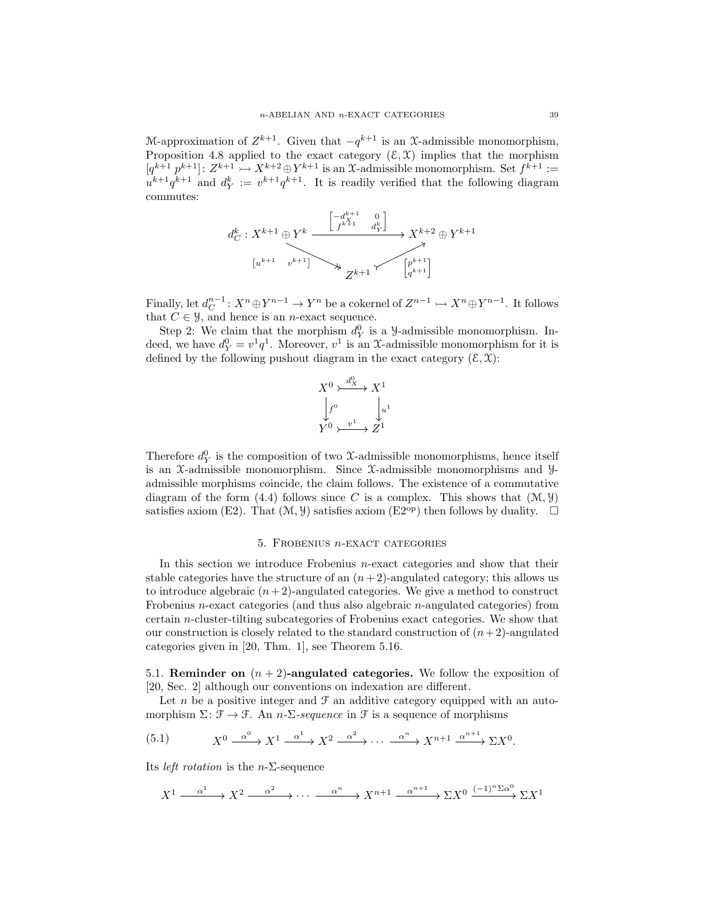$\mathcal{M}$-approximation of $Z^{k+1}$. Given that $-q^{k+1}$ is an $\mathcal{X}$-admissible monomorphism, Proposition 4.8 applied to the exact category $(\mathcal{E}, \mathcal{X})$ implies that the morphism $[q^{k+1}\ p^{k+1}]\colon Z^{k+1} \rightarrowtail X^{k+2} \oplus Y^{k+1}$ is an $\mathcal{X}$-admissible monomorphism. Set $f^{k+1} := u^{k+1}q^{k+1}$ and $d_Y^k := v^{k+1}q^{k+1}$. It is readily verified that the following diagram commutes:

$$
\begin{array}{ccc}
d_C^k : X^{k+1} \oplus Y^k & \xrightarrow{\begin{bmatrix} -d_X^{k+1} & 0 \\ f^{k+1} & d_Y^k \end{bmatrix}} & X^{k+2} \oplus Y^{k+1} \\
& {\scriptstyle [u^{k+1}\ \ v^{k+1}]} \searrow\!\!\!\!\rightarrow \quad Z^{k+1} \quad \rightarrowtail\!\!\nearrow {\scriptstyle \begin{bmatrix} p^{k+1} \\ q^{k+1} \end{bmatrix}} &
\end{array}
$$

Finally, let $d_C^{n-1}\colon X^n \oplus Y^{n-1} \to Y^n$ be a cokernel of $Z^{n-1} \rightarrowtail X^n \oplus Y^{n-1}$. It follows that $C \in \mathcal{Y}$, and hence is an $n$-exact sequence.

Step 2: We claim that the morphism $d_Y^0$ is a $\mathcal{Y}$-admissible monomorphism. Indeed, we have $d_Y^0 = v^1 q^1$. Moreover, $v^1$ is an $\mathcal{X}$-admissible monomorphism for it is defined by the following pushout diagram in the exact category $(\mathcal{E}, \mathcal{X})$:

$$
\begin{array}{ccc}
X^0 & \overset{d_X^0}{\rightarrowtail} & X^1 \\
\downarrow{\scriptstyle f^0} & & \downarrow{\scriptstyle u^1} \\
Y^0 & \overset{v^1}{\rightarrowtail} & Z^1
\end{array}
$$

Therefore $d_Y^0$ is the composition of two $\mathcal{X}$-admissible monomorphisms, hence itself is an $\mathcal{X}$-admissible monomorphism. Since $\mathcal{X}$-admissible monomorphisms and $\mathcal{Y}$-admissible morphisms coincide, the claim follows. The existence of a commutative diagram of the form (4.4) follows since $C$ is a complex. This shows that $(\mathcal{M}, \mathcal{Y})$ satisfies axiom (E2). That $(\mathcal{M}, \mathcal{Y})$ satisfies axiom (E2$^{\mathrm{op}}$) then follows by duality. $\square$

## 5. Frobenius $n$-exact categories

In this section we introduce Frobenius $n$-exact categories and show that their stable categories have the structure of an $(n+2)$-angulated category; this allows us to introduce algebraic $(n+2)$-angulated categories. We give a method to construct Frobenius $n$-exact categories (and thus also algebraic $n$-angulated categories) from certain $n$-cluster-tilting subcategories of Frobenius exact categories. We show that our construction is closely related to the standard construction of $(n+2)$-angulated categories given in [20, Thm. 1], see Theorem 5.16.

5.1. **Reminder on $(n+2)$-angulated categories.** We follow the exposition of [20, Sec. 2] although our conventions on indexation are different.

Let $n$ be a positive integer and $\mathcal{F}$ an additive category equipped with an automorphism $\Sigma\colon \mathcal{F} \to \mathcal{F}$. An *$n$-$\Sigma$-sequence* in $\mathcal{F}$ is a sequence of morphisms

$$
X^0 \xrightarrow{\alpha^0} X^1 \xrightarrow{\alpha^1} X^2 \xrightarrow{\alpha^2} \cdots \xrightarrow{\alpha^n} X^{n+1} \xrightarrow{\alpha^{n+1}} \Sigma X^0. \tag{5.1}
$$

Its *left rotation* is the $n$-$\Sigma$-sequence

$$
X^1 \xrightarrow{\alpha^1} X^2 \xrightarrow{\alpha^2} \cdots \xrightarrow{\alpha^n} X^{n+1} \xrightarrow{\alpha^{n+1}} \Sigma X^0 \xrightarrow{(-1)^n \Sigma \alpha^0} \Sigma X^1
$$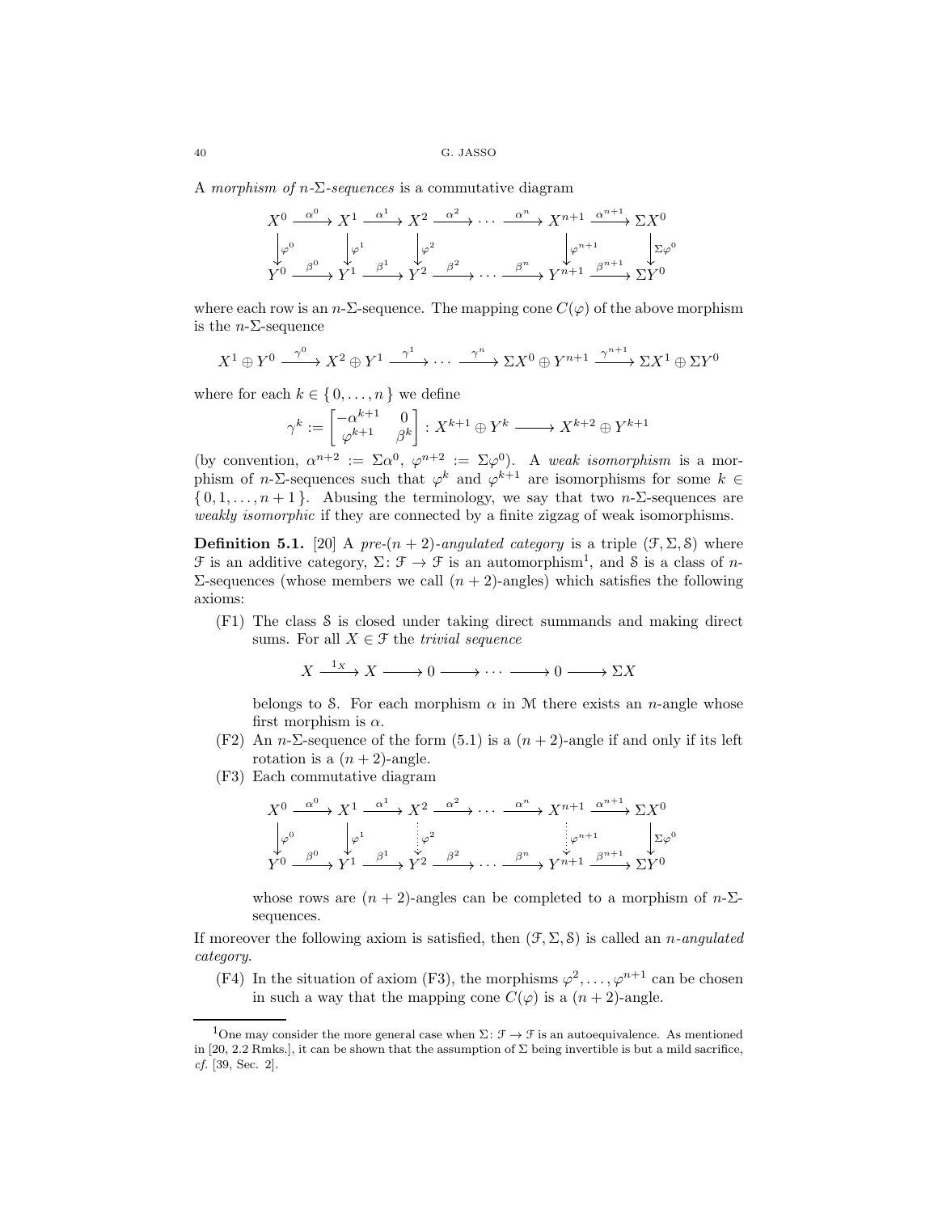A *morphism of $n$-$\Sigma$-sequences* is a commutative diagram

$$
\begin{array}{ccccccccccc}
X^0 & \xrightarrow{\alpha^0} & X^1 & \xrightarrow{\alpha^1} & X^2 & \xrightarrow{\alpha^2} & \cdots & \xrightarrow{\alpha^n} & X^{n+1} & \xrightarrow{\alpha^{n+1}} & \Sigma X^0 \\
\downarrow{\scriptstyle \varphi^0} & & \downarrow{\scriptstyle \varphi^1} & & \downarrow{\scriptstyle \varphi^2} & & & & \downarrow{\scriptstyle \varphi^{n+1}} & & \downarrow{\scriptstyle \Sigma\varphi^0} \\
Y^0 & \xrightarrow{\beta^0} & Y^1 & \xrightarrow{\beta^1} & Y^2 & \xrightarrow{\beta^2} & \cdots & \xrightarrow{\beta^n} & Y^{n+1} & \xrightarrow{\beta^{n+1}} & \Sigma Y^0
\end{array}
$$

where each row is an $n$-$\Sigma$-sequence. The mapping cone $C(\varphi)$ of the above morphism is the $n$-$\Sigma$-sequence

$$
X^1 \oplus Y^0 \xrightarrow{\gamma^0} X^2 \oplus Y^1 \xrightarrow{\gamma^1} \cdots \xrightarrow{\gamma^n} \Sigma X^0 \oplus Y^{n+1} \xrightarrow{\gamma^{n+1}} \Sigma X^1 \oplus \Sigma Y^0
$$

where for each $k \in \{0, \dots, n\}$ we define

$$
\gamma^k := \begin{bmatrix} -\alpha^{k+1} & 0 \\ \varphi^{k+1} & \beta^k \end{bmatrix} : X^{k+1} \oplus Y^k \longrightarrow X^{k+2} \oplus Y^{k+1}
$$

(by convention, $\alpha^{n+2} := \Sigma\alpha^0$, $\varphi^{n+2} := \Sigma\varphi^0$). A *weak isomorphism* is a morphism of $n$-$\Sigma$-sequences such that $\varphi^k$ and $\varphi^{k+1}$ are isomorphisms for some $k \in \{0, 1, \dots, n+1\}$. Abusing the terminology, we say that two $n$-$\Sigma$-sequences are *weakly isomorphic* if they are connected by a finite zigzag of weak isomorphisms.

**Definition 5.1.** [20] A *pre-$(n+2)$-angulated category* is a triple $(\mathcal{F}, \Sigma, \mathcal{S})$ where $\mathcal{F}$ is an additive category, $\Sigma\colon \mathcal{F} \to \mathcal{F}$ is an automorphism[1], and $\mathcal{S}$ is a class of $n$-$\Sigma$-sequences (whose members we call $(n+2)$-angles) which satisfies the following axioms:

- (F1) The class $\mathcal{S}$ is closed under taking direct summands and making direct sums. For all $X \in \mathcal{F}$ the *trivial sequence*

  $$
  X \xrightarrow{1_X} X \longrightarrow 0 \longrightarrow \cdots \longrightarrow 0 \longrightarrow \Sigma X
  $$

  belongs to $\mathcal{S}$. For each morphism $\alpha$ in $\mathcal{M}$ there exists an $n$-angle whose first morphism is $\alpha$.
- (F2) An $n$-$\Sigma$-sequence of the form (5.1) is a $(n+2)$-angle if and only if its left rotation is a $(n+2)$-angle.
- (F3) Each commutative diagram

  $$
  \begin{array}{ccccccccccc}
  X^0 & \xrightarrow{\alpha^0} & X^1 & \xrightarrow{\alpha^1} & X^2 & \xrightarrow{\alpha^2} & \cdots & \xrightarrow{\alpha^n} & X^{n+1} & \xrightarrow{\alpha^{n+1}} & \Sigma X^0 \\
  \downarrow{\scriptstyle \varphi^0} & & \downarrow{\scriptstyle \varphi^1} & & \vdots{\scriptstyle \varphi^2} & & & & \vdots{\scriptstyle \varphi^{n+1}} & & \downarrow{\scriptstyle \Sigma\varphi^0} \\
  Y^0 & \xrightarrow{\beta^0} & Y^1 & \xrightarrow{\beta^1} & Y^2 & \xrightarrow{\beta^2} & \cdots & \xrightarrow{\beta^n} & Y^{n+1} & \xrightarrow{\beta^{n+1}} & \Sigma Y^0
  \end{array}
  $$

  whose rows are $(n+2)$-angles can be completed to a morphism of $n$-$\Sigma$-sequences.

If moreover the following axiom is satisfied, then $(\mathcal{F}, \Sigma, \mathcal{S})$ is called an *$n$-angulated category*.

- (F4) In the situation of axiom (F3), the morphisms $\varphi^2, \dots, \varphi^{n+1}$ can be chosen in such a way that the mapping cone $C(\varphi)$ is a $(n+2)$-angle.

[1] One may consider the more general case when $\Sigma\colon \mathcal{F} \to \mathcal{F}$ is an autoequivalence. As mentioned in [20, 2.2 Rmks.], it can be shown that the assumption of $\Sigma$ being invertible is but a mild sacrifice, *cf.* [39, Sec. 2].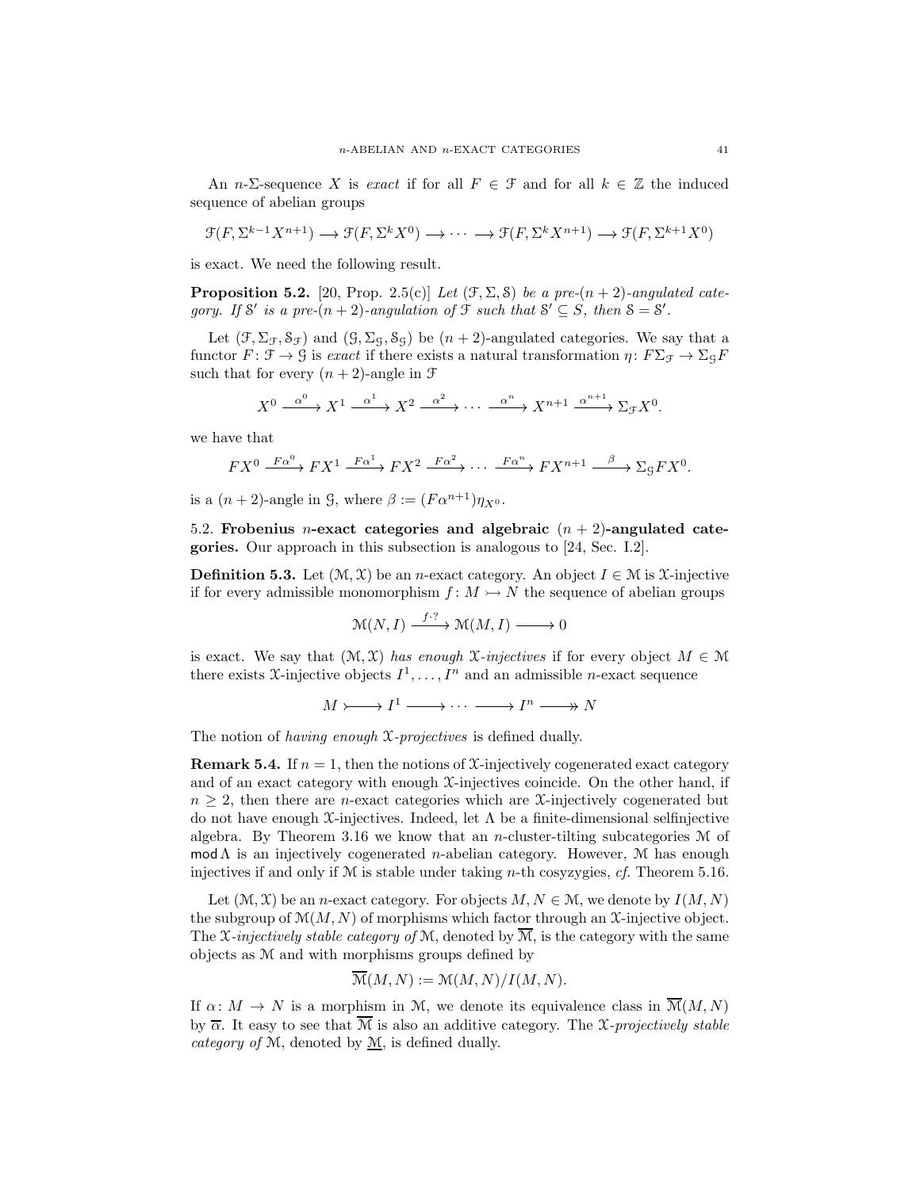An $n$-$\Sigma$-sequence $X$ is *exact* if for all $F \in \mathcal{F}$ and for all $k \in \mathbb{Z}$ the induced sequence of abelian groups

$$\mathcal{F}(F, \Sigma^{k-1}X^{n+1}) \longrightarrow \mathcal{F}(F, \Sigma^k X^0) \longrightarrow \cdots \longrightarrow \mathcal{F}(F, \Sigma^k X^{n+1}) \longrightarrow \mathcal{F}(F, \Sigma^{k+1} X^0)$$

is exact. We need the following result.

**Proposition 5.2.** [20, Prop. 2.5(c)] *Let $(\mathcal{F}, \Sigma, \mathcal{S})$ be a pre-$(n+2)$-angulated category. If $\mathcal{S}'$ is a pre-$(n+2)$-angulation of $\mathcal{F}$ such that $\mathcal{S}' \subseteq S$, then $\mathcal{S} = \mathcal{S}'$.*

Let $(\mathcal{F}, \Sigma_{\mathcal{F}}, \mathcal{S}_{\mathcal{F}})$ and $(\mathcal{G}, \Sigma_{\mathcal{G}}, \mathcal{S}_{\mathcal{G}})$ be $(n+2)$-angulated categories. We say that a functor $F \colon \mathcal{F} \to \mathcal{G}$ is *exact* if there exists a natural transformation $\eta \colon F\Sigma_{\mathcal{F}} \to \Sigma_{\mathcal{G}} F$ such that for every $(n+2)$-angle in $\mathcal{F}$

$$X^0 \xrightarrow{\alpha^0} X^1 \xrightarrow{\alpha^1} X^2 \xrightarrow{\alpha^2} \cdots \xrightarrow{\alpha^n} X^{n+1} \xrightarrow{\alpha^{n+1}} \Sigma_{\mathcal{F}} X^0.$$

we have that

$$FX^0 \xrightarrow{F\alpha^0} FX^1 \xrightarrow{F\alpha^1} FX^2 \xrightarrow{F\alpha^2} \cdots \xrightarrow{F\alpha^n} FX^{n+1} \xrightarrow{\beta} \Sigma_{\mathcal{G}} FX^0.$$

is a $(n+2)$-angle in $\mathcal{G}$, where $\beta := (F\alpha^{n+1})\eta_{X^0}$.

## 5.2. Frobenius $n$-exact categories and algebraic $(n+2)$-angulated categories.

Our approach in this subsection is analogous to [24, Sec. I.2].

**Definition 5.3.** Let $(\mathcal{M}, \mathcal{X})$ be an $n$-exact category. An object $I \in \mathcal{M}$ is $\mathcal{X}$-injective if for every admissible monomorphism $f \colon M \rightarrowtail N$ the sequence of abelian groups

$$\mathcal{M}(N, I) \xrightarrow{f \cdot ?} \mathcal{M}(M, I) \longrightarrow 0$$

is exact. We say that $(\mathcal{M}, \mathcal{X})$ *has enough $\mathcal{X}$-injectives* if for every object $M \in \mathcal{M}$ there exists $\mathcal{X}$-injective objects $I^1, \ldots, I^n$ and an admissible $n$-exact sequence

$$M \rightarrowtail I^1 \longrightarrow \cdots \longrightarrow I^n \twoheadrightarrow N$$

The notion of *having enough $\mathcal{X}$-projectives* is defined dually.

**Remark 5.4.** If $n = 1$, then the notions of $\mathcal{X}$-injectively cogenerated exact category and of an exact category with enough $\mathcal{X}$-injectives coincide. On the other hand, if $n \geq 2$, then there are $n$-exact categories which are $\mathcal{X}$-injectively cogenerated but do not have enough $\mathcal{X}$-injectives. Indeed, let $\Lambda$ be a finite-dimensional selfinjective algebra. By Theorem 3.16 we know that an $n$-cluster-tilting subcategories $\mathcal{M}$ of $\mathsf{mod}\,\Lambda$ is an injectively cogenerated $n$-abelian category. However, $\mathcal{M}$ has enough injectives if and only if $\mathcal{M}$ is stable under taking $n$-th cosyzygies, *cf.* Theorem 5.16.

Let $(\mathcal{M}, \mathcal{X})$ be an $n$-exact category. For objects $M, N \in \mathcal{M}$, we denote by $I(M, N)$ the subgroup of $\mathcal{M}(M, N)$ of morphisms which factor through an $\mathcal{X}$-injective object. The *$\mathcal{X}$-injectively stable category of* $\mathcal{M}$, denoted by $\overline{\mathcal{M}}$, is the category with the same objects as $\mathcal{M}$ and with morphisms groups defined by

$$\overline{\mathcal{M}}(M, N) := \mathcal{M}(M, N)/I(M, N).$$

If $\alpha \colon M \to N$ is a morphism in $\mathcal{M}$, we denote its equivalence class in $\overline{\mathcal{M}}(M, N)$ by $\overline{\alpha}$. It easy to see that $\overline{\mathcal{M}}$ is also an additive category. The *$\mathcal{X}$-projectively stable category of* $\mathcal{M}$, denoted by $\underline{\mathcal{M}}$, is defined dually.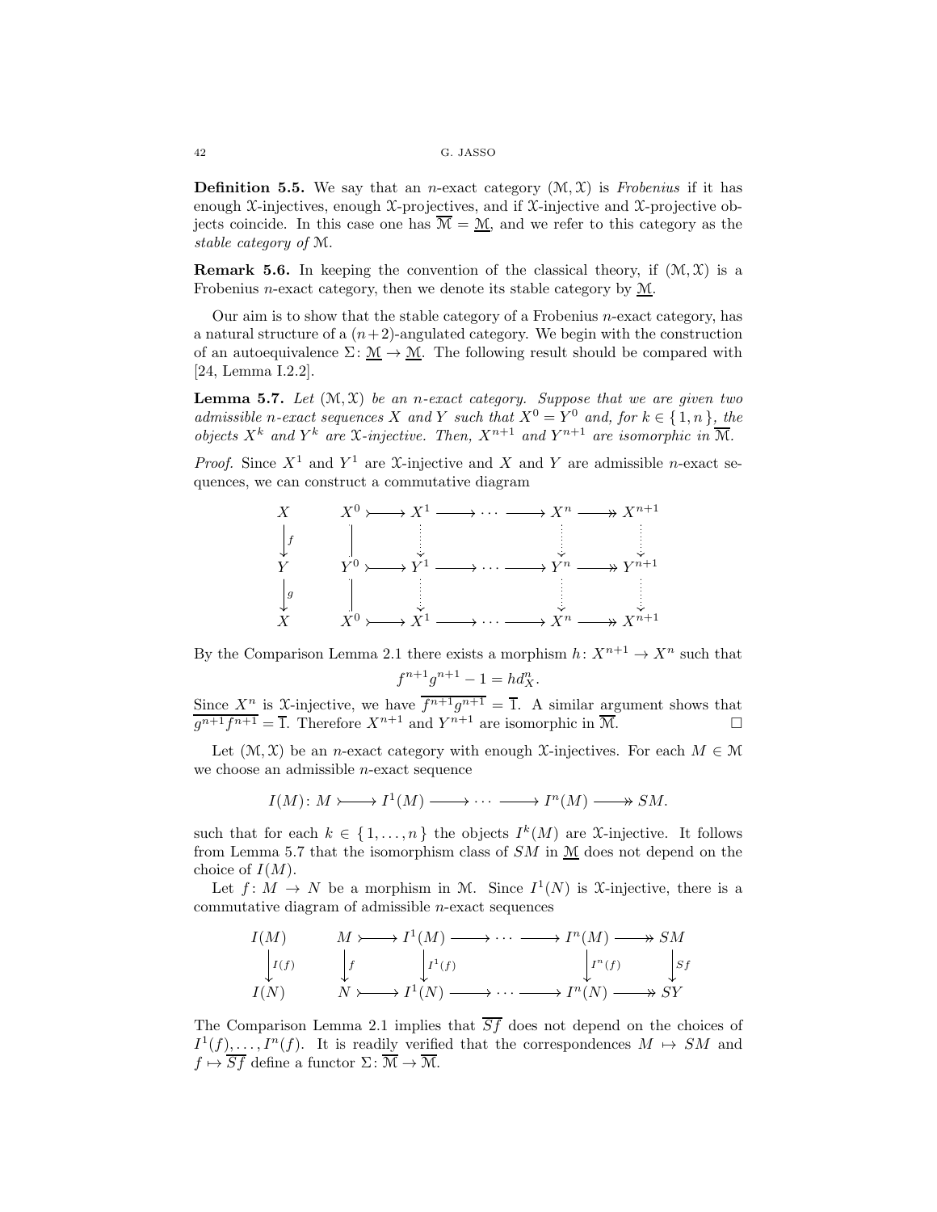**Definition 5.5.** We say that an $n$-exact category $(\mathcal{M}, \mathcal{X})$ is *Frobenius* if it has enough $\mathcal{X}$-injectives, enough $\mathcal{X}$-projectives, and if $\mathcal{X}$-injective and $\mathcal{X}$-projective objects coincide. In this case one has $\overline{\mathcal{M}} = \underline{\mathcal{M}}$, and we refer to this category as the *stable category of* $\mathcal{M}$.

**Remark 5.6.** In keeping the convention of the classical theory, if $(\mathcal{M}, \mathcal{X})$ is a Frobenius $n$-exact category, then we denote its stable category by $\underline{\mathcal{M}}$.

Our aim is to show that the stable category of a Frobenius $n$-exact category, has a natural structure of a $(n+2)$-angulated category. We begin with the construction of an autoequivalence $\Sigma\colon \underline{\mathcal{M}} \to \underline{\mathcal{M}}$. The following result should be compared with [24, Lemma I.2.2].

**Lemma 5.7.** *Let $(\mathcal{M}, \mathcal{X})$ be an $n$-exact category. Suppose that we are given two admissible $n$-exact sequences $X$ and $Y$ such that $X^0 = Y^0$ and, for $k \in \{1, n\}$, the objects $X^k$ and $Y^k$ are $\mathcal{X}$-injective. Then, $X^{n+1}$ and $Y^{n+1}$ are isomorphic in $\overline{\mathcal{M}}$.*

*Proof.* Since $X^1$ and $Y^1$ are $\mathcal{X}$-injective and $X$ and $Y$ are admissible $n$-exact sequences, we can construct a commutative diagram

$$\begin{array}{ccccccccccc}
X & & X^0 & \rightarrowtail & X^1 & \longrightarrow & \cdots & \longrightarrow & X^n & \twoheadrightarrow & X^{n+1} \\
\downarrow f & & \| & & \downarrow & & & & \downarrow & & \downarrow \\
Y & & Y^0 & \rightarrowtail & Y^1 & \longrightarrow & \cdots & \longrightarrow & Y^n & \twoheadrightarrow & Y^{n+1} \\
\downarrow g & & \| & & \downarrow & & & & \downarrow & & \downarrow \\
X & & X^0 & \rightarrowtail & X^1 & \longrightarrow & \cdots & \longrightarrow & X^n & \twoheadrightarrow & X^{n+1}
\end{array}$$

By the Comparison Lemma 2.1 there exists a morphism $h\colon X^{n+1} \to X^n$ such that

$$f^{n+1}g^{n+1} - 1 = hd_X^n.$$

Since $X^n$ is $\mathcal{X}$-injective, we have $\overline{f^{n+1}g^{n+1}} = \overline{1}$. A similar argument shows that $\overline{g^{n+1}f^{n+1}} = \overline{1}$. Therefore $X^{n+1}$ and $Y^{n+1}$ are isomorphic in $\overline{\mathcal{M}}$. $\square$

Let $(\mathcal{M}, \mathcal{X})$ be an $n$-exact category with enough $\mathcal{X}$-injectives. For each $M \in \mathcal{M}$ we choose an admissible $n$-exact sequence

$$I(M)\colon M \rightarrowtail I^1(M) \longrightarrow \cdots \longrightarrow I^n(M) \twoheadrightarrow SM.$$

such that for each $k \in \{1, \dots, n\}$ the objects $I^k(M)$ are $\mathcal{X}$-injective. It follows from Lemma 5.7 that the isomorphism class of $SM$ in $\underline{\mathcal{M}}$ does not depend on the choice of $I(M)$.

Let $f\colon M \to N$ be a morphism in $\mathcal{M}$. Since $I^1(N)$ is $\mathcal{X}$-injective, there is a commutative diagram of admissible $n$-exact sequences

$$\begin{array}{ccccccccccc}
I(M) & & M & \rightarrowtail & I^1(M) & \longrightarrow & \cdots & \longrightarrow & I^n(M) & \twoheadrightarrow & SM \\
\downarrow I(f) & & \downarrow f & & \downarrow I^1(f) & & & & \downarrow I^n(f) & & \downarrow Sf \\
I(N) & & N & \rightarrowtail & I^1(N) & \longrightarrow & \cdots & \longrightarrow & I^n(N) & \twoheadrightarrow & SY
\end{array}$$

The Comparison Lemma 2.1 implies that $\overline{Sf}$ does not depend on the choices of $I^1(f), \dots, I^n(f)$. It is readily verified that the correspondences $M \mapsto SM$ and $f \mapsto \overline{Sf}$ define a functor $\Sigma\colon \overline{\mathcal{M}} \to \overline{\mathcal{M}}$.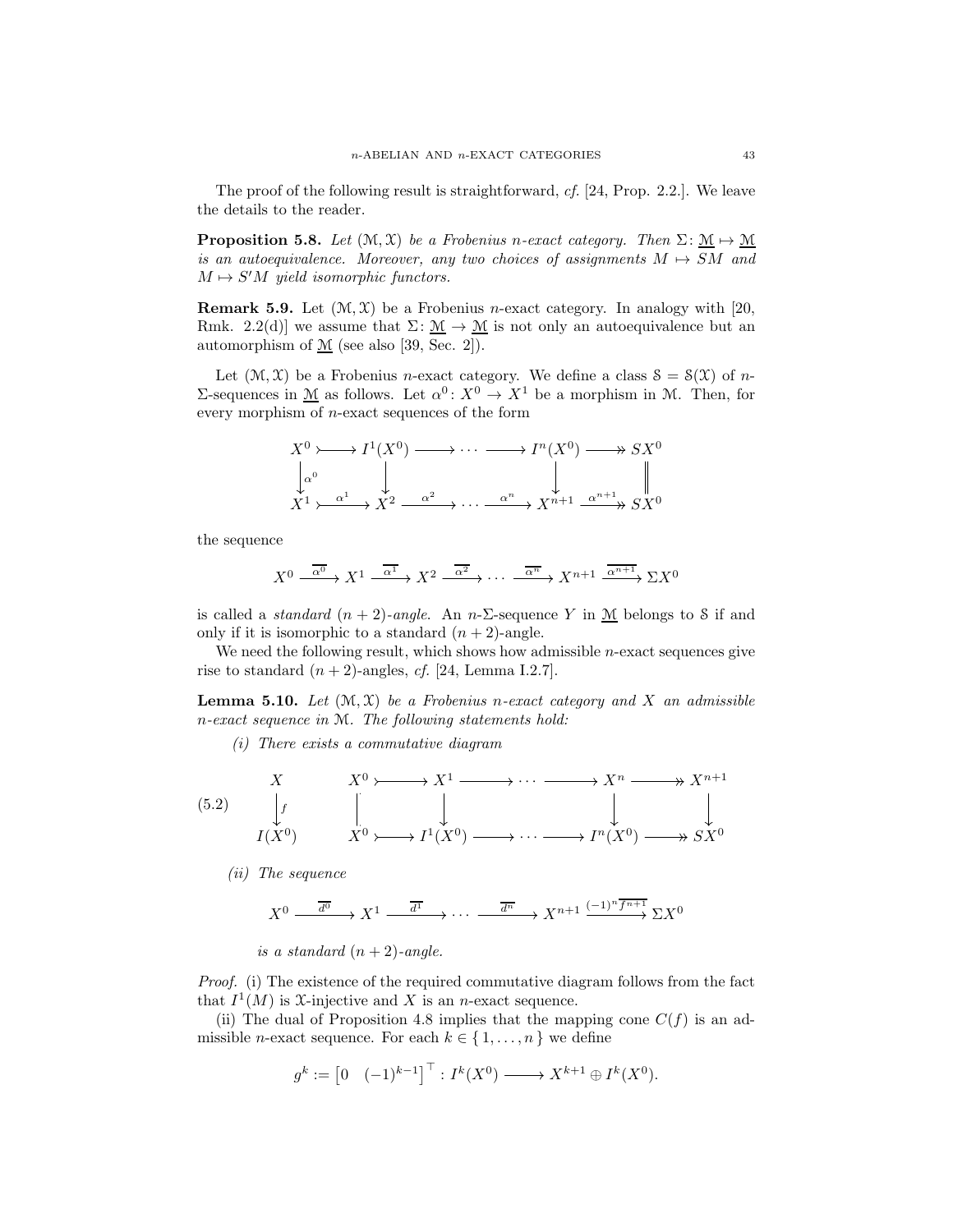The proof of the following result is straightforward, *cf.* [24, Prop. 2.2.]. We leave the details to the reader.

**Proposition 5.8.** *Let $(\mathcal{M}, \mathcal{X})$ be a Frobenius $n$-exact category. Then $\Sigma\colon \underline{\mathcal{M}} \mapsto \underline{\mathcal{M}}$ is an autoequivalence. Moreover, any two choices of assignments $M \mapsto SM$ and $M \mapsto S'M$ yield isomorphic functors.*

**Remark 5.9.** Let $(\mathcal{M}, \mathcal{X})$ be a Frobenius $n$-exact category. In analogy with [20, Rmk. 2.2(d)] we assume that $\Sigma\colon \underline{\mathcal{M}} \to \underline{\mathcal{M}}$ is not only an autoequivalence but an automorphism of $\underline{\mathcal{M}}$ (see also [39, Sec. 2]).

Let $(\mathcal{M}, \mathcal{X})$ be a Frobenius $n$-exact category. We define a class $\mathcal{S} = \mathcal{S}(\mathcal{X})$ of $n$-$\Sigma$-sequences in $\underline{\mathcal{M}}$ as follows. Let $\alpha^0\colon X^0 \to X^1$ be a morphism in $\mathcal{M}$. Then, for every morphism of $n$-exact sequences of the form

$$
\begin{array}{ccccccccc}
X^0 & \rightarrowtail & I^1(X^0) & \longrightarrow & \cdots & \longrightarrow & I^n(X^0) & \twoheadrightarrow & SX^0 \\
\downarrow{\scriptstyle \alpha^0} & & \downarrow & & & & \downarrow & & \| \\
X^1 & \overset{\alpha^1}{\rightarrowtail} & X^2 & \xrightarrow{\alpha^2} & \cdots & \xrightarrow{\alpha^n} & X^{n+1} & \overset{\alpha^{n+1}}{\twoheadrightarrow} & SX^0
\end{array}
$$

the sequence

$$
X^0 \xrightarrow{\overline{\alpha^0}} X^1 \xrightarrow{\overline{\alpha^1}} X^2 \xrightarrow{\overline{\alpha^2}} \cdots \xrightarrow{\overline{\alpha^n}} X^{n+1} \xrightarrow{\overline{\alpha^{n+1}}} \Sigma X^0
$$

is called a *standard $(n+2)$-angle*. An $n$-$\Sigma$-sequence $Y$ in $\underline{\mathcal{M}}$ belongs to $\mathcal{S}$ if and only if it is isomorphic to a standard $(n+2)$-angle.

We need the following result, which shows how admissible $n$-exact sequences give rise to standard $(n+2)$-angles, *cf.* [24, Lemma I.2.7].

**Lemma 5.10.** *Let $(\mathcal{M}, \mathcal{X})$ be a Frobenius $n$-exact category and $X$ an admissible $n$-exact sequence in $\mathcal{M}$. The following statements hold:*

*(i) There exists a commutative diagram*

$$
(5.2)\qquad
\begin{array}{c}
X \\
\downarrow{\scriptstyle f} \\
I(X^0)
\end{array}
\qquad
\begin{array}{ccccccccc}
X^0 & \rightarrowtail & X^1 & \longrightarrow & \cdots & \longrightarrow & X^n & \twoheadrightarrow & X^{n+1} \\
\vdots & & \downarrow & & & & \downarrow & & \downarrow \\
X^0 & \rightarrowtail & I^1(X^0) & \longrightarrow & \cdots & \longrightarrow & I^n(X^0) & \twoheadrightarrow & SX^0
\end{array}
$$

*(ii) The sequence*

$$
X^0 \xrightarrow{\overline{d^0}} X^1 \xrightarrow{\overline{d^1}} \cdots \xrightarrow{\overline{d^n}} X^{n+1} \xrightarrow{(-1)^n\overline{f^{n+1}}} \Sigma X^0
$$

*is a standard $(n+2)$-angle.*

*Proof.* (i) The existence of the required commutative diagram follows from the fact that $I^1(M)$ is $\mathcal{X}$-injective and $X$ is an $n$-exact sequence.

(ii) The dual of Proposition 4.8 implies that the mapping cone $C(f)$ is an admissible $n$-exact sequence. For each $k \in \{1, \ldots, n\}$ we define

$$
g^k := \begin{bmatrix} 0 & (-1)^{k-1} \end{bmatrix}^\top : I^k(X^0) \longrightarrow X^{k+1} \oplus I^k(X^0).
$$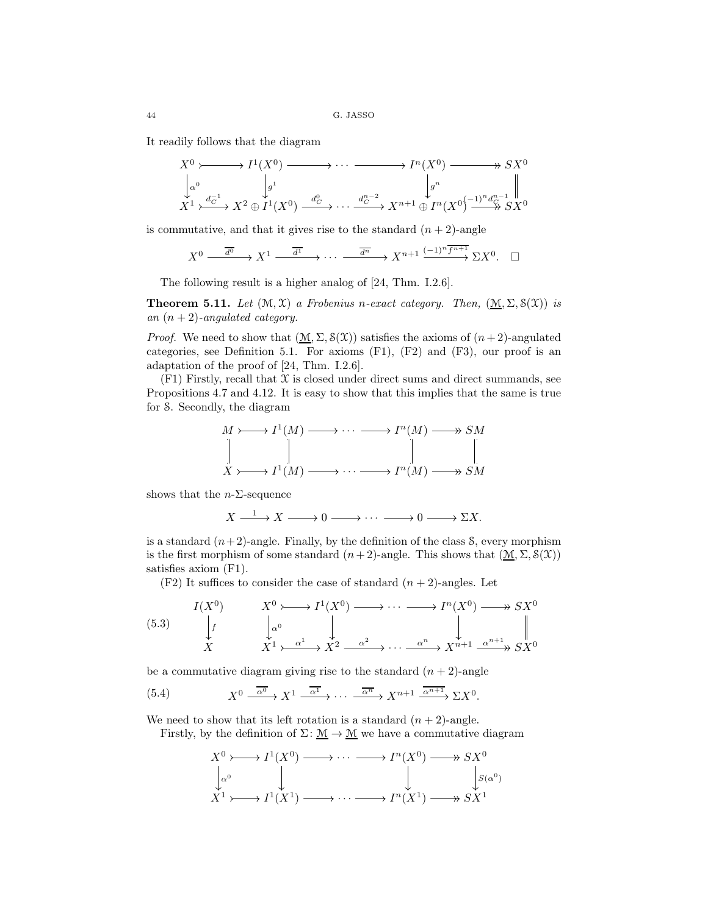It readily follows that the diagram

$$\begin{array}{ccccccccc}
X^0 & \rightarrowtail & I^1(X^0) & \longrightarrow & \cdots & \longrightarrow & I^n(X^0) & \twoheadrightarrow & SX^0 \\
\downarrow{\scriptstyle \alpha^0} & & \downarrow{\scriptstyle g^1} & & & & \downarrow{\scriptstyle g^n} & & \| \\
X^1 & \xrightarrow{d_C^{-1}} & X^2 \oplus I^1(X^0) & \xrightarrow{d_C^0} & \cdots & \xrightarrow{d_C^{n-2}} & X^{n+1} \oplus I^n(X^0) & \xrightarrow{(-1)^n d_C^{n-1}} & SX^0
\end{array}$$

is commutative, and that it gives rise to the standard $(n+2)$-angle

$$X^0 \xrightarrow{\overline{d^0}} X^1 \xrightarrow{\overline{d^1}} \cdots \xrightarrow{\overline{d^n}} X^{n+1} \xrightarrow{(-1)^n \overline{f^{n+1}}} \Sigma X^0. \quad \square$$

The following result is a higher analog of [24, Thm. I.2.6].

**Theorem 5.11.** *Let $(\mathcal{M}, \mathcal{X})$ a Frobenius $n$-exact category. Then, $(\underline{\mathcal{M}}, \Sigma, \mathcal{S}(\mathcal{X}))$ is an $(n+2)$-angulated category.*

*Proof.* We need to show that $(\underline{\mathcal{M}}, \Sigma, \mathcal{S}(\mathcal{X}))$ satisfies the axioms of $(n+2)$-angulated categories, see Definition 5.1. For axioms (F1), (F2) and (F3), our proof is an adaptation of the proof of [24, Thm. I.2.6].

(F1) Firstly, recall that $\mathcal{X}$ is closed under direct sums and direct summands, see Propositions 4.7 and 4.12. It is easy to show that this implies that the same is true for $\mathcal{S}$. Secondly, the diagram

$$\begin{array}{ccccccccc}
M & \rightarrowtail & I^1(M) & \longrightarrow & \cdots & \longrightarrow & I^n(M) & \twoheadrightarrow & SM \\
| & & | & & & & | & & | \\
X & \rightarrowtail & I^1(M) & \longrightarrow & \cdots & \longrightarrow & I^n(M) & \twoheadrightarrow & SM
\end{array}$$

shows that the $n$-$\Sigma$-sequence

$$X \xrightarrow{1} X \longrightarrow 0 \longrightarrow \cdots \longrightarrow 0 \longrightarrow \Sigma X.$$

is a standard $(n+2)$-angle. Finally, by the definition of the class $\mathcal{S}$, every morphism is the first morphism of some standard $(n+2)$-angle. This shows that $(\underline{\mathcal{M}}, \Sigma, \mathcal{S}(\mathcal{X}))$ satisfies axiom (F1).

(F2) It suffices to consider the case of standard $(n+2)$-angles. Let

$$(5.3)\qquad \begin{array}{c}
I(X^0) \\
\downarrow{\scriptstyle f} \\
X
\end{array}
\qquad
\begin{array}{ccccccccc}
X^0 & \rightarrowtail & I^1(X^0) & \longrightarrow & \cdots & \longrightarrow & I^n(X^0) & \twoheadrightarrow & SX^0 \\
\downarrow{\scriptstyle \alpha^0} & & \downarrow & & & & \downarrow & & \| \\
X^1 & \xrightarrow{\alpha^1} & X^2 & \xrightarrow{\alpha^2} & \cdots & \xrightarrow{\alpha^n} & X^{n+1} & \xrightarrow{\alpha^{n+1}} & SX^0
\end{array}$$

be a commutative diagram giving rise to the standard $(n+2)$-angle

$$(5.4)\qquad X^0 \xrightarrow{\overline{\alpha^0}} X^1 \xrightarrow{\overline{\alpha^1}} \cdots \xrightarrow{\overline{\alpha^n}} X^{n+1} \xrightarrow{\overline{\alpha^{n+1}}} \Sigma X^0.$$

We need to show that its left rotation is a standard $(n+2)$-angle.

Firstly, by the definition of $\Sigma\colon \underline{\mathcal{M}} \to \underline{\mathcal{M}}$ we have a commutative diagram

$$\begin{array}{ccccccccc}
X^0 & \rightarrowtail & I^1(X^0) & \longrightarrow & \cdots & \longrightarrow & I^n(X^0) & \twoheadrightarrow & SX^0 \\
\downarrow{\scriptstyle \alpha^0} & & \downarrow & & & & \downarrow & & \downarrow{\scriptstyle S(\alpha^0)} \\
X^1 & \rightarrowtail & I^1(X^1) & \longrightarrow & \cdots & \longrightarrow & I^n(X^1) & \twoheadrightarrow & SX^1
\end{array}$$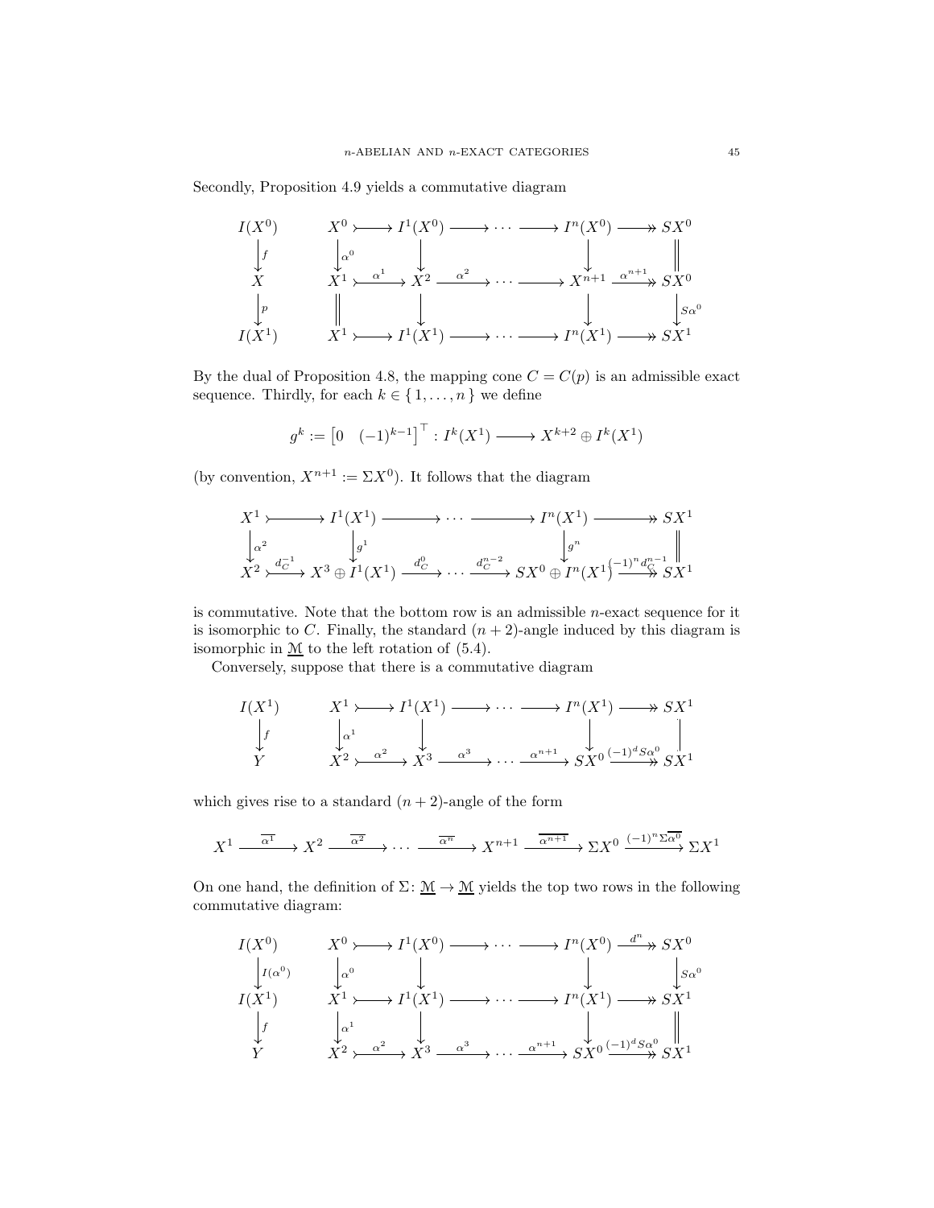Secondly, Proposition 4.9 yields a commutative diagram

$$
\begin{array}{ccccccccccc}
I(X^0) & & X^0 & \rightarrowtail & I^1(X^0) & \longrightarrow & \cdots & \longrightarrow & I^n(X^0) & \twoheadrightarrow & SX^0 \\
\downarrow f & & \downarrow \alpha^0 & & \downarrow & & & & \downarrow & & \| \\
X & & X^1 & \overset{\alpha^1}{\rightarrowtail} & X^2 & \xrightarrow{\alpha^2} & \cdots & \longrightarrow & X^{n+1} & \overset{\alpha^{n+1}}{\twoheadrightarrow} & SX^0 \\
\downarrow p & & \| & & \downarrow & & & & \downarrow & & \downarrow S\alpha^0 \\
I(X^1) & & X^1 & \rightarrowtail & I^1(X^1) & \longrightarrow & \cdots & \longrightarrow & I^n(X^1) & \twoheadrightarrow & SX^1
\end{array}
$$

By the dual of Proposition 4.8, the mapping cone $C = C(p)$ is an admissible exact sequence. Thirdly, for each $k \in \{ 1, \dots, n \}$ we define

$$
g^k := \begin{bmatrix} 0 & (-1)^{k-1} \end{bmatrix}^\top : I^k(X^1) \longrightarrow X^{k+2} \oplus I^k(X^1)
$$

(by convention, $X^{n+1} := \Sigma X^0$). It follows that the diagram

$$
\begin{array}{ccccccccc}
X^1 & \rightarrowtail & I^1(X^1) & \longrightarrow & \cdots & \longrightarrow & I^n(X^1) & \twoheadrightarrow & SX^1 \\
\downarrow \alpha^2 & & \downarrow g^1 & & & & \downarrow g^n & & \| \\
X^2 & \overset{d_C^{-1}}{\rightarrowtail} & X^3 \oplus I^1(X^1) & \xrightarrow{d_C^0} & \cdots & \xrightarrow{d_C^{n-2}} & SX^0 \oplus I^n(X^1) & \overset{(-1)^n d_C^{n-1}}{\twoheadrightarrow} & SX^1
\end{array}
$$

is commutative. Note that the bottom row is an admissible $n$-exact sequence for it is isomorphic to $C$. Finally, the standard $(n+2)$-angle induced by this diagram is isomorphic in $\underline{\mathcal{M}}$ to the left rotation of (5.4).

Conversely, suppose that there is a commutative diagram

$$
\begin{array}{ccccccccccc}
I(X^1) & & X^1 & \rightarrowtail & I^1(X^1) & \longrightarrow & \cdots & \longrightarrow & I^n(X^1) & \twoheadrightarrow & SX^1 \\
\downarrow f & & \downarrow \alpha^1 & & \downarrow & & & & \downarrow & & | \\
Y & & X^2 & \overset{\alpha^2}{\rightarrowtail} & X^3 & \xrightarrow{\alpha^3} & \cdots & \xrightarrow{\alpha^{n+1}} & SX^0 & \overset{(-1)^d S\alpha^0}{\twoheadrightarrow} & SX^1
\end{array}
$$

which gives rise to a standard $(n+2)$-angle of the form

$$
X^1 \xrightarrow{\overline{\alpha^1}} X^2 \xrightarrow{\overline{\alpha^2}} \cdots \xrightarrow{\overline{\alpha^n}} X^{n+1} \xrightarrow{\overline{\alpha^{n+1}}} \Sigma X^0 \xrightarrow{(-1)^n \Sigma \overline{\alpha^0}} \Sigma X^1
$$

On one hand, the definition of $\Sigma \colon \underline{\mathcal{M}} \to \underline{\mathcal{M}}$ yields the top two rows in the following commutative diagram:

$$
\begin{array}{ccccccccccc}
I(X^0) & & X^0 & \rightarrowtail & I^1(X^0) & \longrightarrow & \cdots & \longrightarrow & I^n(X^0) & \overset{d^n}{\twoheadrightarrow} & SX^0 \\
\downarrow I(\alpha^0) & & \downarrow \alpha^0 & & \downarrow & & & & \downarrow & & \downarrow S\alpha^0 \\
I(X^1) & & X^1 & \rightarrowtail & I^1(X^1) & \longrightarrow & \cdots & \longrightarrow & I^n(X^1) & \twoheadrightarrow & SX^1 \\
\downarrow f & & \downarrow \alpha^1 & & \downarrow & & & & \downarrow & & \| \\
Y & & X^2 & \overset{\alpha^2}{\rightarrowtail} & X^3 & \xrightarrow{\alpha^3} & \cdots & \xrightarrow{\alpha^{n+1}} & SX^0 & \overset{(-1)^d S\alpha^0}{\twoheadrightarrow} & SX^1
\end{array}
$$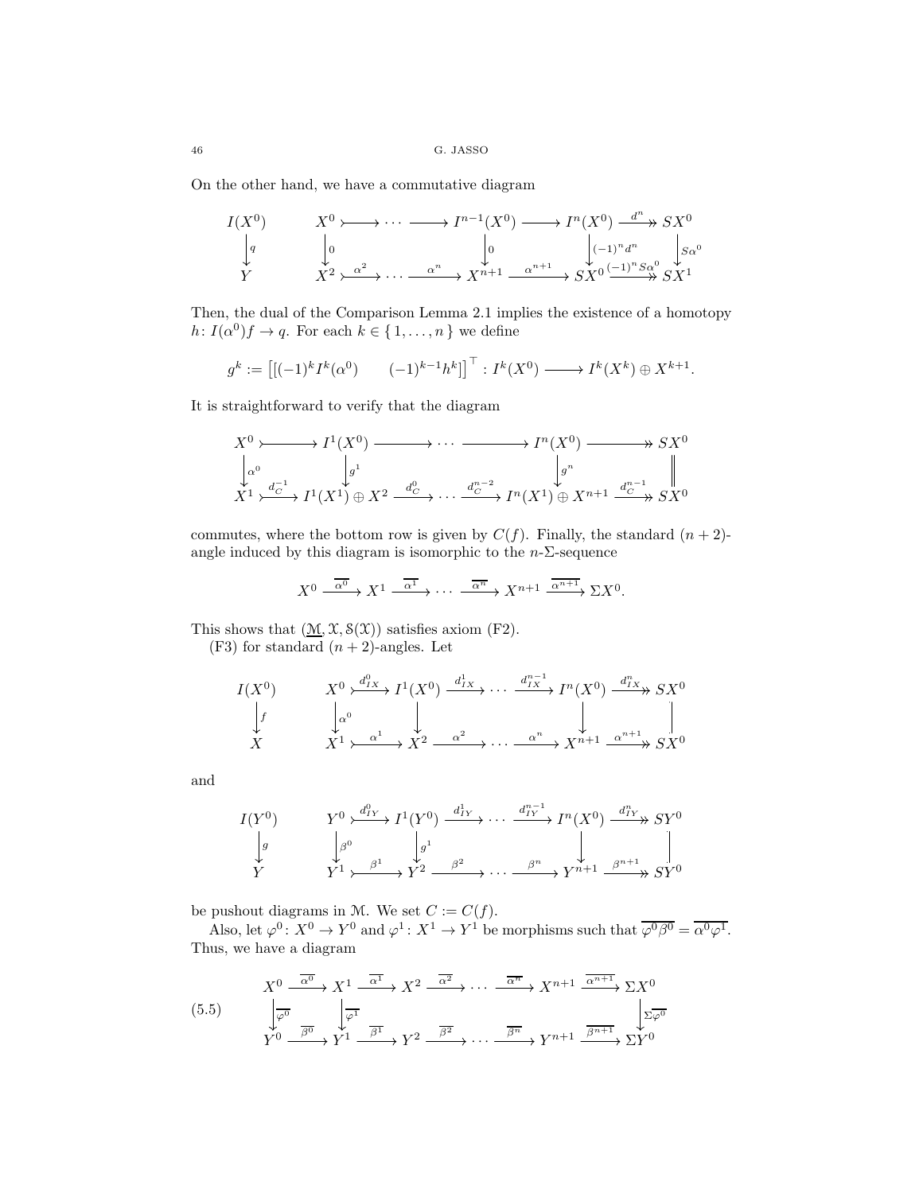On the other hand, we have a commutative diagram

$$
\begin{array}{ccccccccccc}
I(X^0) & & X^0 & \rightarrowtail & \cdots & \longrightarrow & I^{n-1}(X^0) & \longrightarrow & I^n(X^0) & \xrightarrow{d^n} & SX^0 \\
\downarrow q & & \downarrow 0 & & & & \downarrow 0 & & \downarrow (-1)^n d^n & & \downarrow S\alpha^0 \\
Y & & X^2 & \xrightarrow{\alpha^2} & \cdots & \xrightarrow{\alpha^n} & X^{n+1} & \xrightarrow{\alpha^{n+1}} & SX^0 & \xrightarrow{(-1)^n S\alpha^0} & SX^1
\end{array}
$$

Then, the dual of the Comparison Lemma 2.1 implies the existence of a homotopy $h\colon I(\alpha^0)f \to q$. For each $k \in \{1, \dots, n\}$ we define

$$
g^k := \left[ [(-1)^k I^k(\alpha^0) \qquad (-1)^{k-1} h^k] \right]^\top : I^k(X^0) \longrightarrow I^k(X^k) \oplus X^{k+1}.
$$

It is straightforward to verify that the diagram

$$
\begin{array}{ccccccccc}
X^0 & \rightarrowtail & I^1(X^0) & \longrightarrow & \cdots & \longrightarrow & I^n(X^0) & \longrightarrow & SX^0 \\
\downarrow \alpha^0 & & \downarrow g^1 & & & & \downarrow g^n & & \| \\
X^1 & \xrightarrow{d_C^{-1}} & I^1(X^1) \oplus X^2 & \xrightarrow{d_C^0} & \cdots & \xrightarrow{d_C^{n-2}} & I^n(X^1) \oplus X^{n+1} & \xrightarrow{d_C^{n-1}} & SX^0
\end{array}
$$

commutes, where the bottom row is given by $C(f)$. Finally, the standard $(n+2)$-angle induced by this diagram is isomorphic to the $n$-$\Sigma$-sequence

$$
X^0 \xrightarrow{\overline{\alpha^0}} X^1 \xrightarrow{\overline{\alpha^1}} \cdots \xrightarrow{\overline{\alpha^n}} X^{n+1} \xrightarrow{\overline{\alpha^{n+1}}} \Sigma X^0.
$$

This shows that $(\underline{\mathcal{M}}, \mathcal{X}, \mathcal{S}(\mathcal{X}))$ satisfies axiom (F2).

(F3) for standard $(n+2)$-angles. Let

$$
\begin{array}{ccccccccccc}
I(X^0) & & X^0 & \xrightarrow{d_{IX}^0} & I^1(X^0) & \xrightarrow{d_{IX}^1} & \cdots & \xrightarrow{d_{IX}^{n-1}} & I^n(X^0) & \xrightarrow{d_{IX}^n} & SX^0 \\
\downarrow f & & \downarrow \alpha^0 & & \downarrow & & & & \downarrow & & | \\
X & & X^1 & \xrightarrow{\alpha^1} & X^2 & \xrightarrow{\alpha^2} & \cdots & \xrightarrow{\alpha^n} & X^{n+1} & \xrightarrow{\alpha^{n+1}} & SX^0
\end{array}
$$

and

$$
\begin{array}{ccccccccccc}
I(Y^0) & & Y^0 & \xrightarrow{d_{IY}^0} & I^1(Y^0) & \xrightarrow{d_{IY}^1} & \cdots & \xrightarrow{d_{IY}^{n-1}} & I^n(X^0) & \xrightarrow{d_{IY}^n} & SY^0 \\
\downarrow g & & \downarrow \beta^0 & & \downarrow g^1 & & & & \downarrow & & | \\
Y & & Y^1 & \xrightarrow{\beta^1} & Y^2 & \xrightarrow{\beta^2} & \cdots & \xrightarrow{\beta^n} & Y^{n+1} & \xrightarrow{\beta^{n+1}} & SY^0
\end{array}
$$

be pushout diagrams in $\mathcal{M}$. We set $C := C(f)$.

Also, let $\varphi^0\colon X^0 \to Y^0$ and $\varphi^1\colon X^1 \to Y^1$ be morphisms such that $\overline{\varphi^0 \beta^0} = \overline{\alpha^0 \varphi^1}$. Thus, we have a diagram

$$
\begin{array}{ccccccccccc}
X^0 & \xrightarrow{\overline{\alpha^0}} & X^1 & \xrightarrow{\overline{\alpha^1}} & X^2 & \xrightarrow{\overline{\alpha^2}} & \cdots & \xrightarrow{\overline{\alpha^n}} & X^{n+1} & \xrightarrow{\overline{\alpha^{n+1}}} & \Sigma X^0 \\
\downarrow \overline{\varphi^0} & & \downarrow \overline{\varphi^1} & & & & & & & & \downarrow \Sigma\overline{\varphi^0} \\
Y^0 & \xrightarrow{\overline{\beta^0}} & Y^1 & \xrightarrow{\overline{\beta^1}} & Y^2 & \xrightarrow{\overline{\beta^2}} & \cdots & \xrightarrow{\overline{\beta^n}} & Y^{n+1} & \xrightarrow{\overline{\beta^{n+1}}} & \Sigma Y^0
\end{array}
\tag{5.5}
$$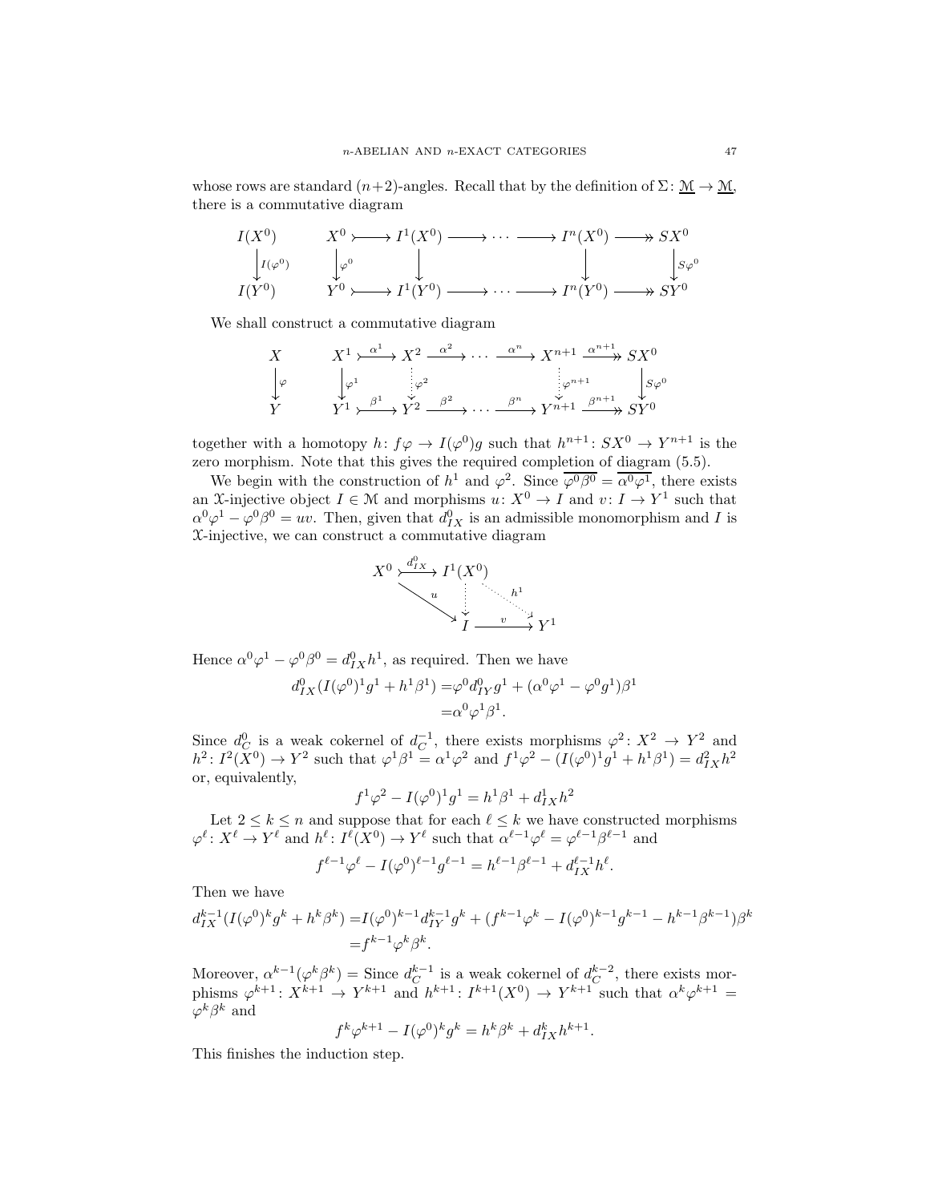whose rows are standard $(n+2)$-angles. Recall that by the definition of $\Sigma\colon \underline{\mathcal{M}} \to \underline{\mathcal{M}}$, there is a commutative diagram

$$
\begin{array}{ccccccccccc}
I(X^0) & & X^0 & \rightarrowtail & I^1(X^0) & \longrightarrow & \cdots & \longrightarrow & I^n(X^0) & \twoheadrightarrow & SX^0 \\
\downarrow{\scriptstyle I(\varphi^0)} & & \downarrow{\scriptstyle \varphi^0} & & \downarrow & & & & \downarrow & & \downarrow{\scriptstyle S\varphi^0} \\
I(Y^0) & & Y^0 & \rightarrowtail & I^1(Y^0) & \longrightarrow & \cdots & \longrightarrow & I^n(Y^0) & \twoheadrightarrow & SY^0
\end{array}
$$

We shall construct a commutative diagram

$$
\begin{array}{ccccccccccc}
X & & X^1 & \xrightarrow{\alpha^1} & X^2 & \xrightarrow{\alpha^2} & \cdots & \xrightarrow{\alpha^n} & X^{n+1} & \xrightarrow{\alpha^{n+1}} & SX^0 \\
\downarrow{\scriptstyle \varphi} & & \downarrow{\scriptstyle \varphi^1} & & \downarrow{\scriptstyle \varphi^2} & & & & \downarrow{\scriptstyle \varphi^{n+1}} & & \downarrow{\scriptstyle S\varphi^0} \\
Y & & Y^1 & \xrightarrow{\beta^1} & Y^2 & \xrightarrow{\beta^2} & \cdots & \xrightarrow{\beta^n} & Y^{n+1} & \xrightarrow{\beta^{n+1}} & SY^0
\end{array}
$$

together with a homotopy $h\colon f\varphi \to I(\varphi^0)g$ such that $h^{n+1}\colon SX^0 \to Y^{n+1}$ is the zero morphism. Note that this gives the required completion of diagram (5.5).

We begin with the construction of $h^1$ and $\varphi^2$. Since $\overline{\varphi^0\beta^0} = \overline{\alpha^0\varphi^1}$, there exists an $\mathcal{X}$-injective object $I \in \mathcal{M}$ and morphisms $u\colon X^0 \to I$ and $v\colon I \to Y^1$ such that $\alpha^0\varphi^1 - \varphi^0\beta^0 = uv$. Then, given that $d_{IX}^0$ is an admissible monomorphism and $I$ is $\mathcal{X}$-injective, we can construct a commutative diagram

$$
\begin{array}{ccc}
X^0 & \xrightarrow{d_{IX}^0} & I^1(X^0) \\
& {\scriptstyle u}\searrow & \downarrow \quad \searrow{\scriptstyle h^1} \\
& & I \xrightarrow{\;v\;} Y^1
\end{array}
$$

Hence $\alpha^0\varphi^1 - \varphi^0\beta^0 = d_{IX}^0 h^1$, as required. Then we have

$$
\begin{aligned}
d_{IX}^0(I(\varphi^0)^1 g^1 + h^1\beta^1) &= \varphi^0 d_{IY}^0 g^1 + (\alpha^0\varphi^1 - \varphi^0 g^1)\beta^1 \\
&= \alpha^0\varphi^1\beta^1.
\end{aligned}
$$

Since $d_C^0$ is a weak cokernel of $d_C^{-1}$, there exists morphisms $\varphi^2\colon X^2 \to Y^2$ and $h^2\colon I^2(X^0) \to Y^2$ such that $\varphi^1\beta^1 = \alpha^1\varphi^2$ and $f^1\varphi^2 - (I(\varphi^0)^1 g^1 + h^1\beta^1) = d_{IX}^2 h^2$ or, equivalently,

$$
f^1\varphi^2 - I(\varphi^0)^1 g^1 = h^1\beta^1 + d_{IX}^1 h^2
$$

Let $2 \leq k \leq n$ and suppose that for each $\ell \leq k$ we have constructed morphisms $\varphi^\ell\colon X^\ell \to Y^\ell$ and $h^\ell\colon I^\ell(X^0) \to Y^\ell$ such that $\alpha^{\ell-1}\varphi^\ell = \varphi^{\ell-1}\beta^{\ell-1}$ and

$$
f^{\ell-1}\varphi^\ell - I(\varphi^0)^{\ell-1} g^{\ell-1} = h^{\ell-1}\beta^{\ell-1} + d_{IX}^{\ell-1} h^\ell.
$$

Then we have

$$
\begin{aligned}
d_{IX}^{k-1}(I(\varphi^0)^k g^k + h^k\beta^k) &= I(\varphi^0)^{k-1} d_{IY}^{k-1} g^k + (f^{k-1}\varphi^k - I(\varphi^0)^{k-1} g^{k-1} - h^{k-1}\beta^{k-1})\beta^k \\
&= f^{k-1}\varphi^k\beta^k.
\end{aligned}
$$

Moreover, $\alpha^{k-1}(\varphi^k\beta^k) =$ Since $d_C^{k-1}$ is a weak cokernel of $d_C^{k-2}$, there exists morphisms $\varphi^{k+1}\colon X^{k+1} \to Y^{k+1}$ and $h^{k+1}\colon I^{k+1}(X^0) \to Y^{k+1}$ such that $\alpha^k\varphi^{k+1} = \varphi^k\beta^k$ and

$$
f^k\varphi^{k+1} - I(\varphi^0)^k g^k = h^k\beta^k + d_{IX}^k h^{k+1}.
$$

This finishes the induction step.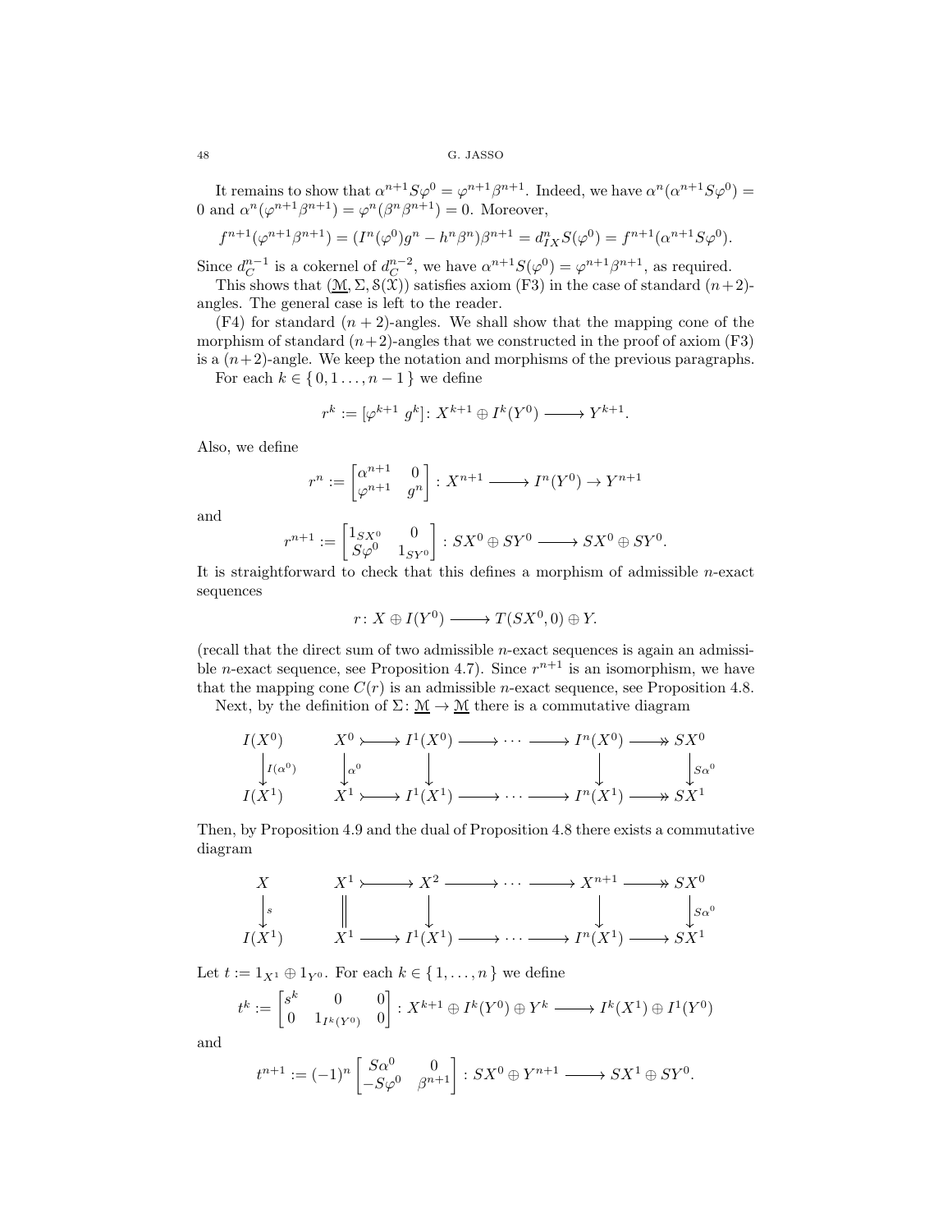It remains to show that $\alpha^{n+1}S\varphi^0 = \varphi^{n+1}\beta^{n+1}$. Indeed, we have $\alpha^n(\alpha^{n+1}S\varphi^0) = 0$ and $\alpha^n(\varphi^{n+1}\beta^{n+1}) = \varphi^n(\beta^n\beta^{n+1}) = 0$. Moreover,

$$f^{n+1}(\varphi^{n+1}\beta^{n+1}) = (I^n(\varphi^0)g^n - h^n\beta^n)\beta^{n+1} = d_{IX}^n S(\varphi^0) = f^{n+1}(\alpha^{n+1}S\varphi^0).$$

Since $d_C^{n-1}$ is a cokernel of $d_C^{n-2}$, we have $\alpha^{n+1}S(\varphi^0) = \varphi^{n+1}\beta^{n+1}$, as required.

This shows that $(\underline{\mathcal{M}}, \Sigma, \mathcal{S}(\mathfrak{X}))$ satisfies axiom (F3) in the case of standard $(n+2)$-angles. The general case is left to the reader.

(F4) for standard $(n+2)$-angles. We shall show that the mapping cone of the morphism of standard $(n+2)$-angles that we constructed in the proof of axiom (F3) is a $(n+2)$-angle. We keep the notation and morphisms of the previous paragraphs.

For each $k \in \{0, 1 \dots, n-1\}$ we define

$$r^k := [\varphi^{k+1}\ g^k] \colon X^{k+1} \oplus I^k(Y^0) \longrightarrow Y^{k+1}.$$

Also, we define

$$r^n := \begin{bmatrix} \alpha^{n+1} & 0 \\ \varphi^{n+1} & g^n \end{bmatrix} : X^{n+1} \longrightarrow I^n(Y^0) \to Y^{n+1}$$

and

$$r^{n+1} := \begin{bmatrix} 1_{SX^0} & 0 \\ S\varphi^0 & 1_{SY^0} \end{bmatrix} : SX^0 \oplus SY^0 \longrightarrow SX^0 \oplus SY^0.$$

It is straightforward to check that this defines a morphism of admissible $n$-exact sequences

$$r \colon X \oplus I(Y^0) \longrightarrow T(SX^0, 0) \oplus Y.$$

(recall that the direct sum of two admissible $n$-exact sequences is again an admissible $n$-exact sequence, see Proposition 4.7). Since $r^{n+1}$ is an isomorphism, we have that the mapping cone $C(r)$ is an admissible $n$-exact sequence, see Proposition 4.8.

Next, by the definition of $\Sigma \colon \underline{\mathcal{M}} \to \underline{\mathcal{M}}$ there is a commutative diagram

$$\begin{array}{ccccccccccc}
I(X^0) & & X^0 & \rightarrowtail & I^1(X^0) & \longrightarrow & \cdots & \longrightarrow & I^n(X^0) & \twoheadrightarrow & SX^0 \\
\downarrow{\scriptstyle I(\alpha^0)} & & \downarrow{\scriptstyle \alpha^0} & & \downarrow & & & & \downarrow & & \downarrow{\scriptstyle S\alpha^0} \\
I(X^1) & & X^1 & \rightarrowtail & I^1(X^1) & \longrightarrow & \cdots & \longrightarrow & I^n(X^1) & \twoheadrightarrow & SX^1
\end{array}$$

Then, by Proposition 4.9 and the dual of Proposition 4.8 there exists a commutative diagram

$$\begin{array}{ccccccccccc}
X & & X^1 & \rightarrowtail & X^2 & \longrightarrow & \cdots & \longrightarrow & X^{n+1} & \twoheadrightarrow & SX^0 \\
\downarrow{\scriptstyle s} & & \| & & \downarrow & & & & \downarrow & & \downarrow{\scriptstyle S\alpha^0} \\
I(X^1) & & X^1 & \longrightarrow & I^1(X^1) & \longrightarrow & \cdots & \longrightarrow & I^n(X^1) & \longrightarrow & SX^1
\end{array}$$

Let $t := 1_{X^1} \oplus 1_{Y^0}$. For each $k \in \{1, \dots, n\}$ we define

$$t^k := \begin{bmatrix} s^k & 0 & 0 \\ 0 & 1_{I^k(Y^0)} & 0 \end{bmatrix} : X^{k+1} \oplus I^k(Y^0) \oplus Y^k \longrightarrow I^k(X^1) \oplus I^1(Y^0)$$

and

$$t^{n+1} := (-1)^n \begin{bmatrix} S\alpha^0 & 0 \\ -S\varphi^0 & \beta^{n+1} \end{bmatrix} : SX^0 \oplus Y^{n+1} \longrightarrow SX^1 \oplus SY^0.$$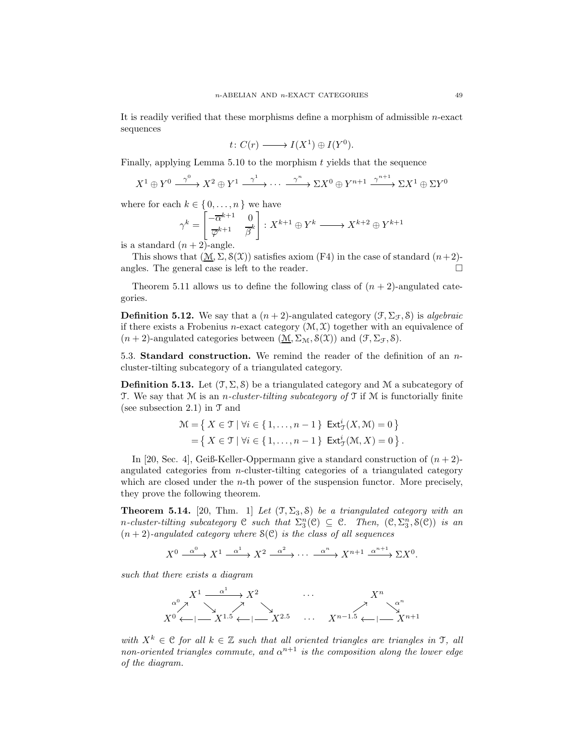It is readily verified that these morphisms define a morphism of admissible $n$-exact sequences

$$t\colon C(r) \longrightarrow I(X^1) \oplus I(Y^0).$$

Finally, applying Lemma 5.10 to the morphism $t$ yields that the sequence

$$X^1 \oplus Y^0 \xrightarrow{\gamma^0} X^2 \oplus Y^1 \xrightarrow{\gamma^1} \cdots \xrightarrow{\gamma^n} \Sigma X^0 \oplus Y^{n+1} \xrightarrow{\gamma^{n+1}} \Sigma X^1 \oplus \Sigma Y^0$$

where for each $k \in \{0, \dots, n\}$ we have

$$\gamma^k = \begin{bmatrix} -\overline{\alpha}^{k+1} & 0 \\ \overline{\varphi}^{k+1} & \overline{\beta}^k \end{bmatrix} : X^{k+1} \oplus Y^k \longrightarrow X^{k+2} \oplus Y^{k+1}$$

is a standard $(n+2)$-angle.

This shows that $(\underline{\mathcal{M}}, \Sigma, \mathcal{S}(\mathcal{X}))$ satisfies axiom (F4) in the case of standard $(n+2)$-angles. The general case is left to the reader. □

Theorem 5.11 allows us to define the following class of $(n+2)$-angulated categories.

**Definition 5.12.** We say that a $(n+2)$-angulated category $(\mathcal{F}, \Sigma_{\mathcal{F}}, \mathcal{S})$ is *algebraic* if there exists a Frobenius $n$-exact category $(\mathcal{M}, \mathcal{X})$ together with an equivalence of $(n+2)$-angulated categories between $(\underline{\mathcal{M}}, \Sigma_{\mathcal{M}}, \mathcal{S}(\mathcal{X}))$ and $(\mathcal{F}, \Sigma_{\mathcal{F}}, \mathcal{S})$.

5.3. **Standard construction.** We remind the reader of the definition of an $n$-cluster-tilting subcategory of a triangulated category.

**Definition 5.13.** Let $(\mathcal{T}, \Sigma, \mathcal{S})$ be a triangulated category and $\mathcal{M}$ a subcategory of $\mathcal{T}$. We say that $\mathcal{M}$ is an *$n$-cluster-tilting subcategory of* $\mathcal{T}$ if $\mathcal{M}$ is functorially finite (see subsection 2.1) in $\mathcal{T}$ and

$$\begin{aligned} \mathcal{M} &= \left\{ X \in \mathcal{T} \mid \forall i \in \{1, \dots, n-1\} \ \mathsf{Ext}^i_{\mathcal{T}}(X, \mathcal{M}) = 0 \right\} \\ &= \left\{ X \in \mathcal{T} \mid \forall i \in \{1, \dots, n-1\} \ \mathsf{Ext}^i_{\mathcal{T}}(\mathcal{M}, X) = 0 \right\}. \end{aligned}$$

In [20, Sec. 4], Geiß-Keller-Oppermann give a standard construction of $(n+2)$-angulated categories from $n$-cluster-tilting categories of a triangulated category which are closed under the $n$-th power of the suspension functor. More precisely, they prove the following theorem.

**Theorem 5.14.** [20, Thm. 1] *Let $(\mathcal{T}, \Sigma_3, \mathcal{S})$ be a triangulated category with an $n$-cluster-tilting subcategory $\mathcal{C}$ such that $\Sigma_3^n(\mathcal{C}) \subseteq \mathcal{C}$. Then, $(\mathcal{C}, \Sigma_3^n, \mathcal{S}(\mathcal{C}))$ is an $(n+2)$-angulated category where $\mathcal{S}(\mathcal{C})$ is the class of all sequences*

$$X^0 \xrightarrow{\alpha^0} X^1 \xrightarrow{\alpha^1} X^2 \xrightarrow{\alpha^2} \cdots \xrightarrow{\alpha^n} X^{n+1} \xrightarrow{\alpha^{n+1}} \Sigma X^0.$$

*such that there exists a diagram*

$$\begin{array}{ccccccccc} & X^1 & \xrightarrow{\alpha^1} & X^2 & & \cdots & & X^n & \\ {}^{\alpha^0}\nearrow & & \searrow \quad \nearrow & & \searrow & & \nearrow & & \searrow{}^{\alpha^n} \\ X^0 & \longleftarrow\!\mid & X^{1.5} & \longleftarrow\!\mid & X^{2.5} & \cdots & X^{n-1.5} & \longleftarrow\!\mid & X^{n+1} \end{array}$$

*with $X^k \in \mathcal{C}$ for all $k \in \mathbb{Z}$ such that all oriented triangles are triangles in $\mathcal{T}$, all non-oriented triangles commute, and $\alpha^{n+1}$ is the composition along the lower edge of the diagram.*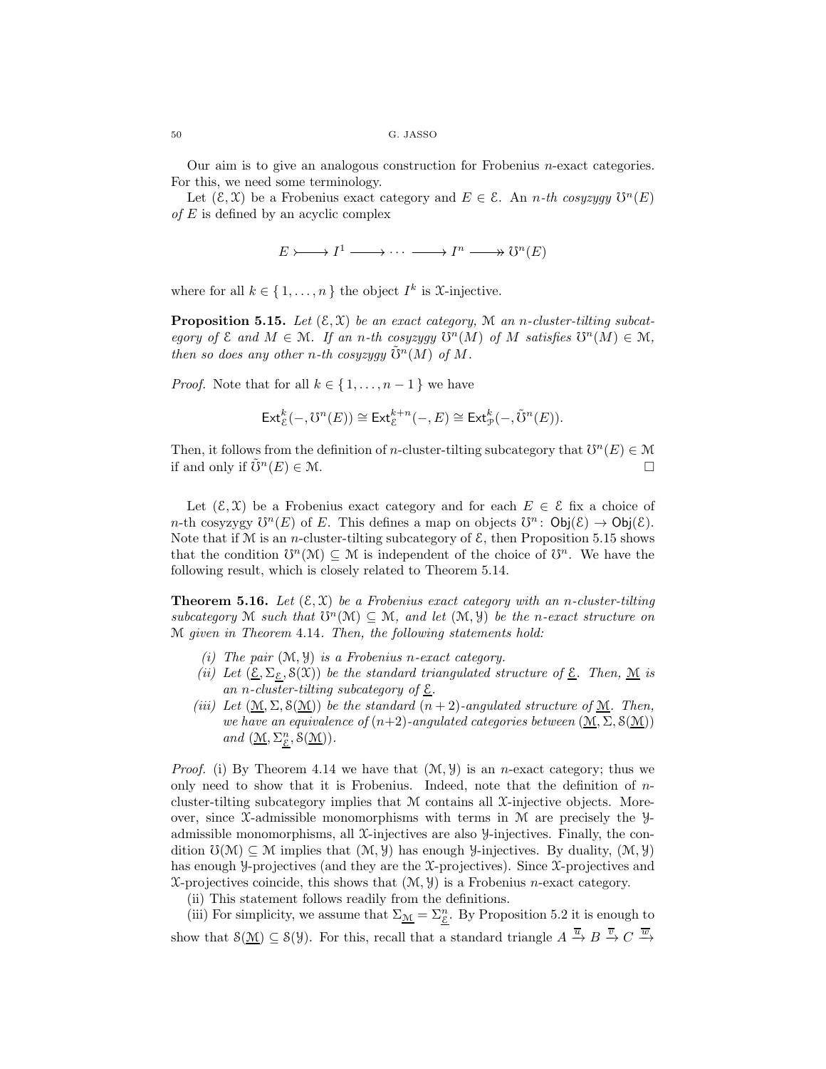Our aim is to give an analogous construction for Frobenius $n$-exact categories. For this, we need some terminology.

Let $(\mathcal{E}, \mathcal{X})$ be a Frobenius exact category and $E \in \mathcal{E}$. An *$n$-th cosyzygy $\mho^n(E)$ of $E$* is defined by an acyclic complex

$$E \rightarrowtail I^1 \longrightarrow \cdots \longrightarrow I^n \twoheadrightarrow \mho^n(E)$$

where for all $k \in \{1, \ldots, n\}$ the object $I^k$ is $\mathcal{X}$-injective.

**Proposition 5.15.** *Let $(\mathcal{E}, \mathcal{X})$ be an exact category, $\mathcal{M}$ an $n$-cluster-tilting subcategory of $\mathcal{E}$ and $M \in \mathcal{M}$. If an $n$-th cosyzygy $\mho^n(M)$ of $M$ satisfies $\mho^n(M) \in \mathcal{M}$, then so does any other $n$-th cosyzygy $\tilde{\mho}^n(M)$ of $M$.*

*Proof.* Note that for all $k \in \{1, \ldots, n-1\}$ we have

$$\mathsf{Ext}^k_{\mathcal{E}}(-, \mho^n(E)) \cong \mathsf{Ext}^{k+n}_{\mathcal{E}}(-, E) \cong \mathsf{Ext}^k_{\mathcal{P}}(-, \tilde{\mho}^n(E)).$$

Then, it follows from the definition of $n$-cluster-tilting subcategory that $\mho^n(E) \in \mathcal{M}$ if and only if $\tilde{\mho}^n(E) \in \mathcal{M}$. $\square$

Let $(\mathcal{E}, \mathcal{X})$ be a Frobenius exact category and for each $E \in \mathcal{E}$ fix a choice of $n$-th cosyzygy $\mho^n(E)$ of $E$. This defines a map on objects $\mho^n \colon \mathsf{Obj}(\mathcal{E}) \to \mathsf{Obj}(\mathcal{E})$. Note that if $\mathcal{M}$ is an $n$-cluster-tilting subcategory of $\mathcal{E}$, then Proposition 5.15 shows that the condition $\mho^n(\mathcal{M}) \subseteq \mathcal{M}$ is independent of the choice of $\mho^n$. We have the following result, which is closely related to Theorem 5.14.

**Theorem 5.16.** *Let $(\mathcal{E}, \mathcal{X})$ be a Frobenius exact category with an $n$-cluster-tilting subcategory $\mathcal{M}$ such that $\mho^n(\mathcal{M}) \subseteq \mathcal{M}$, and let $(\mathcal{M}, \mathcal{Y})$ be the $n$-exact structure on $\mathcal{M}$ given in Theorem 4.14. Then, the following statements hold:*

- *(i) The pair $(\mathcal{M}, \mathcal{Y})$ is a Frobenius $n$-exact category.*
- *(ii) Let $(\underline{\mathcal{E}}, \Sigma_{\underline{\mathcal{E}}}, \mathcal{S}(\mathcal{X}))$ be the standard triangulated structure of $\underline{\mathcal{E}}$. Then, $\underline{\mathcal{M}}$ is an $n$-cluster-tilting subcategory of $\underline{\mathcal{E}}$.*
- *(iii) Let $(\underline{\mathcal{M}}, \Sigma, \mathcal{S}(\underline{\mathcal{M}}))$ be the standard $(n+2)$-angulated structure of $\underline{\mathcal{M}}$. Then, we have an equivalence of $(n+2)$-angulated categories between $(\underline{\mathcal{M}}, \Sigma, \mathcal{S}(\underline{\mathcal{M}}))$ and $(\underline{\mathcal{M}}, \Sigma^n_{\underline{\mathcal{E}}}, \mathcal{S}(\underline{\mathcal{M}}))$.*

*Proof.* (i) By Theorem 4.14 we have that $(\mathcal{M}, \mathcal{Y})$ is an $n$-exact category; thus we only need to show that it is Frobenius. Indeed, note that the definition of $n$-cluster-tilting subcategory implies that $\mathcal{M}$ contains all $\mathcal{X}$-injective objects. Moreover, since $\mathcal{X}$-admissible monomorphisms with terms in $\mathcal{M}$ are precisely the $\mathcal{Y}$-admissible monomorphisms, all $\mathcal{X}$-injectives are also $\mathcal{Y}$-injectives. Finally, the condition $\mho(\mathcal{M}) \subseteq \mathcal{M}$ implies that $(\mathcal{M}, \mathcal{Y})$ has enough $\mathcal{Y}$-injectives. By duality, $(\mathcal{M}, \mathcal{Y})$ has enough $\mathcal{Y}$-projectives (and they are the $\mathcal{X}$-projectives). Since $\mathcal{X}$-projectives and $\mathcal{X}$-projectives coincide, this shows that $(\mathcal{M}, \mathcal{Y})$ is a Frobenius $n$-exact category.

(ii) This statement follows readily from the definitions.

(iii) For simplicity, we assume that $\Sigma_{\underline{\mathcal{M}}} = \Sigma^n_{\underline{\mathcal{E}}}$. By Proposition 5.2 it is enough to show that $\mathcal{S}(\underline{\mathcal{M}}) \subseteq \mathcal{S}(\mathcal{Y})$. For this, recall that a standard triangle $A \xrightarrow{\overline{u}} B \xrightarrow{\overline{v}} C \xrightarrow{\overline{w}}$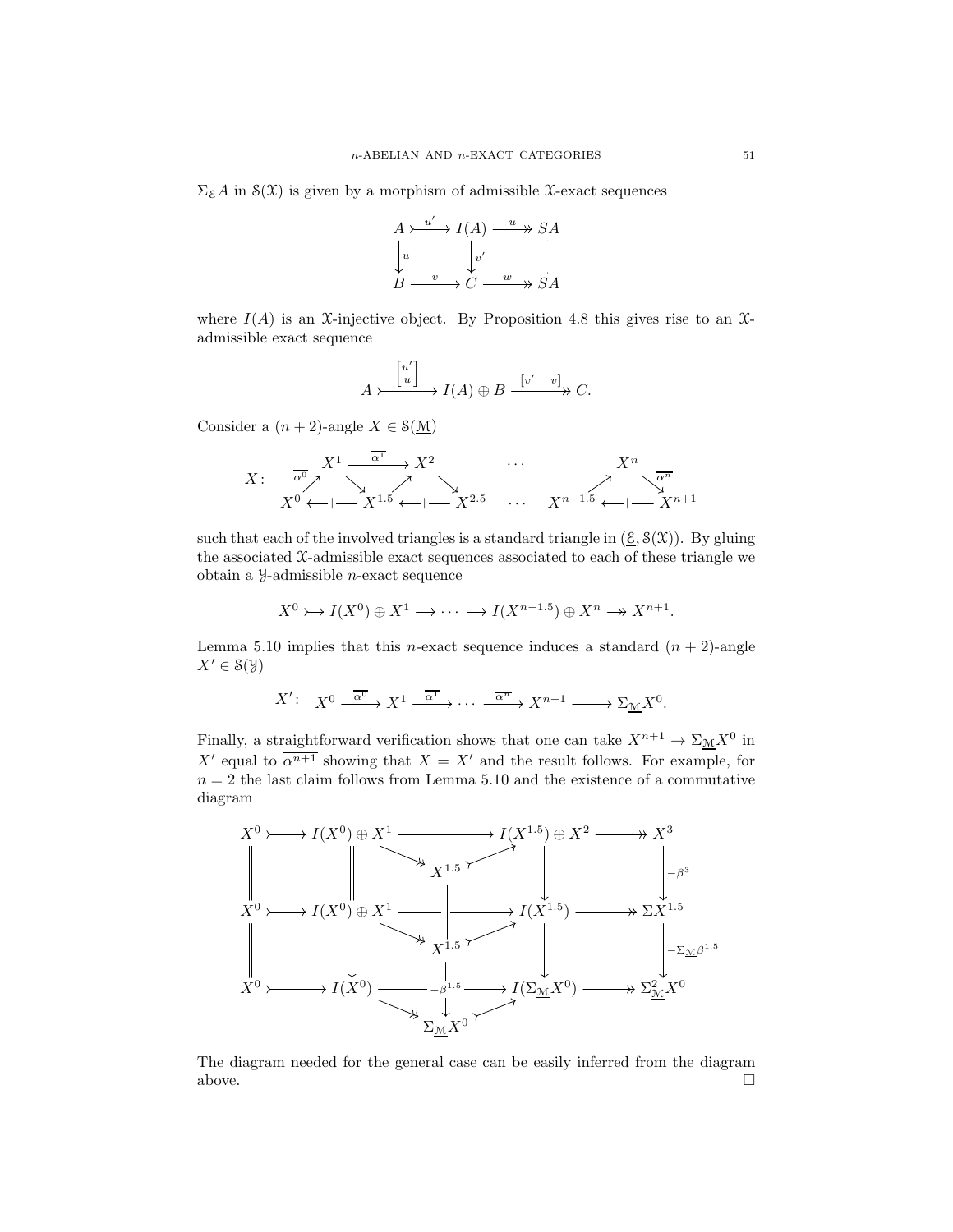$\Sigma_{\underline{\mathcal{E}}} A$ in $\mathcal{S}(\mathcal{X})$ is given by a morphism of admissible $\mathcal{X}$-exact sequences

$$\begin{array}{ccccc} A & \xrightarrow{u'} & I(A) & \xrightarrow{u} & SA \\ \downarrow u & & \downarrow v' & & \| \\ B & \xrightarrow{v} & C & \xrightarrow{w} & SA \end{array}$$

where $I(A)$ is an $\mathcal{X}$-injective object. By Proposition 4.8 this gives rise to an $\mathcal{X}$-admissible exact sequence

$$A \xrightarrow{\begin{bmatrix} u' \\ u \end{bmatrix}} I(A) \oplus B \xrightarrow{\begin{bmatrix} v' & v \end{bmatrix}} C.$$

Consider a $(n+2)$-angle $X \in \mathcal{S}(\underline{\mathcal{M}})$

$$X\colon \quad X^0 \xrightarrow{\overline{\alpha^0}} X^1 \xrightarrow{\overline{\alpha^1}} X^2 \quad \cdots \quad X^n \xrightarrow{\overline{\alpha^n}} X^{n+1}, \qquad X^0 \longleftarrow\!\!\!\mid\; X^{1.5} \longleftarrow\!\!\!\mid\; X^{2.5} \quad \cdots \quad X^{n-1.5} \longleftarrow\!\!\!\mid\; X^{n+1}$$

such that each of the involved triangles is a standard triangle in $(\underline{\mathcal{E}}, \mathcal{S}(\mathcal{X}))$. By gluing the associated $\mathcal{X}$-admissible exact sequences associated to each of these triangle we obtain a $\mathcal{Y}$-admissible $n$-exact sequence

$$X^0 \rightarrowtail I(X^0) \oplus X^1 \longrightarrow \cdots \longrightarrow I(X^{n-1.5}) \oplus X^n \twoheadrightarrow X^{n+1}.$$

Lemma 5.10 implies that this $n$-exact sequence induces a standard $(n+2)$-angle $X' \in \mathcal{S}(\mathcal{Y})$

$$X'\colon \quad X^0 \xrightarrow{\overline{\alpha^0}} X^1 \xrightarrow{\overline{\alpha^1}} \cdots \xrightarrow{\overline{\alpha^n}} X^{n+1} \longrightarrow \Sigma_{\underline{\mathcal{M}}} X^0.$$

Finally, a straightforward verification shows that one can take $X^{n+1} \to \Sigma_{\underline{\mathcal{M}}} X^0$ in $X'$ equal to $\overline{\alpha^{n+1}}$ showing that $X = X'$ and the result follows. For example, for $n = 2$ the last claim follows from Lemma 5.10 and the existence of a commutative diagram

$$\begin{array}{ccccccc} X^0 & \rightarrowtail & I(X^0) \oplus X^1 & \longrightarrow & I(X^{1.5}) \oplus X^2 & \twoheadrightarrow & X^3 \\ \| & & \| & \searrow\; X^{1.5} \;\nearrow & \downarrow & & \downarrow -\beta^3 \\ X^0 & \rightarrowtail & I(X^0) \oplus X^1 & \longrightarrow & I(X^{1.5}) & \twoheadrightarrow & \Sigma X^{1.5} \\ \| & & \downarrow & \searrow\; X^{1.5} \;\nearrow & \downarrow & & \downarrow -\Sigma_{\underline{\mathcal{M}}}\beta^{1.5} \\ X^0 & \rightarrowtail & I(X^0) & \xrightarrow{-\beta^{1.5}} & I(\Sigma_{\underline{\mathcal{M}}} X^0) & \twoheadrightarrow & \Sigma^2_{\underline{\mathcal{M}}} X^0 \\ & & & \searrow\; \Sigma_{\underline{\mathcal{M}}} X^0 \;\nearrow & & & \end{array}$$

The diagram needed for the general case can be easily inferred from the diagram above. $\square$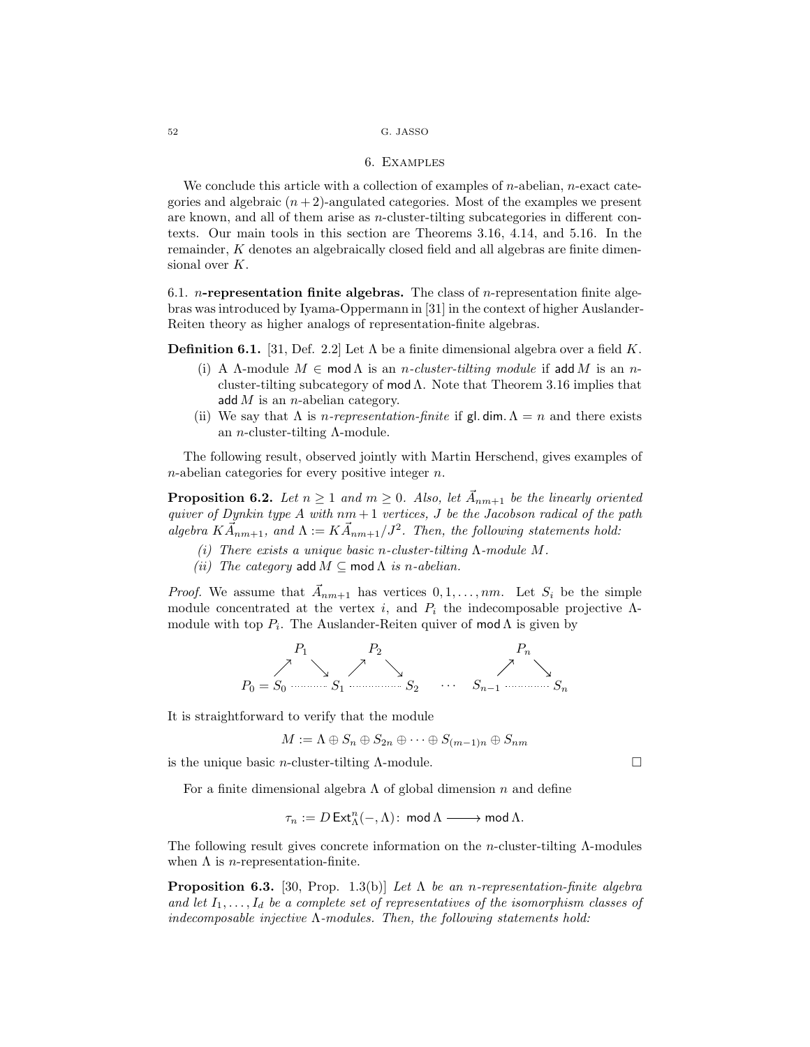## 6. Examples

We conclude this article with a collection of examples of $n$-abelian, $n$-exact categories and algebraic $(n+2)$-angulated categories. Most of the examples we present are known, and all of them arise as $n$-cluster-tilting subcategories in different contexts. Our main tools in this section are Theorems 3.16, 4.14, and 5.16. In the remainder, $K$ denotes an algebraically closed field and all algebras are finite dimensional over $K$.

### 6.1. $n$-representation finite algebras.

The class of $n$-representation finite algebras was introduced by Iyama-Oppermann in [31] in the context of higher Auslander-Reiten theory as higher analogs of representation-finite algebras.

**Definition 6.1.** [31, Def. 2.2] Let $\Lambda$ be a finite dimensional algebra over a field $K$.

- (i) A $\Lambda$-module $M \in \operatorname{mod}\Lambda$ is an *$n$-cluster-tilting module* if $\operatorname{add} M$ is an $n$-cluster-tilting subcategory of $\operatorname{mod}\Lambda$. Note that Theorem 3.16 implies that $\operatorname{add} M$ is an $n$-abelian category.
- (ii) We say that $\Lambda$ is *$n$-representation-finite* if $\operatorname{gl.dim.}\Lambda = n$ and there exists an $n$-cluster-tilting $\Lambda$-module.

The following result, observed jointly with Martin Herschend, gives examples of $n$-abelian categories for every positive integer $n$.

**Proposition 6.2.** *Let $n \geq 1$ and $m \geq 0$. Also, let $\vec{A}_{nm+1}$ be the linearly oriented quiver of Dynkin type $A$ with $nm+1$ vertices, $J$ be the Jacobson radical of the path algebra $K\vec{A}_{nm+1}$, and $\Lambda := K\vec{A}_{nm+1}/J^2$. Then, the following statements hold:*

- *(i) There exists a unique basic $n$-cluster-tilting $\Lambda$-module $M$.*
- *(ii) The category $\operatorname{add} M \subseteq \operatorname{mod}\Lambda$ is $n$-abelian.*

*Proof.* We assume that $\vec{A}_{nm+1}$ has vertices $0, 1, \dots, nm$. Let $S_i$ be the simple module concentrated at the vertex $i$, and $P_i$ the indecomposable projective $\Lambda$-module with top $P_i$. The Auslander-Reiten quiver of $\operatorname{mod}\Lambda$ is given by

$$
\begin{array}{ccccccccccc}
 & & P_1 & & & P_2 & & & & P_n & \\
 & \nearrow & & \searrow & \nearrow & & \searrow & & \nearrow & & \searrow \\
P_0 = S_0 & \cdots\cdots & & S_1 & \cdots\cdots & & S_2 & \cdots & S_{n-1} & \cdots\cdots & & S_n
\end{array}
$$

It is straightforward to verify that the module

$$
M := \Lambda \oplus S_n \oplus S_{2n} \oplus \cdots \oplus S_{(m-1)n} \oplus S_{nm}
$$

is the unique basic $n$-cluster-tilting $\Lambda$-module. $\square$

For a finite dimensional algebra $\Lambda$ of global dimension $n$ and define

$$
\tau_n := D\operatorname{Ext}^n_\Lambda(-,\Lambda)\colon \operatorname{mod}\Lambda \longrightarrow \operatorname{mod}\Lambda.
$$

The following result gives concrete information on the $n$-cluster-tilting $\Lambda$-modules when $\Lambda$ is $n$-representation-finite.

**Proposition 6.3.** [30, Prop. 1.3(b)] *Let $\Lambda$ be an $n$-representation-finite algebra and let $I_1, \dots, I_d$ be a complete set of representatives of the isomorphism classes of indecomposable injective $\Lambda$-modules. Then, the following statements hold:*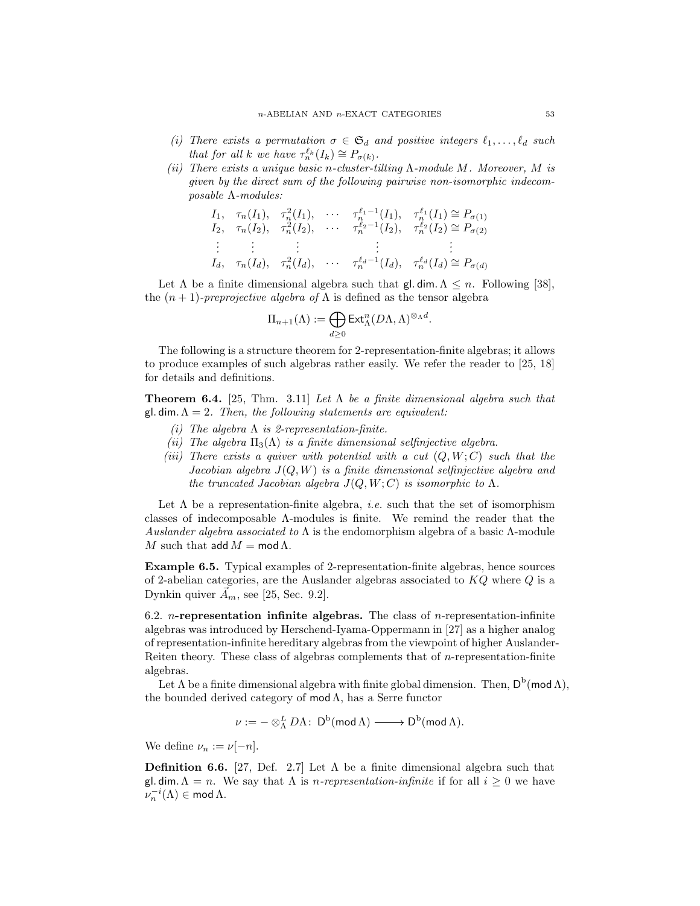(i) *There exists a permutation $\sigma \in \mathfrak{S}_d$ and positive integers $\ell_1, \ldots, \ell_d$ such that for all $k$ we have $\tau_n^{\ell_k}(I_k) \cong P_{\sigma(k)}$.*

(ii) *There exists a unique basic $n$-cluster-tilting $\Lambda$-module $M$. Moreover, $M$ is given by the direct sum of the following pairwise non-isomorphic indecomposable $\Lambda$-modules:*

$$\begin{array}{cccccc}
I_1, & \tau_n(I_1), & \tau_n^2(I_1), & \cdots & \tau_n^{\ell_1-1}(I_1), & \tau_n^{\ell_1}(I_1) \cong P_{\sigma(1)} \\
I_2, & \tau_n(I_2), & \tau_n^2(I_2), & \cdots & \tau_n^{\ell_2-1}(I_2), & \tau_n^{\ell_2}(I_2) \cong P_{\sigma(2)} \\
\vdots & \vdots & \vdots & & \vdots & \vdots \\
I_d, & \tau_n(I_d), & \tau_n^2(I_d), & \cdots & \tau_n^{\ell_d-1}(I_d), & \tau_n^{\ell_d}(I_d) \cong P_{\sigma(d)}
\end{array}$$

Let $\Lambda$ be a finite dimensional algebra such that $\mathsf{gl.dim.}\,\Lambda \leq n$. Following [38], the $(n+1)$-*preprojective algebra of* $\Lambda$ is defined as the tensor algebra

$$\Pi_{n+1}(\Lambda) := \bigoplus_{d \geq 0} \mathsf{Ext}^n_\Lambda(D\Lambda, \Lambda)^{\otimes_\Lambda d}.$$

The following is a structure theorem for 2-representation-finite algebras; it allows to produce examples of such algebras rather easily. We refer the reader to [25, 18] for details and definitions.

**Theorem 6.4.** [25, Thm. 3.11] *Let $\Lambda$ be a finite dimensional algebra such that $\mathsf{gl.dim.}\,\Lambda = 2$. Then, the following statements are equivalent:*

(i) *The algebra $\Lambda$ is 2-representation-finite.*

(ii) *The algebra $\Pi_3(\Lambda)$ is a finite dimensional selfinjective algebra.*

(iii) *There exists a quiver with potential with a cut $(Q, W; C)$ such that the Jacobian algebra $J(Q, W)$ is a finite dimensional selfinjective algebra and the truncated Jacobian algebra $J(Q, W; C)$ is isomorphic to $\Lambda$.*

Let $\Lambda$ be a representation-finite algebra, *i.e.* such that the set of isomorphism classes of indecomposable $\Lambda$-modules is finite. We remind the reader that the *Auslander algebra associated to* $\Lambda$ is the endomorphism algebra of a basic $\Lambda$-module $M$ such that $\mathsf{add}\, M = \mathsf{mod}\,\Lambda$.

**Example 6.5.** Typical examples of 2-representation-finite algebras, hence sources of 2-abelian categories, are the Auslander algebras associated to $KQ$ where $Q$ is a Dynkin quiver $\vec{A}_m$, see [25, Sec. 9.2].

6.2. **$n$-representation infinite algebras.** The class of $n$-representation-infinite algebras was introduced by Herschend-Iyama-Oppermann in [27] as a higher analog of representation-infinite hereditary algebras from the viewpoint of higher Auslander-Reiten theory. These class of algebras complements that of $n$-representation-finite algebras.

Let $\Lambda$ be a finite dimensional algebra with finite global dimension. Then, $\mathsf{D}^{\mathrm{b}}(\mathsf{mod}\,\Lambda)$, the bounded derived category of $\mathsf{mod}\,\Lambda$, has a Serre functor

$$\nu := - \otimes^L_\Lambda D\Lambda \colon \mathsf{D}^{\mathrm{b}}(\mathsf{mod}\,\Lambda) \longrightarrow \mathsf{D}^{\mathrm{b}}(\mathsf{mod}\,\Lambda).$$

We define $\nu_n := \nu[-n]$.

**Definition 6.6.** [27, Def. 2.7] Let $\Lambda$ be a finite dimensional algebra such that $\mathsf{gl.dim.}\,\Lambda = n$. We say that $\Lambda$ is *$n$-representation-infinite* if for all $i \geq 0$ we have $\nu_n^{-i}(\Lambda) \in \mathsf{mod}\,\Lambda$.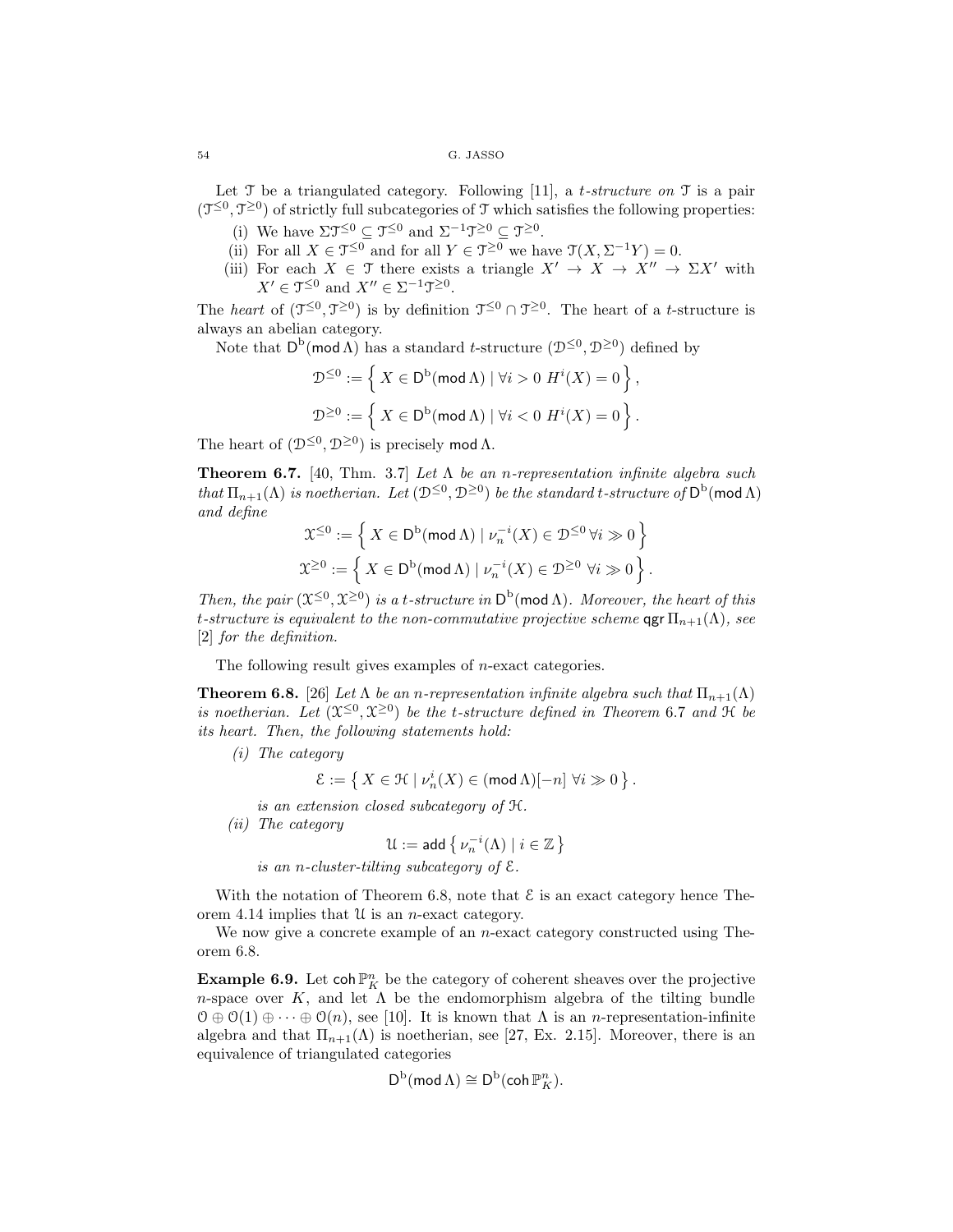Let $\mathcal{T}$ be a triangulated category. Following [11], a *t-structure on* $\mathcal{T}$ is a pair $(\mathcal{T}^{\leq 0}, \mathcal{T}^{\geq 0})$ of strictly full subcategories of $\mathcal{T}$ which satisfies the following properties:

(i) We have $\Sigma\mathcal{T}^{\leq 0} \subseteq \mathcal{T}^{\leq 0}$ and $\Sigma^{-1}\mathcal{T}^{\geq 0} \subseteq \mathcal{T}^{\geq 0}$.

(ii) For all $X \in \mathcal{T}^{\leq 0}$ and for all $Y \in \mathcal{T}^{\geq 0}$ we have $\mathcal{T}(X, \Sigma^{-1}Y) = 0$.

(iii) For each $X \in \mathcal{T}$ there exists a triangle $X' \to X \to X'' \to \Sigma X'$ with $X' \in \mathcal{T}^{\leq 0}$ and $X'' \in \Sigma^{-1}\mathcal{T}^{\geq 0}$.

The *heart* of $(\mathcal{T}^{\leq 0}, \mathcal{T}^{\geq 0})$ is by definition $\mathcal{T}^{\leq 0} \cap \mathcal{T}^{\geq 0}$. The heart of a $t$-structure is always an abelian category.

Note that $\mathsf{D}^{\mathrm{b}}(\mathsf{mod}\,\Lambda)$ has a standard $t$-structure $(\mathcal{D}^{\leq 0}, \mathcal{D}^{\geq 0})$ defined by

$$\mathcal{D}^{\leq 0} := \left\{ X \in \mathsf{D}^{\mathrm{b}}(\mathsf{mod}\,\Lambda) \mid \forall i > 0 \ H^i(X) = 0 \right\},$$

$$\mathcal{D}^{\geq 0} := \left\{ X \in \mathsf{D}^{\mathrm{b}}(\mathsf{mod}\,\Lambda) \mid \forall i < 0 \ H^i(X) = 0 \right\}.$$

The heart of $(\mathcal{D}^{\leq 0}, \mathcal{D}^{\geq 0})$ is precisely $\mathsf{mod}\,\Lambda$.

**Theorem 6.7.** [40, Thm. 3.7] *Let $\Lambda$ be an $n$-representation infinite algebra such that $\Pi_{n+1}(\Lambda)$ is noetherian. Let $(\mathcal{D}^{\leq 0}, \mathcal{D}^{\geq 0})$ be the standard $t$-structure of $\mathsf{D}^{\mathrm{b}}(\mathsf{mod}\,\Lambda)$ and define*

$$\mathcal{X}^{\leq 0} := \left\{ X \in \mathsf{D}^{\mathrm{b}}(\mathsf{mod}\,\Lambda) \mid \nu_n^{-i}(X) \in \mathcal{D}^{\leq 0} \ \forall i \gg 0 \right\}$$

$$\mathcal{X}^{\geq 0} := \left\{ X \in \mathsf{D}^{\mathrm{b}}(\mathsf{mod}\,\Lambda) \mid \nu_n^{-i}(X) \in \mathcal{D}^{\geq 0} \ \forall i \gg 0 \right\}.$$

*Then, the pair $(\mathcal{X}^{\leq 0}, \mathcal{X}^{\geq 0})$ is a $t$-structure in $\mathsf{D}^{\mathrm{b}}(\mathsf{mod}\,\Lambda)$. Moreover, the heart of this $t$-structure is equivalent to the non-commutative projective scheme $\mathsf{qgr}\,\Pi_{n+1}(\Lambda)$, see [2] for the definition.*

The following result gives examples of $n$-exact categories.

**Theorem 6.8.** [26] *Let $\Lambda$ be an $n$-representation infinite algebra such that $\Pi_{n+1}(\Lambda)$ is noetherian. Let $(\mathcal{X}^{\leq 0}, \mathcal{X}^{\geq 0})$ be the $t$-structure defined in Theorem 6.7 and $\mathcal{H}$ be its heart. Then, the following statements hold:*

*(i) The category*

$$\mathcal{E} := \left\{ X \in \mathcal{H} \mid \nu_n^{i}(X) \in (\mathsf{mod}\,\Lambda)[-n] \ \forall i \gg 0 \right\}.$$

*is an extension closed subcategory of $\mathcal{H}$.*

*(ii) The category*

$$\mathcal{U} := \mathsf{add}\left\{ \nu_n^{-i}(\Lambda) \mid i \in \mathbb{Z} \right\}$$

*is an $n$-cluster-tilting subcategory of $\mathcal{E}$.*

With the notation of Theorem 6.8, note that $\mathcal{E}$ is an exact category hence Theorem 4.14 implies that $\mathcal{U}$ is an $n$-exact category.

We now give a concrete example of an $n$-exact category constructed using Theorem 6.8.

**Example 6.9.** Let $\mathsf{coh}\,\mathbb{P}^n_K$ be the category of coherent sheaves over the projective $n$-space over $K$, and let $\Lambda$ be the endomorphism algebra of the tilting bundle $\mathcal{O} \oplus \mathcal{O}(1) \oplus \cdots \oplus \mathcal{O}(n)$, see [10]. It is known that $\Lambda$ is an $n$-representation-infinite algebra and that $\Pi_{n+1}(\Lambda)$ is noetherian, see [27, Ex. 2.15]. Moreover, there is an equivalence of triangulated categories

$$\mathsf{D}^{\mathrm{b}}(\mathsf{mod}\,\Lambda) \cong \mathsf{D}^{\mathrm{b}}(\mathsf{coh}\,\mathbb{P}^n_K).$$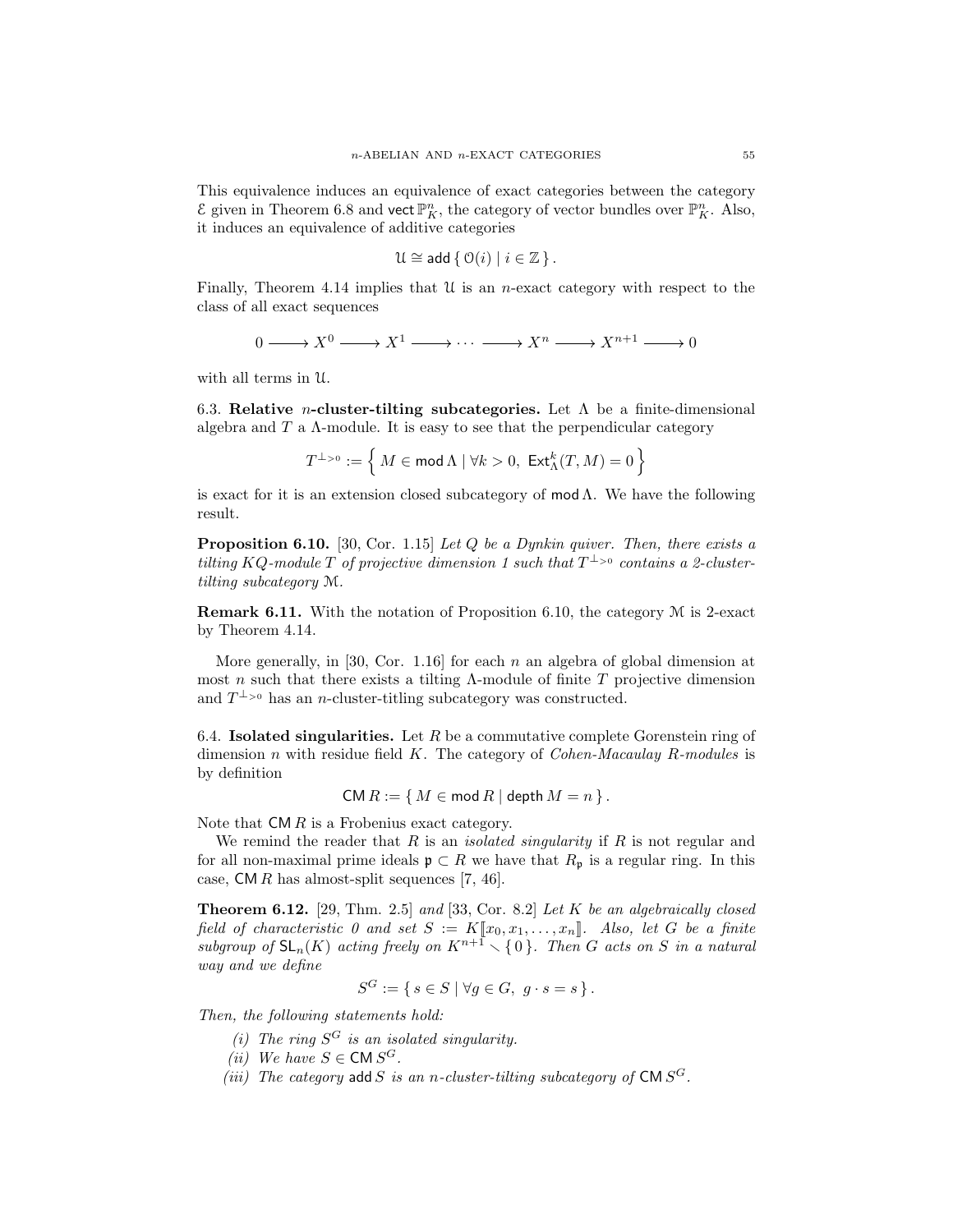This equivalence induces an equivalence of exact categories between the category $\mathcal{E}$ given in Theorem 6.8 and $\mathsf{vect}\,\mathbb{P}^n_K$, the category of vector bundles over $\mathbb{P}^n_K$. Also, it induces an equivalence of additive categories

$$\mathcal{U} \cong \mathsf{add}\,\{\, \mathcal{O}(i) \mid i \in \mathbb{Z} \,\}.$$

Finally, Theorem 4.14 implies that $\mathcal{U}$ is an $n$-exact category with respect to the class of all exact sequences

$$0 \longrightarrow X^0 \longrightarrow X^1 \longrightarrow \cdots \longrightarrow X^n \longrightarrow X^{n+1} \longrightarrow 0$$

with all terms in $\mathcal{U}$.

6.3. **Relative $n$-cluster-tilting subcategories.** Let $\Lambda$ be a finite-dimensional algebra and $T$ a $\Lambda$-module. It is easy to see that the perpendicular category

$$T^{\perp_{>0}} := \left\{\, M \in \mathsf{mod}\,\Lambda \mid \forall k > 0,\ \mathsf{Ext}^k_\Lambda(T, M) = 0 \,\right\}$$

is exact for it is an extension closed subcategory of $\mathsf{mod}\,\Lambda$. We have the following result.

**Proposition 6.10.** [30, Cor. 1.15] *Let $Q$ be a Dynkin quiver. Then, there exists a tilting $KQ$-module $T$ of projective dimension 1 such that $T^{\perp_{>0}}$ contains a 2-cluster-tilting subcategory $\mathcal{M}$.*

**Remark 6.11.** With the notation of Proposition 6.10, the category $\mathcal{M}$ is 2-exact by Theorem 4.14.

More generally, in [30, Cor. 1.16] for each $n$ an algebra of global dimension at most $n$ such that there exists a tilting $\Lambda$-module of finite $T$ projective dimension and $T^{\perp_{>0}}$ has an $n$-cluster-titling subcategory was constructed.

6.4. **Isolated singularities.** Let $R$ be a commutative complete Gorenstein ring of dimension $n$ with residue field $K$. The category of *Cohen-Macaulay $R$-modules* is by definition

$$\mathsf{CM}\,R := \{\, M \in \mathsf{mod}\,R \mid \mathsf{depth}\,M = n \,\}.$$

Note that $\mathsf{CM}\,R$ is a Frobenius exact category.

We remind the reader that $R$ is an *isolated singularity* if $R$ is not regular and for all non-maximal prime ideals $\mathfrak{p} \subset R$ we have that $R_\mathfrak{p}$ is a regular ring. In this case, $\mathsf{CM}\,R$ has almost-split sequences [7, 46].

**Theorem 6.12.** [29, Thm. 2.5] and [33, Cor. 8.2] *Let $K$ be an algebraically closed field of characteristic 0 and set $S := K[\![x_0, x_1, \dots, x_n]\!]$. Also, let $G$ be a finite subgroup of $\mathsf{SL}_n(K)$ acting freely on $K^{n+1} \setminus \{0\}$. Then $G$ acts on $S$ in a natural way and we define*

$$S^G := \{\, s \in S \mid \forall g \in G,\ g \cdot s = s \,\}.$$

*Then, the following statements hold:*

*(i) The ring $S^G$ is an isolated singularity.*

*(ii) We have $S \in \mathsf{CM}\,S^G$.*

*(iii) The category $\mathsf{add}\,S$ is an $n$-cluster-tilting subcategory of $\mathsf{CM}\,S^G$.*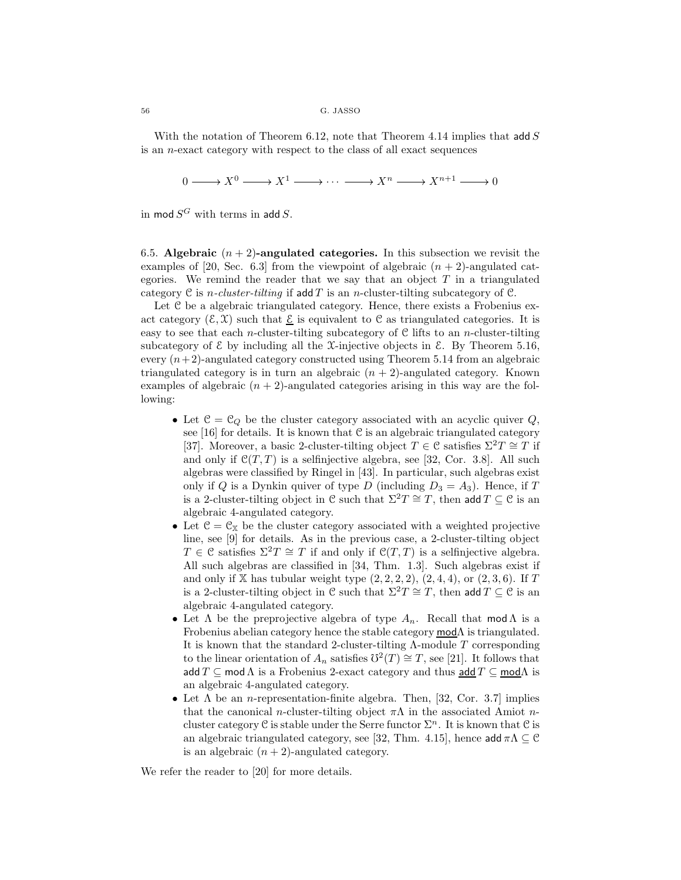With the notation of Theorem 6.12, note that Theorem 4.14 implies that $\mathsf{add}\, S$ is an $n$-exact category with respect to the class of all exact sequences

$$0 \longrightarrow X^0 \longrightarrow X^1 \longrightarrow \cdots \longrightarrow X^n \longrightarrow X^{n+1} \longrightarrow 0$$

in $\mathsf{mod}\, S^G$ with terms in $\mathsf{add}\, S$.

6.5. **Algebraic $(n+2)$-angulated categories.** In this subsection we revisit the examples of [20, Sec. 6.3] from the viewpoint of algebraic $(n+2)$-angulated categories. We remind the reader that we say that an object $T$ in a triangulated category $\mathcal{C}$ is *$n$-cluster-tilting* if $\mathsf{add}\, T$ is an $n$-cluster-tilting subcategory of $\mathcal{C}$.

Let $\mathcal{C}$ be a algebraic triangulated category. Hence, there exists a Frobenius exact category $(\mathcal{E}, \mathcal{X})$ such that $\underline{\mathcal{E}}$ is equivalent to $\mathcal{C}$ as triangulated categories. It is easy to see that each $n$-cluster-tilting subcategory of $\mathcal{C}$ lifts to an $n$-cluster-tilting subcategory of $\mathcal{E}$ by including all the $\mathcal{X}$-injective objects in $\mathcal{E}$. By Theorem 5.16, every $(n+2)$-angulated category constructed using Theorem 5.14 from an algebraic triangulated category is in turn an algebraic $(n+2)$-angulated category. Known examples of algebraic $(n+2)$-angulated categories arising in this way are the following:

- Let $\mathcal{C} = \mathcal{C}_Q$ be the cluster category associated with an acyclic quiver $Q$, see [16] for details. It is known that $\mathcal{C}$ is an algebraic triangulated category [37]. Moreover, a basic 2-cluster-tilting object $T \in \mathcal{C}$ satisfies $\Sigma^2 T \cong T$ if and only if $\mathcal{C}(T, T)$ is a selfinjective algebra, see [32, Cor. 3.8]. All such algebras were classified by Ringel in [43]. In particular, such algebras exist only if $Q$ is a Dynkin quiver of type $D$ (including $D_3 = A_3$). Hence, if $T$ is a 2-cluster-tilting object in $\mathcal{C}$ such that $\Sigma^2 T \cong T$, then $\mathsf{add}\, T \subseteq \mathcal{C}$ is an algebraic 4-angulated category.
- Let $\mathcal{C} = \mathcal{C}_{\mathbb{X}}$ be the cluster category associated with a weighted projective line, see [9] for details. As in the previous case, a 2-cluster-tilting object $T \in \mathcal{C}$ satisfies $\Sigma^2 T \cong T$ if and only if $\mathcal{C}(T, T)$ is a selfinjective algebra. All such algebras are classified in [34, Thm. 1.3]. Such algebras exist if and only if $\mathbb{X}$ has tubular weight type $(2, 2, 2, 2)$, $(2, 4, 4)$, or $(2, 3, 6)$. If $T$ is a 2-cluster-tilting object in $\mathcal{C}$ such that $\Sigma^2 T \cong T$, then $\mathsf{add}\, T \subseteq \mathcal{C}$ is an algebraic 4-angulated category.
- Let $\Lambda$ be the preprojective algebra of type $A_n$. Recall that $\mathsf{mod}\, \Lambda$ is a Frobenius abelian category hence the stable category $\underline{\mathsf{mod}}\Lambda$ is triangulated. It is known that the standard 2-cluster-tilting $\Lambda$-module $T$ corresponding to the linear orientation of $A_n$ satisfies $\mho^2(T) \cong T$, see [21]. It follows that $\mathsf{add}\, T \subseteq \mathsf{mod}\, \Lambda$ is a Frobenius 2-exact category and thus $\underline{\mathsf{add}}\, T \subseteq \underline{\mathsf{mod}}\Lambda$ is an algebraic 4-angulated category.
- Let $\Lambda$ be an $n$-representation-finite algebra. Then, [32, Cor. 3.7] implies that the canonical $n$-cluster-tilting object $\pi\Lambda$ in the associated Amiot $n$-cluster category $\mathcal{C}$ is stable under the Serre functor $\Sigma^n$. It is known that $\mathcal{C}$ is an algebraic triangulated category, see [32, Thm. 4.15], hence $\mathsf{add}\, \pi\Lambda \subseteq \mathcal{C}$ is an algebraic $(n+2)$-angulated category.

We refer the reader to [20] for more details.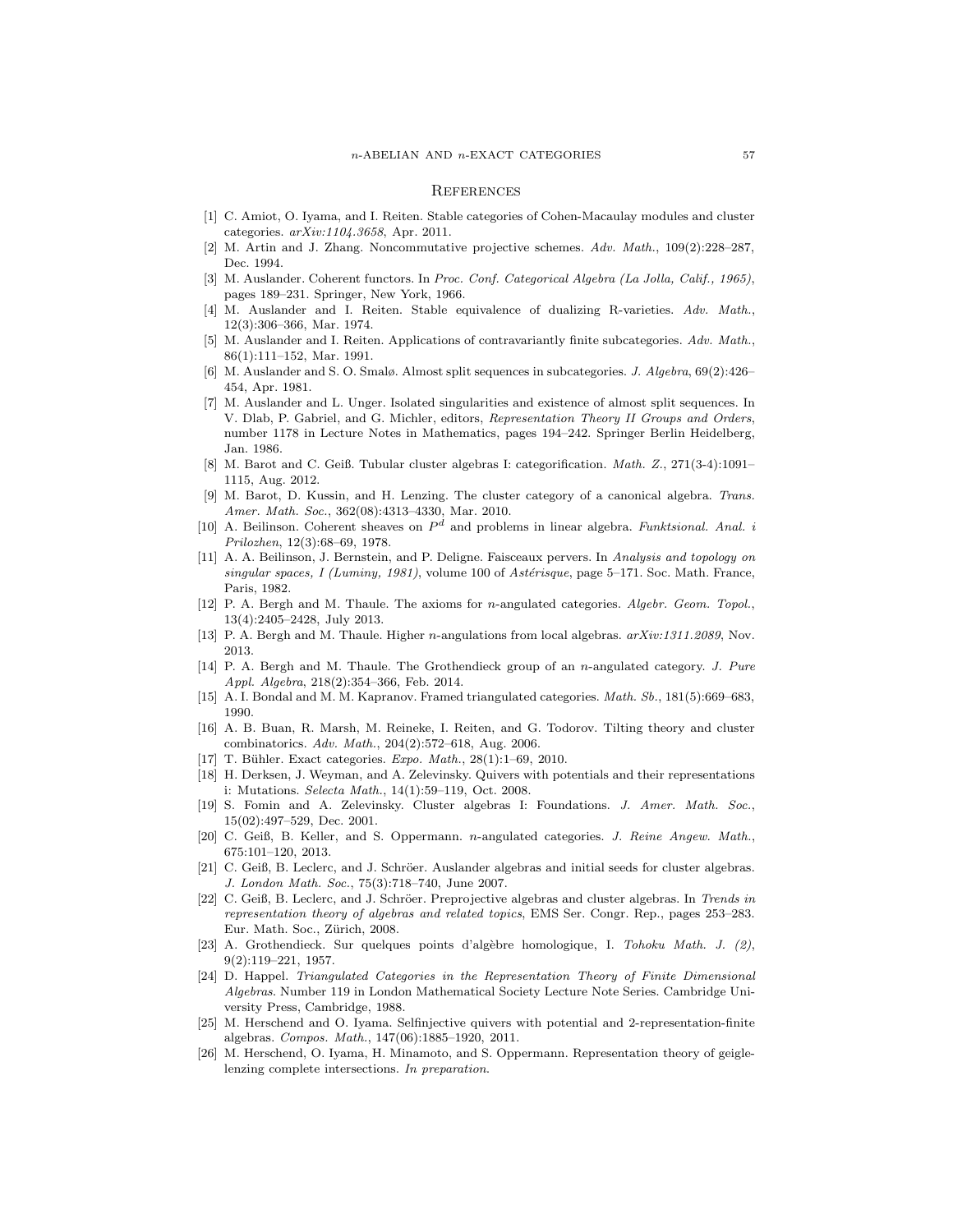## References

[1] C. Amiot, O. Iyama, and I. Reiten. Stable categories of Cohen-Macaulay modules and cluster categories. *arXiv:1104.3658*, Apr. 2011.

[2] M. Artin and J. Zhang. Noncommutative projective schemes. *Adv. Math.*, 109(2):228–287, Dec. 1994.

[3] M. Auslander. Coherent functors. In *Proc. Conf. Categorical Algebra (La Jolla, Calif., 1965)*, pages 189–231. Springer, New York, 1966.

[4] M. Auslander and I. Reiten. Stable equivalence of dualizing R-varieties. *Adv. Math.*, 12(3):306–366, Mar. 1974.

[5] M. Auslander and I. Reiten. Applications of contravariantly finite subcategories. *Adv. Math.*, 86(1):111–152, Mar. 1991.

[6] M. Auslander and S. O. Smalø. Almost split sequences in subcategories. *J. Algebra*, 69(2):426–454, Apr. 1981.

[7] M. Auslander and L. Unger. Isolated singularities and existence of almost split sequences. In V. Dlab, P. Gabriel, and G. Michler, editors, *Representation Theory II Groups and Orders*, number 1178 in Lecture Notes in Mathematics, pages 194–242. Springer Berlin Heidelberg, Jan. 1986.

[8] M. Barot and C. Geiß. Tubular cluster algebras I: categorification. *Math. Z.*, 271(3-4):1091–1115, Aug. 2012.

[9] M. Barot, D. Kussin, and H. Lenzing. The cluster category of a canonical algebra. *Trans. Amer. Math. Soc.*, 362(08):4313–4330, Mar. 2010.

[10] A. Beilinson. Coherent sheaves on $P^d$ and problems in linear algebra. *Funktsional. Anal. i Prilozhen*, 12(3):68–69, 1978.

[11] A. A. Beilinson, J. Bernstein, and P. Deligne. Faisceaux pervers. In *Analysis and topology on singular spaces, I (Luminy, 1981)*, volume 100 of *Astérisque*, page 5–171. Soc. Math. France, Paris, 1982.

[12] P. A. Bergh and M. Thaule. The axioms for $n$-angulated categories. *Algebr. Geom. Topol.*, 13(4):2405–2428, July 2013.

[13] P. A. Bergh and M. Thaule. Higher $n$-angulations from local algebras. *arXiv:1311.2089*, Nov. 2013.

[14] P. A. Bergh and M. Thaule. The Grothendieck group of an $n$-angulated category. *J. Pure Appl. Algebra*, 218(2):354–366, Feb. 2014.

[15] A. I. Bondal and M. M. Kapranov. Framed triangulated categories. *Math. Sb.*, 181(5):669–683, 1990.

[16] A. B. Buan, R. Marsh, M. Reineke, I. Reiten, and G. Todorov. Tilting theory and cluster combinatorics. *Adv. Math.*, 204(2):572–618, Aug. 2006.

[17] T. Bühler. Exact categories. *Expo. Math.*, 28(1):1–69, 2010.

[18] H. Derksen, J. Weyman, and A. Zelevinsky. Quivers with potentials and their representations i: Mutations. *Selecta Math.*, 14(1):59–119, Oct. 2008.

[19] S. Fomin and A. Zelevinsky. Cluster algebras I: Foundations. *J. Amer. Math. Soc.*, 15(02):497–529, Dec. 2001.

[20] C. Geiß, B. Keller, and S. Oppermann. $n$-angulated categories. *J. Reine Angew. Math.*, 675:101–120, 2013.

[21] C. Geiß, B. Leclerc, and J. Schröer. Auslander algebras and initial seeds for cluster algebras. *J. London Math. Soc.*, 75(3):718–740, June 2007.

[22] C. Geiß, B. Leclerc, and J. Schröer. Preprojective algebras and cluster algebras. In *Trends in representation theory of algebras and related topics*, EMS Ser. Congr. Rep., pages 253–283. Eur. Math. Soc., Zürich, 2008.

[23] A. Grothendieck. Sur quelques points d'algèbre homologique, I. *Tohoku Math. J. (2)*, 9(2):119–221, 1957.

[24] D. Happel. *Triangulated Categories in the Representation Theory of Finite Dimensional Algebras*. Number 119 in London Mathematical Society Lecture Note Series. Cambridge University Press, Cambridge, 1988.

[25] M. Herschend and O. Iyama. Selfinjective quivers with potential and 2-representation-finite algebras. *Compos. Math.*, 147(06):1885–1920, 2011.

[26] M. Herschend, O. Iyama, H. Minamoto, and S. Oppermann. Representation theory of geigle-lenzing complete intersections. *In preparation*.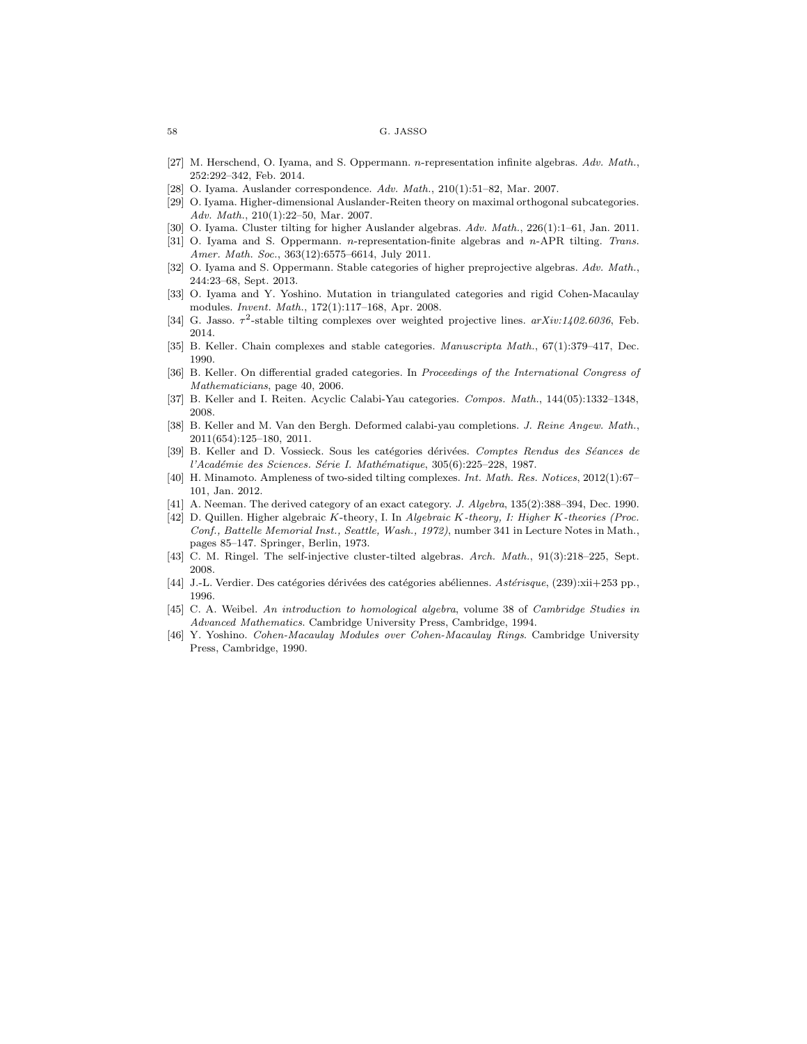[27] M. Herschend, O. Iyama, and S. Oppermann. $n$-representation infinite algebras. *Adv. Math.*, 252:292–342, Feb. 2014.

[28] O. Iyama. Auslander correspondence. *Adv. Math.*, 210(1):51–82, Mar. 2007.

[29] O. Iyama. Higher-dimensional Auslander-Reiten theory on maximal orthogonal subcategories. *Adv. Math.*, 210(1):22–50, Mar. 2007.

[30] O. Iyama. Cluster tilting for higher Auslander algebras. *Adv. Math.*, 226(1):1–61, Jan. 2011.

[31] O. Iyama and S. Oppermann. $n$-representation-finite algebras and $n$-APR tilting. *Trans. Amer. Math. Soc.*, 363(12):6575–6614, July 2011.

[32] O. Iyama and S. Oppermann. Stable categories of higher preprojective algebras. *Adv. Math.*, 244:23–68, Sept. 2013.

[33] O. Iyama and Y. Yoshino. Mutation in triangulated categories and rigid Cohen-Macaulay modules. *Invent. Math.*, 172(1):117–168, Apr. 2008.

[34] G. Jasso. $\tau^2$-stable tilting complexes over weighted projective lines. *arXiv:1402.6036*, Feb. 2014.

[35] B. Keller. Chain complexes and stable categories. *Manuscripta Math.*, 67(1):379–417, Dec. 1990.

[36] B. Keller. On differential graded categories. In *Proceedings of the International Congress of Mathematicians*, page 40, 2006.

[37] B. Keller and I. Reiten. Acyclic Calabi-Yau categories. *Compos. Math.*, 144(05):1332–1348, 2008.

[38] B. Keller and M. Van den Bergh. Deformed calabi-yau completions. *J. Reine Angew. Math.*, 2011(654):125–180, 2011.

[39] B. Keller and D. Vossieck. Sous les catégories dérivées. *Comptes Rendus des Séances de l'Académie des Sciences. Série I. Mathématique*, 305(6):225–228, 1987.

[40] H. Minamoto. Ampleness of two-sided tilting complexes. *Int. Math. Res. Notices*, 2012(1):67–101, Jan. 2012.

[41] A. Neeman. The derived category of an exact category. *J. Algebra*, 135(2):388–394, Dec. 1990.

[42] D. Quillen. Higher algebraic $K$-theory, I. In *Algebraic $K$-theory, I: Higher $K$-theories (Proc. Conf., Battelle Memorial Inst., Seattle, Wash., 1972)*, number 341 in Lecture Notes in Math., pages 85–147. Springer, Berlin, 1973.

[43] C. M. Ringel. The self-injective cluster-tilted algebras. *Arch. Math.*, 91(3):218–225, Sept. 2008.

[44] J.-L. Verdier. Des catégories dérivées des catégories abéliennes. *Astérisque*, (239):xii+253 pp., 1996.

[45] C. A. Weibel. *An introduction to homological algebra*, volume 38 of *Cambridge Studies in Advanced Mathematics*. Cambridge University Press, Cambridge, 1994.

[46] Y. Yoshino. *Cohen-Macaulay Modules over Cohen-Macaulay Rings*. Cambridge University Press, Cambridge, 1990.